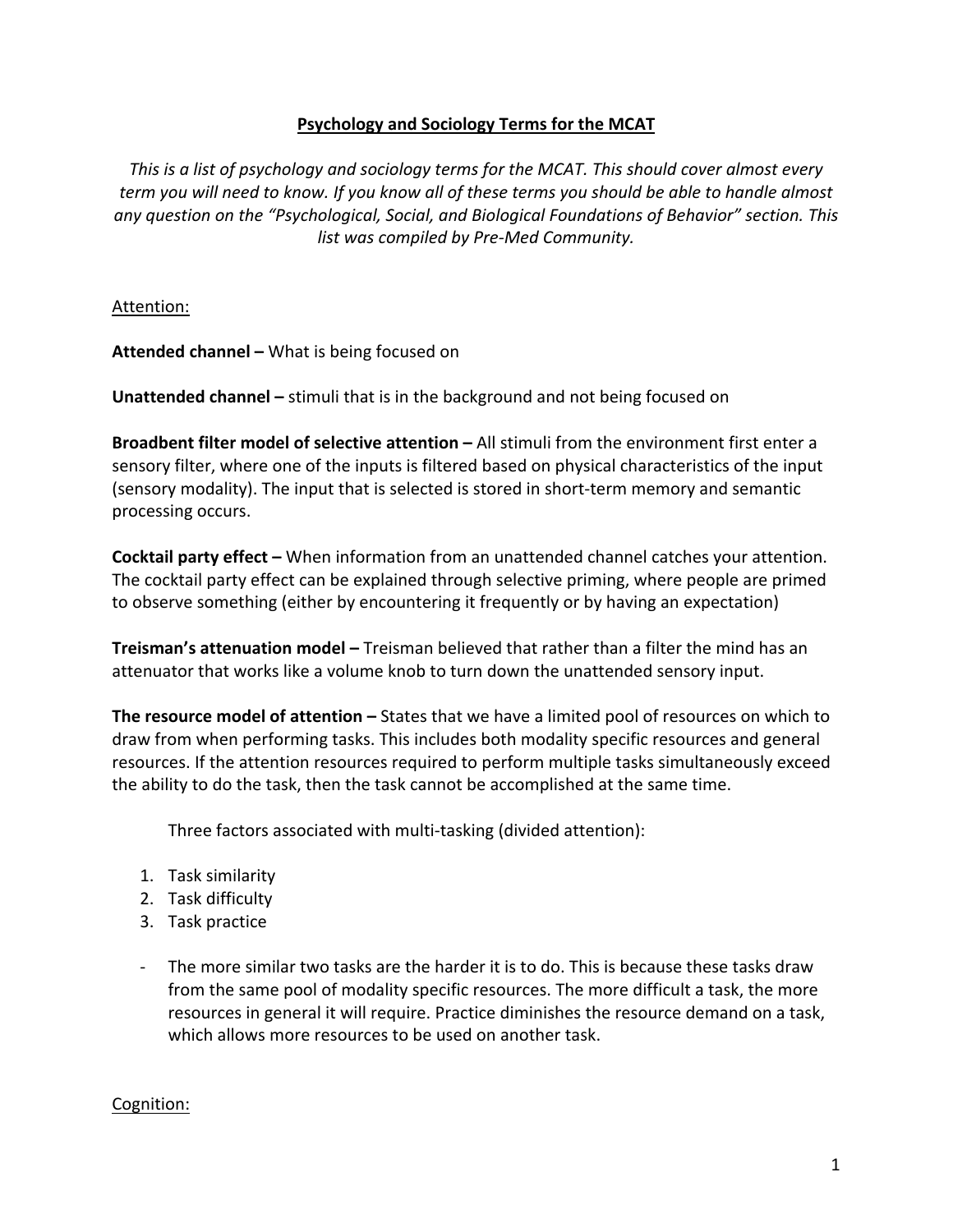# Psychology and Sociology Terms for the MCAT

*This is a list of psychology and sociology terms for the MCAT. This should cover almost every term you will need to know. If you know all of these terms you should be able to handle almost any question on the "Psychological, Social, and Biological Foundations of Behavior" section. This list was compiled by Pre-Med Community.*

## Attention:

**Attended channel –** What is being focused on

**Unattended channel –** stimuli that is in the background and not being focused on

**Broadbent filter model of selective attention –** All stimuli from the environment first enter a sensory filter, where one of the inputs is filtered based on physical characteristics of the input (sensory modality). The input that is selected is stored in short-term memory and semantic processing occurs.

**Cocktail party effect –** When information from an unattended channel catches your attention. The cocktail party effect can be explained through selective priming, where people are primed to observe something (either by encountering it frequently or by having an expectation)

**Treisman's attenuation model –** Treisman believed that rather than a filter the mind has an attenuator that works like a volume knob to turn down the unattended sensory input.

**The resource model of attention –** States that we have a limited pool of resources on which to draw from when performing tasks. This includes both modality specific resources and general resources. If the attention resources required to perform multiple tasks simultaneously exceed the ability to do the task, then the task cannot be accomplished at the same time.

Three factors associated with multi-tasking (divided attention):

1. Task similarity
2. Task difficulty
3. Task practice

- The more similar two tasks are the harder it is to do. This is because these tasks draw from the same pool of modality specific resources. The more difficult a task, the more resources in general it will require. Practice diminishes the resource demand on a task, which allows more resources to be used on another task.

## Cognition: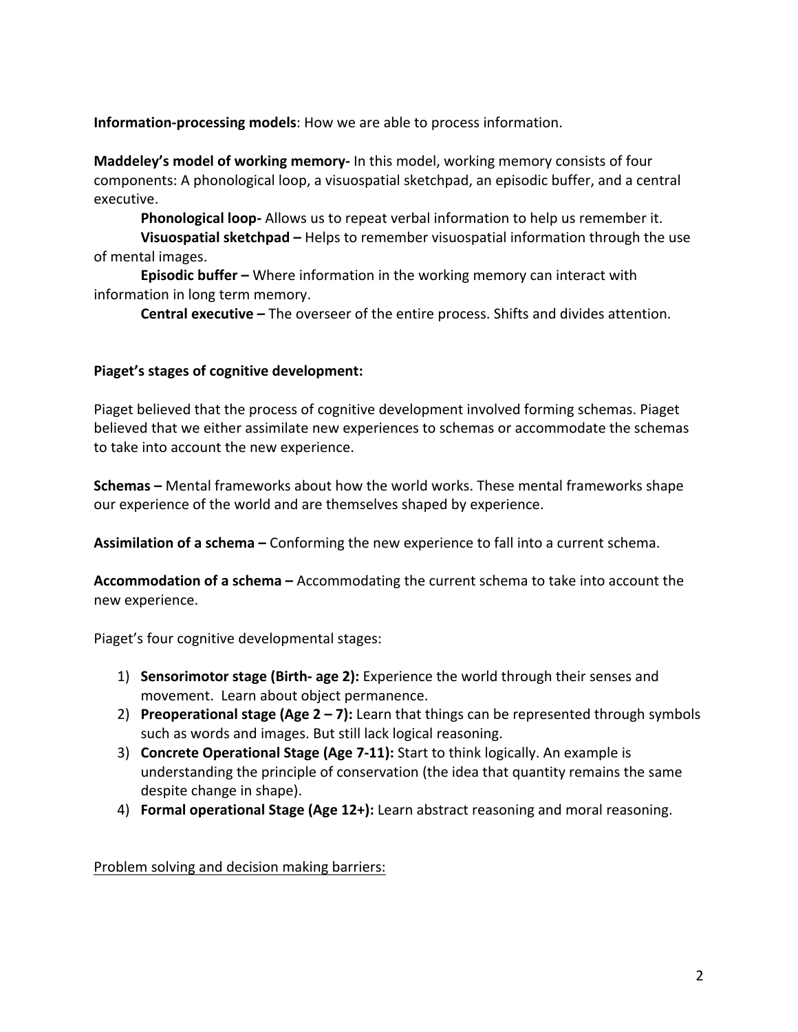**Information-processing models**: How we are able to process information.

**Maddeley's model of working memory-** In this model, working memory consists of four components: A phonological loop, a visuospatial sketchpad, an episodic buffer, and a central executive.

**Phonological loop-** Allows us to repeat verbal information to help us remember it.

**Visuospatial sketchpad –** Helps to remember visuospatial information through the use of mental images.

**Episodic buffer –** Where information in the working memory can interact with information in long term memory.

**Central executive –** The overseer of the entire process. Shifts and divides attention.

**Piaget's stages of cognitive development:**

Piaget believed that the process of cognitive development involved forming schemas. Piaget believed that we either assimilate new experiences to schemas or accommodate the schemas to take into account the new experience.

**Schemas –** Mental frameworks about how the world works. These mental frameworks shape our experience of the world and are themselves shaped by experience.

**Assimilation of a schema –** Conforming the new experience to fall into a current schema.

**Accommodation of a schema –** Accommodating the current schema to take into account the new experience.

Piaget's four cognitive developmental stages:

1) **Sensorimotor stage (Birth- age 2):** Experience the world through their senses and movement. Learn about object permanence.
2) **Preoperational stage (Age 2 – 7):** Learn that things can be represented through symbols such as words and images. But still lack logical reasoning.
3) **Concrete Operational Stage (Age 7-11):** Start to think logically. An example is understanding the principle of conservation (the idea that quantity remains the same despite change in shape).
4) **Formal operational Stage (Age 12+):** Learn abstract reasoning and moral reasoning.

<u>Problem solving and decision making barriers:</u>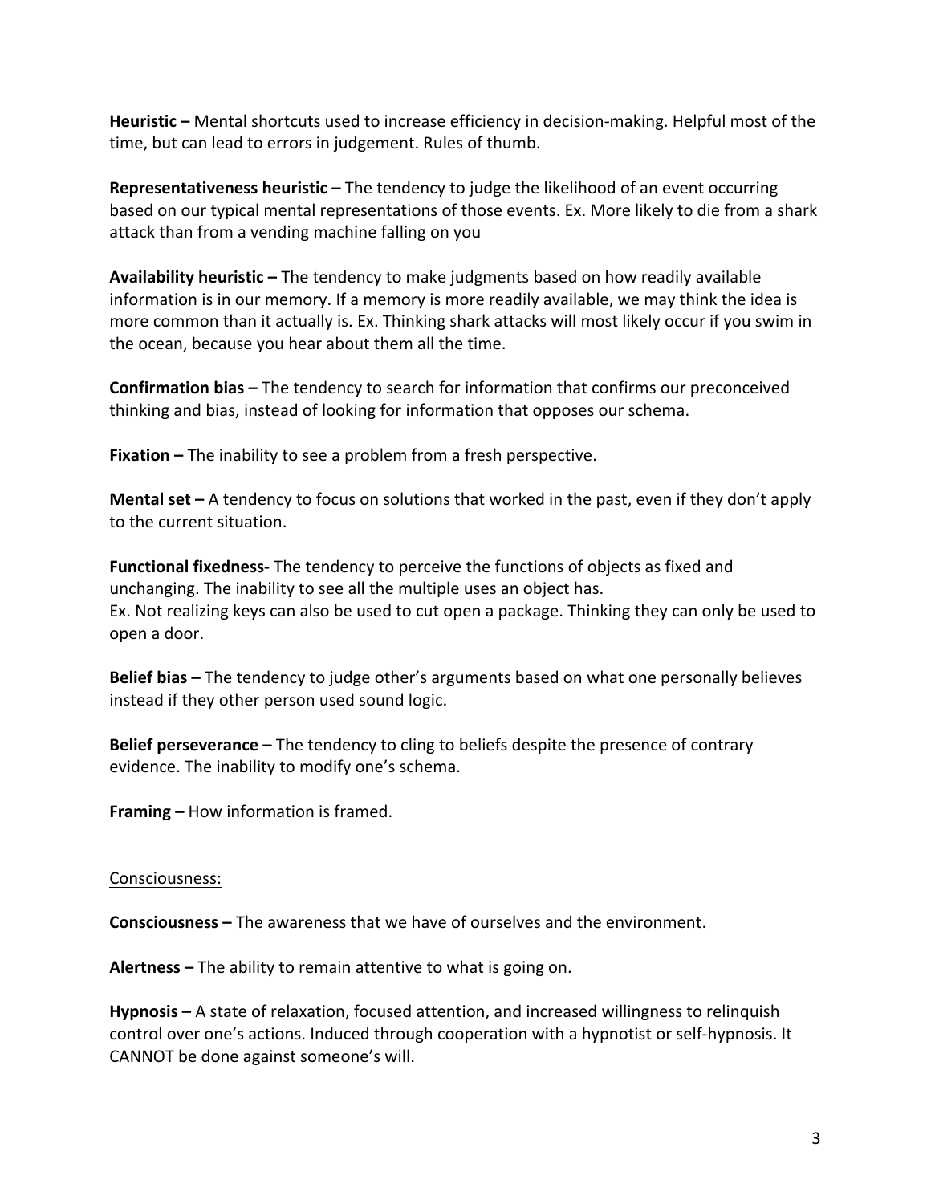**Heuristic –** Mental shortcuts used to increase efficiency in decision-making. Helpful most of the time, but can lead to errors in judgement. Rules of thumb.

**Representativeness heuristic –** The tendency to judge the likelihood of an event occurring based on our typical mental representations of those events. Ex. More likely to die from a shark attack than from a vending machine falling on you

**Availability heuristic –** The tendency to make judgments based on how readily available information is in our memory. If a memory is more readily available, we may think the idea is more common than it actually is. Ex. Thinking shark attacks will most likely occur if you swim in the ocean, because you hear about them all the time.

**Confirmation bias –** The tendency to search for information that confirms our preconceived thinking and bias, instead of looking for information that opposes our schema.

**Fixation –** The inability to see a problem from a fresh perspective.

**Mental set –** A tendency to focus on solutions that worked in the past, even if they don't apply to the current situation.

**Functional fixedness-** The tendency to perceive the functions of objects as fixed and unchanging. The inability to see all the multiple uses an object has.
Ex. Not realizing keys can also be used to cut open a package. Thinking they can only be used to open a door.

**Belief bias –** The tendency to judge other's arguments based on what one personally believes instead if they other person used sound logic.

**Belief perseverance –** The tendency to cling to beliefs despite the presence of contrary evidence. The inability to modify one's schema.

**Framing –** How information is framed.

<u>Consciousness:</u>

**Consciousness –** The awareness that we have of ourselves and the environment.

**Alertness –** The ability to remain attentive to what is going on.

**Hypnosis –** A state of relaxation, focused attention, and increased willingness to relinquish control over one's actions. Induced through cooperation with a hypnotist or self-hypnosis. It CANNOT be done against someone's will.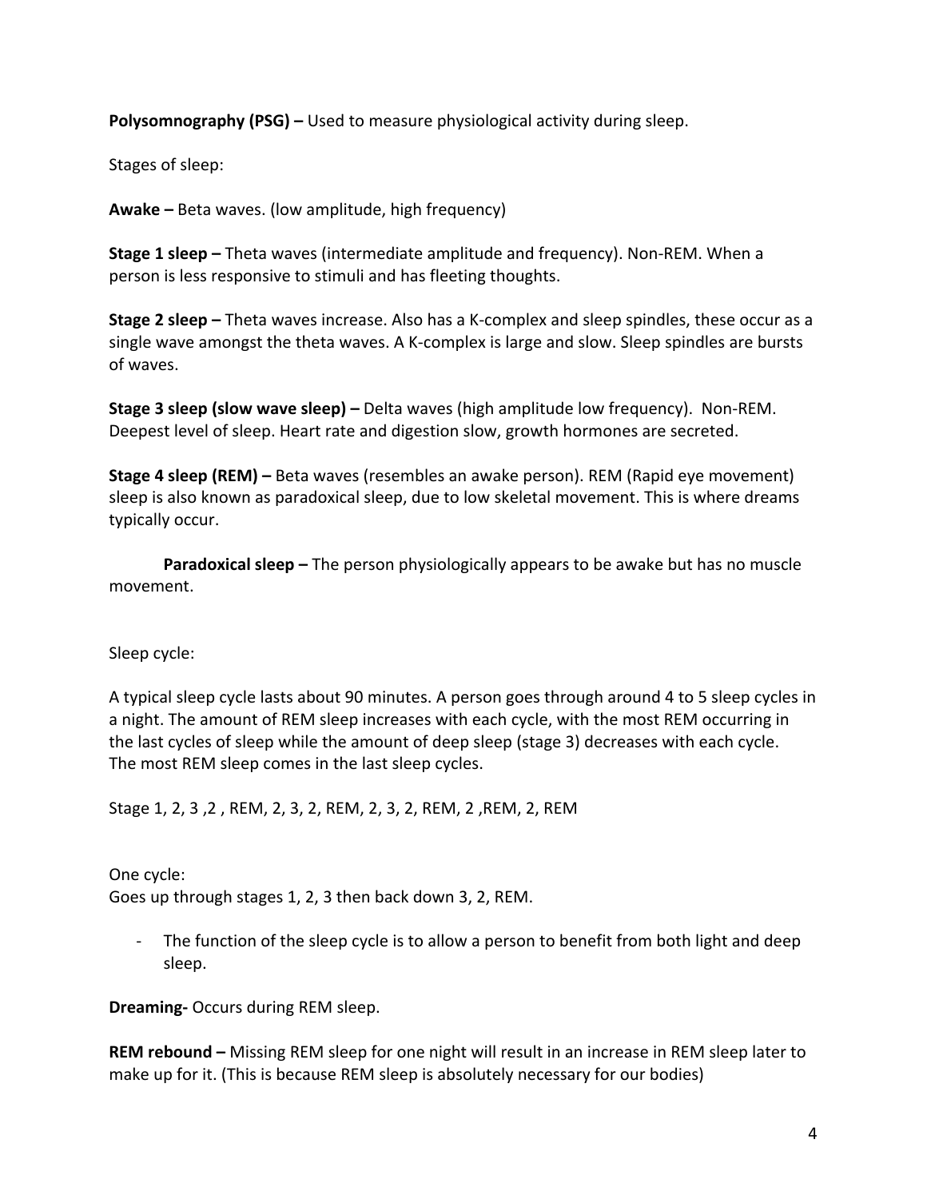**Polysomnography (PSG) –** Used to measure physiological activity during sleep.

Stages of sleep:

**Awake –** Beta waves. (low amplitude, high frequency)

**Stage 1 sleep –** Theta waves (intermediate amplitude and frequency). Non-REM. When a person is less responsive to stimuli and has fleeting thoughts.

**Stage 2 sleep –** Theta waves increase. Also has a K-complex and sleep spindles, these occur as a single wave amongst the theta waves. A K-complex is large and slow. Sleep spindles are bursts of waves.

**Stage 3 sleep (slow wave sleep) –** Delta waves (high amplitude low frequency). Non-REM. Deepest level of sleep. Heart rate and digestion slow, growth hormones are secreted.

**Stage 4 sleep (REM) –** Beta waves (resembles an awake person). REM (Rapid eye movement) sleep is also known as paradoxical sleep, due to low skeletal movement. This is where dreams typically occur.

**Paradoxical sleep –** The person physiologically appears to be awake but has no muscle movement.

Sleep cycle:

A typical sleep cycle lasts about 90 minutes. A person goes through around 4 to 5 sleep cycles in a night. The amount of REM sleep increases with each cycle, with the most REM occurring in the last cycles of sleep while the amount of deep sleep (stage 3) decreases with each cycle. The most REM sleep comes in the last sleep cycles.

Stage 1, 2, 3 ,2 , REM, 2, 3, 2, REM, 2, 3, 2, REM, 2 ,REM, 2, REM

One cycle:
Goes up through stages 1, 2, 3 then back down 3, 2, REM.

- The function of the sleep cycle is to allow a person to benefit from both light and deep sleep.

**Dreaming-** Occurs during REM sleep.

**REM rebound –** Missing REM sleep for one night will result in an increase in REM sleep later to make up for it. (This is because REM sleep is absolutely necessary for our bodies)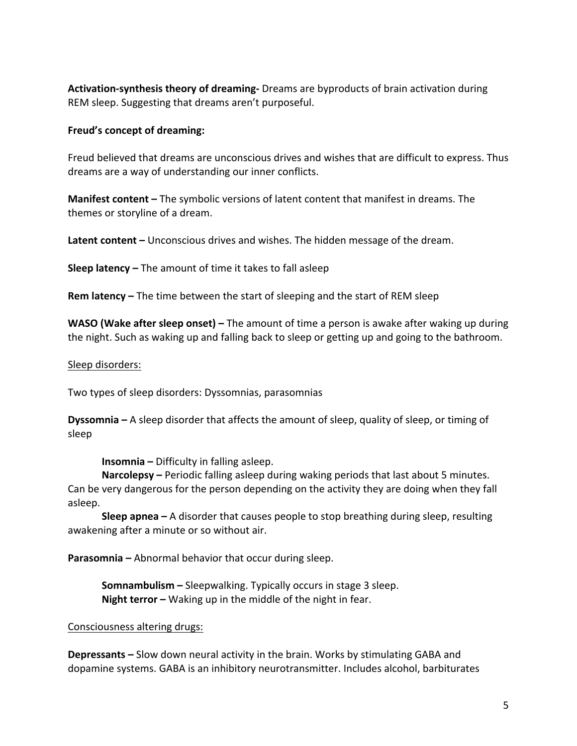**Activation-synthesis theory of dreaming-** Dreams are byproducts of brain activation during REM sleep. Suggesting that dreams aren't purposeful.

**Freud's concept of dreaming:**

Freud believed that dreams are unconscious drives and wishes that are difficult to express. Thus dreams are a way of understanding our inner conflicts.

**Manifest content –** The symbolic versions of latent content that manifest in dreams. The themes or storyline of a dream.

**Latent content –** Unconscious drives and wishes. The hidden message of the dream.

**Sleep latency –** The amount of time it takes to fall asleep

**Rem latency –** The time between the start of sleeping and the start of REM sleep

**WASO (Wake after sleep onset) –** The amount of time a person is awake after waking up during the night. Such as waking up and falling back to sleep or getting up and going to the bathroom.

<u>Sleep disorders:</u>

Two types of sleep disorders: Dyssomnias, parasomnias

**Dyssomnia –** A sleep disorder that affects the amount of sleep, quality of sleep, or timing of sleep

**Insomnia –** Difficulty in falling asleep.
**Narcolepsy –** Periodic falling asleep during waking periods that last about 5 minutes. Can be very dangerous for the person depending on the activity they are doing when they fall asleep.
**Sleep apnea –** A disorder that causes people to stop breathing during sleep, resulting awakening after a minute or so without air.

**Parasomnia –** Abnormal behavior that occur during sleep.

**Somnambulism –** Sleepwalking. Typically occurs in stage 3 sleep.
**Night terror –** Waking up in the middle of the night in fear.

<u>Consciousness altering drugs:</u>

**Depressants –** Slow down neural activity in the brain. Works by stimulating GABA and dopamine systems. GABA is an inhibitory neurotransmitter. Includes alcohol, barbiturates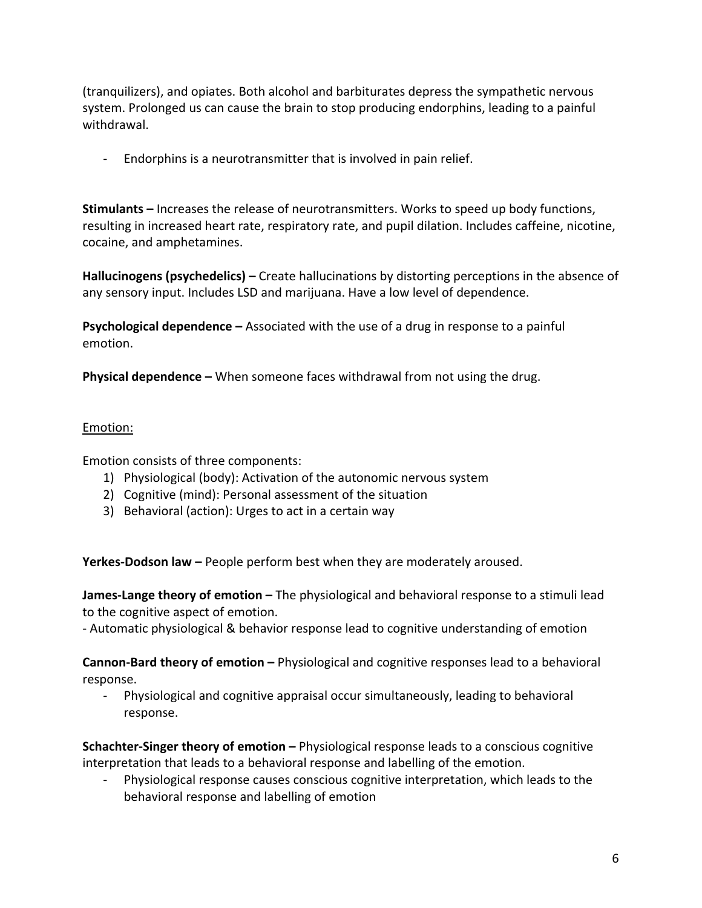(tranquilizers), and opiates. Both alcohol and barbiturates depress the sympathetic nervous system. Prolonged us can cause the brain to stop producing endorphins, leading to a painful withdrawal.

- Endorphins is a neurotransmitter that is involved in pain relief.

**Stimulants –** Increases the release of neurotransmitters. Works to speed up body functions, resulting in increased heart rate, respiratory rate, and pupil dilation. Includes caffeine, nicotine, cocaine, and amphetamines.

**Hallucinogens (psychedelics) –** Create hallucinations by distorting perceptions in the absence of any sensory input. Includes LSD and marijuana. Have a low level of dependence.

**Psychological dependence –** Associated with the use of a drug in response to a painful emotion.

**Physical dependence –** When someone faces withdrawal from not using the drug.

<u>Emotion:</u>

Emotion consists of three components:

1) Physiological (body): Activation of the autonomic nervous system
2) Cognitive (mind): Personal assessment of the situation
3) Behavioral (action): Urges to act in a certain way

**Yerkes-Dodson law –** People perform best when they are moderately aroused.

**James-Lange theory of emotion –** The physiological and behavioral response to a stimuli lead to the cognitive aspect of emotion.
- Automatic physiological & behavior response lead to cognitive understanding of emotion

**Cannon-Bard theory of emotion –** Physiological and cognitive responses lead to a behavioral response.

- Physiological and cognitive appraisal occur simultaneously, leading to behavioral response.

**Schachter-Singer theory of emotion –** Physiological response leads to a conscious cognitive interpretation that leads to a behavioral response and labelling of the emotion.

- Physiological response causes conscious cognitive interpretation, which leads to the behavioral response and labelling of emotion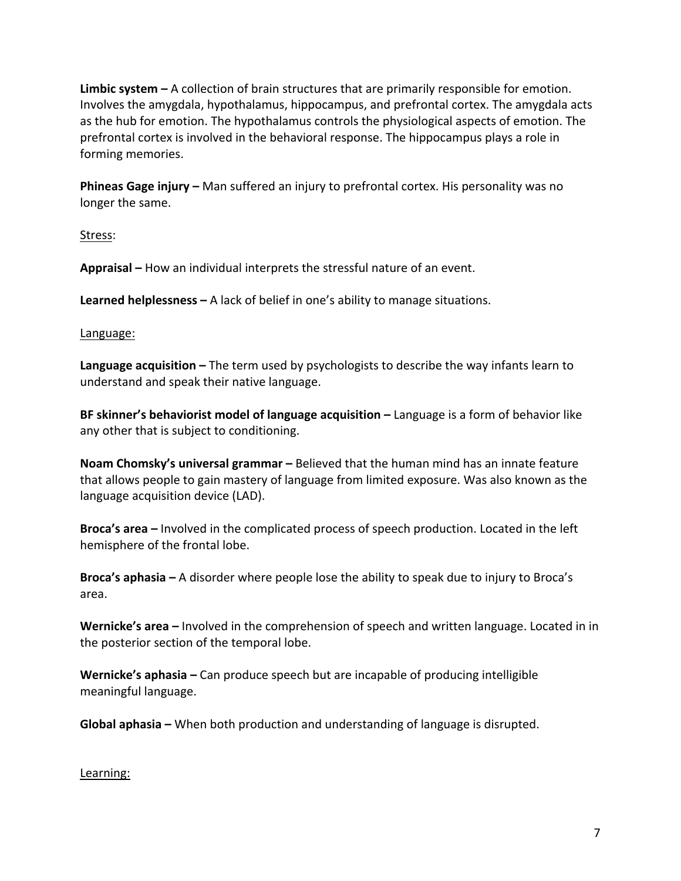**Limbic system –** A collection of brain structures that are primarily responsible for emotion. Involves the amygdala, hypothalamus, hippocampus, and prefrontal cortex. The amygdala acts as the hub for emotion. The hypothalamus controls the physiological aspects of emotion. The prefrontal cortex is involved in the behavioral response. The hippocampus plays a role in forming memories.

**Phineas Gage injury –** Man suffered an injury to prefrontal cortex. His personality was no longer the same.

<u>Stress</u>:

**Appraisal –** How an individual interprets the stressful nature of an event.

**Learned helplessness –** A lack of belief in one's ability to manage situations.

<u>Language:</u>

**Language acquisition –** The term used by psychologists to describe the way infants learn to understand and speak their native language.

**BF skinner's behaviorist model of language acquisition –** Language is a form of behavior like any other that is subject to conditioning.

**Noam Chomsky's universal grammar –** Believed that the human mind has an innate feature that allows people to gain mastery of language from limited exposure. Was also known as the language acquisition device (LAD).

**Broca's area –** Involved in the complicated process of speech production. Located in the left hemisphere of the frontal lobe.

**Broca's aphasia –** A disorder where people lose the ability to speak due to injury to Broca's area.

**Wernicke's area –** Involved in the comprehension of speech and written language. Located in in the posterior section of the temporal lobe.

**Wernicke's aphasia –** Can produce speech but are incapable of producing intelligible meaningful language.

**Global aphasia –** When both production and understanding of language is disrupted.

<u>Learning:</u>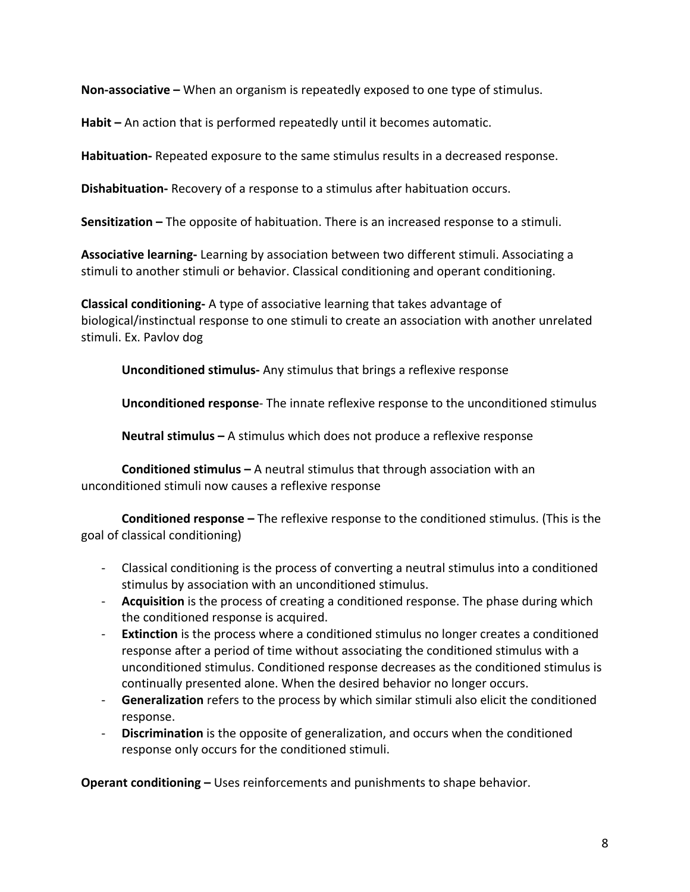**Non-associative –** When an organism is repeatedly exposed to one type of stimulus.

**Habit –** An action that is performed repeatedly until it becomes automatic.

**Habituation-** Repeated exposure to the same stimulus results in a decreased response.

**Dishabituation-** Recovery of a response to a stimulus after habituation occurs.

**Sensitization –** The opposite of habituation. There is an increased response to a stimuli.

**Associative learning-** Learning by association between two different stimuli. Associating a stimuli to another stimuli or behavior. Classical conditioning and operant conditioning.

**Classical conditioning-** A type of associative learning that takes advantage of biological/instinctual response to one stimuli to create an association with another unrelated stimuli. Ex. Pavlov dog

**Unconditioned stimulus-** Any stimulus that brings a reflexive response

**Unconditioned response**- The innate reflexive response to the unconditioned stimulus

**Neutral stimulus –** A stimulus which does not produce a reflexive response

**Conditioned stimulus –** A neutral stimulus that through association with an unconditioned stimuli now causes a reflexive response

**Conditioned response –** The reflexive response to the conditioned stimulus. (This is the goal of classical conditioning)

- Classical conditioning is the process of converting a neutral stimulus into a conditioned stimulus by association with an unconditioned stimulus.
- **Acquisition** is the process of creating a conditioned response. The phase during which the conditioned response is acquired.
- **Extinction** is the process where a conditioned stimulus no longer creates a conditioned response after a period of time without associating the conditioned stimulus with a unconditioned stimulus. Conditioned response decreases as the conditioned stimulus is continually presented alone. When the desired behavior no longer occurs.
- **Generalization** refers to the process by which similar stimuli also elicit the conditioned response.
- **Discrimination** is the opposite of generalization, and occurs when the conditioned response only occurs for the conditioned stimuli.

**Operant conditioning –** Uses reinforcements and punishments to shape behavior.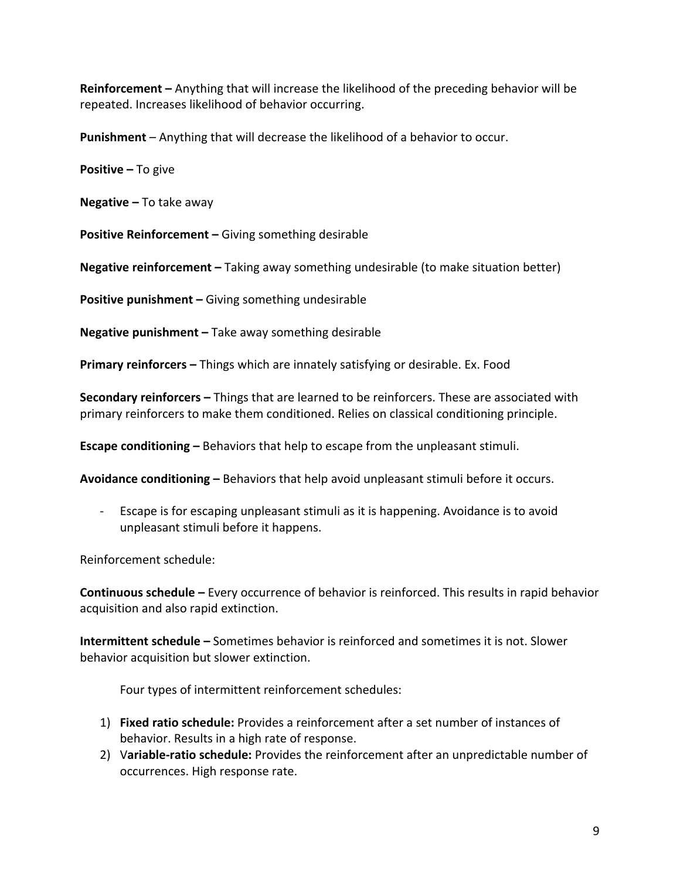**Reinforcement –** Anything that will increase the likelihood of the preceding behavior will be repeated. Increases likelihood of behavior occurring.

**Punishment** – Anything that will decrease the likelihood of a behavior to occur.

**Positive –** To give

**Negative –** To take away

**Positive Reinforcement –** Giving something desirable

**Negative reinforcement –** Taking away something undesirable (to make situation better)

**Positive punishment –** Giving something undesirable

**Negative punishment –** Take away something desirable

**Primary reinforcers –** Things which are innately satisfying or desirable. Ex. Food

**Secondary reinforcers –** Things that are learned to be reinforcers. These are associated with primary reinforcers to make them conditioned. Relies on classical conditioning principle.

**Escape conditioning –** Behaviors that help to escape from the unpleasant stimuli.

**Avoidance conditioning –** Behaviors that help avoid unpleasant stimuli before it occurs.

- Escape is for escaping unpleasant stimuli as it is happening. Avoidance is to avoid unpleasant stimuli before it happens.

Reinforcement schedule:

**Continuous schedule –** Every occurrence of behavior is reinforced. This results in rapid behavior acquisition and also rapid extinction.

**Intermittent schedule –** Sometimes behavior is reinforced and sometimes it is not. Slower behavior acquisition but slower extinction.

Four types of intermittent reinforcement schedules:

1) **Fixed ratio schedule:** Provides a reinforcement after a set number of instances of behavior. Results in a high rate of response.
2) V**ariable-ratio schedule:** Provides the reinforcement after an unpredictable number of occurrences. High response rate.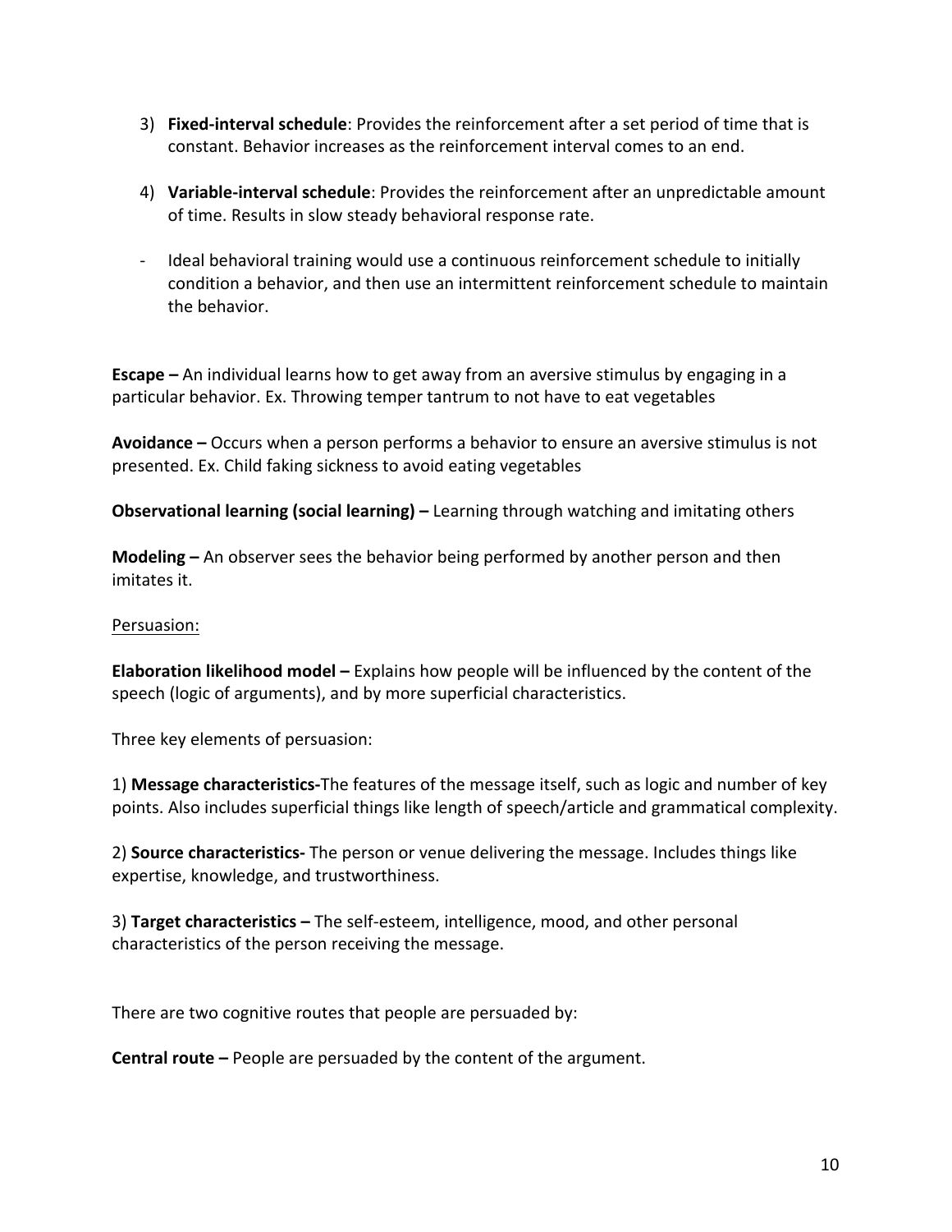3) **Fixed-interval schedule**: Provides the reinforcement after a set period of time that is constant. Behavior increases as the reinforcement interval comes to an end.

4) **Variable-interval schedule**: Provides the reinforcement after an unpredictable amount of time. Results in slow steady behavioral response rate.

- Ideal behavioral training would use a continuous reinforcement schedule to initially condition a behavior, and then use an intermittent reinforcement schedule to maintain the behavior.

**Escape –** An individual learns how to get away from an aversive stimulus by engaging in a particular behavior. Ex. Throwing temper tantrum to not have to eat vegetables

**Avoidance –** Occurs when a person performs a behavior to ensure an aversive stimulus is not presented. Ex. Child faking sickness to avoid eating vegetables

**Observational learning (social learning) –** Learning through watching and imitating others

**Modeling –** An observer sees the behavior being performed by another person and then imitates it.

<u>Persuasion:</u>

**Elaboration likelihood model –** Explains how people will be influenced by the content of the speech (logic of arguments), and by more superficial characteristics.

Three key elements of persuasion:

1) **Message characteristics-**The features of the message itself, such as logic and number of key points. Also includes superficial things like length of speech/article and grammatical complexity.

2) **Source characteristics-** The person or venue delivering the message. Includes things like expertise, knowledge, and trustworthiness.

3) **Target characteristics –** The self-esteem, intelligence, mood, and other personal characteristics of the person receiving the message.

There are two cognitive routes that people are persuaded by:

**Central route –** People are persuaded by the content of the argument.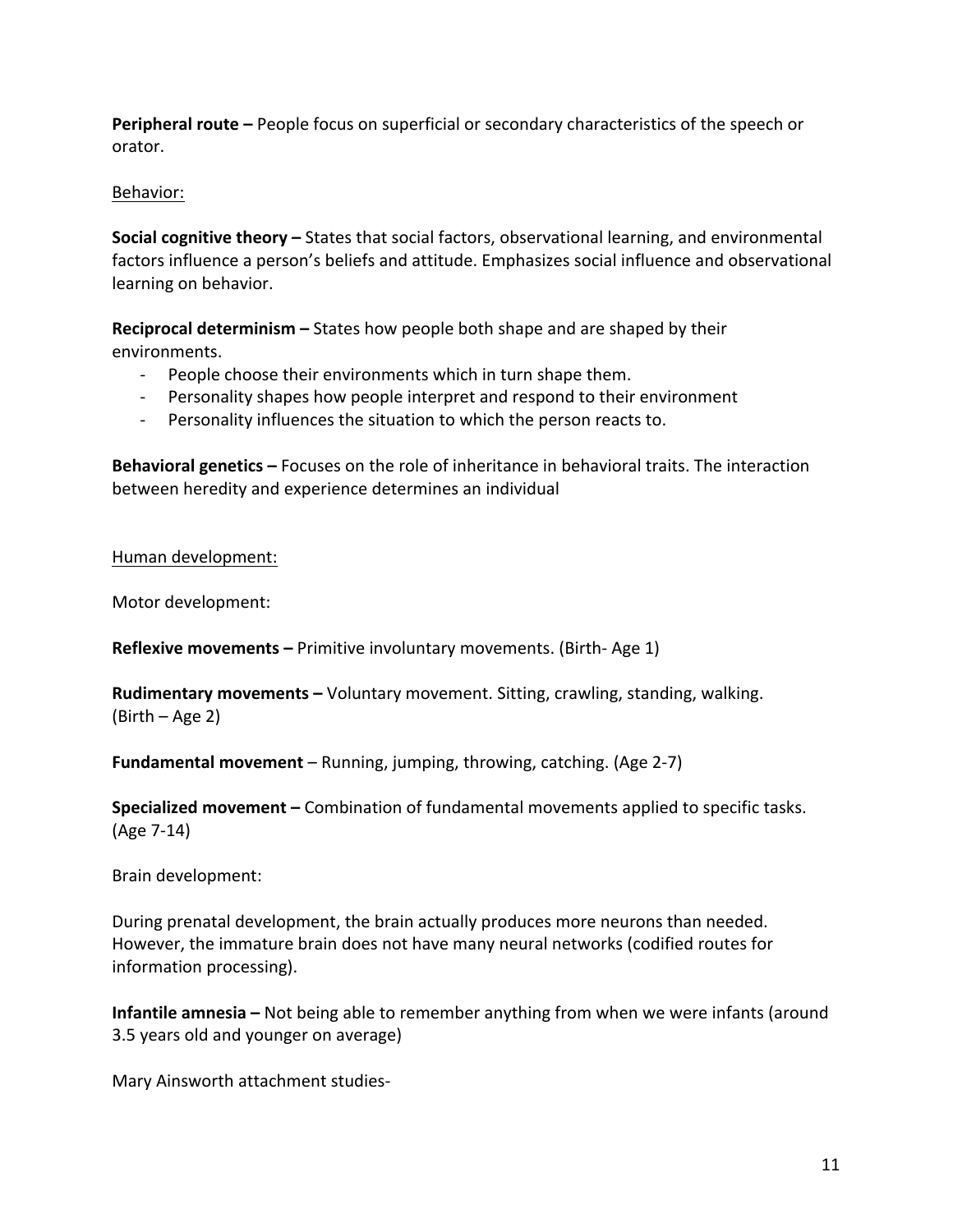**Peripheral route –** People focus on superficial or secondary characteristics of the speech or orator.

<u>Behavior:</u>

**Social cognitive theory –** States that social factors, observational learning, and environmental factors influence a person's beliefs and attitude. Emphasizes social influence and observational learning on behavior.

**Reciprocal determinism –** States how people both shape and are shaped by their environments.

- People choose their environments which in turn shape them.
- Personality shapes how people interpret and respond to their environment
- Personality influences the situation to which the person reacts to.

**Behavioral genetics –** Focuses on the role of inheritance in behavioral traits. The interaction between heredity and experience determines an individual

<u>Human development:</u>

Motor development:

**Reflexive movements –** Primitive involuntary movements. (Birth- Age 1)

**Rudimentary movements –** Voluntary movement. Sitting, crawling, standing, walking. (Birth – Age 2)

**Fundamental movement** – Running, jumping, throwing, catching. (Age 2-7)

**Specialized movement –** Combination of fundamental movements applied to specific tasks. (Age 7-14)

Brain development:

During prenatal development, the brain actually produces more neurons than needed. However, the immature brain does not have many neural networks (codified routes for information processing).

**Infantile amnesia –** Not being able to remember anything from when we were infants (around 3.5 years old and younger on average)

Mary Ainsworth attachment studies-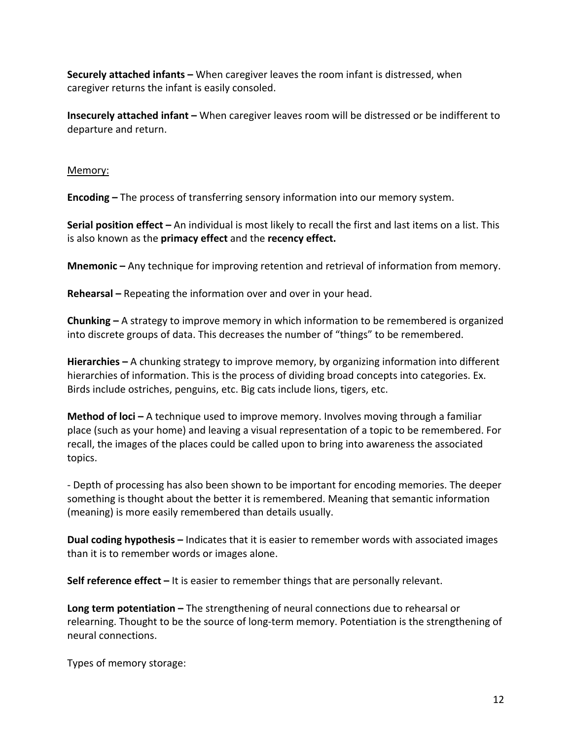**Securely attached infants –** When caregiver leaves the room infant is distressed, when caregiver returns the infant is easily consoled.

**Insecurely attached infant –** When caregiver leaves room will be distressed or be indifferent to departure and return.

<u>Memory:</u>

**Encoding –** The process of transferring sensory information into our memory system.

**Serial position effect –** An individual is most likely to recall the first and last items on a list. This is also known as the **primacy effect** and the **recency effect.**

**Mnemonic –** Any technique for improving retention and retrieval of information from memory.

**Rehearsal –** Repeating the information over and over in your head.

**Chunking –** A strategy to improve memory in which information to be remembered is organized into discrete groups of data. This decreases the number of "things" to be remembered.

**Hierarchies –** A chunking strategy to improve memory, by organizing information into different hierarchies of information. This is the process of dividing broad concepts into categories. Ex. Birds include ostriches, penguins, etc. Big cats include lions, tigers, etc.

**Method of loci –** A technique used to improve memory. Involves moving through a familiar place (such as your home) and leaving a visual representation of a topic to be remembered. For recall, the images of the places could be called upon to bring into awareness the associated topics.

- Depth of processing has also been shown to be important for encoding memories. The deeper something is thought about the better it is remembered. Meaning that semantic information (meaning) is more easily remembered than details usually.

**Dual coding hypothesis –** Indicates that it is easier to remember words with associated images than it is to remember words or images alone.

**Self reference effect –** It is easier to remember things that are personally relevant.

**Long term potentiation –** The strengthening of neural connections due to rehearsal or relearning. Thought to be the source of long-term memory. Potentiation is the strengthening of neural connections.

Types of memory storage: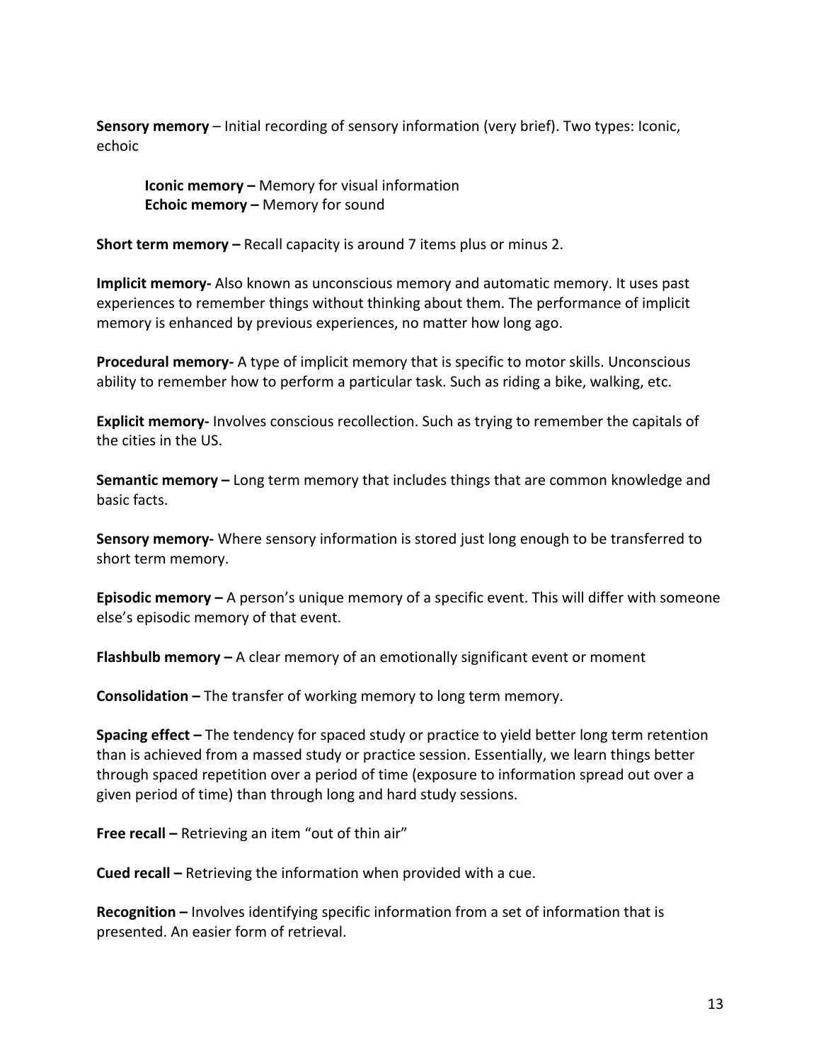**Sensory memory** – Initial recording of sensory information (very brief). Two types: Iconic, echoic

> **Iconic memory –** Memory for visual information
> **Echoic memory –** Memory for sound

**Short term memory –** Recall capacity is around 7 items plus or minus 2.

**Implicit memory-** Also known as unconscious memory and automatic memory. It uses past experiences to remember things without thinking about them. The performance of implicit memory is enhanced by previous experiences, no matter how long ago.

**Procedural memory-** A type of implicit memory that is specific to motor skills. Unconscious ability to remember how to perform a particular task. Such as riding a bike, walking, etc.

**Explicit memory-** Involves conscious recollection. Such as trying to remember the capitals of the cities in the US.

**Semantic memory –** Long term memory that includes things that are common knowledge and basic facts.

**Sensory memory-** Where sensory information is stored just long enough to be transferred to short term memory.

**Episodic memory –** A person's unique memory of a specific event. This will differ with someone else's episodic memory of that event.

**Flashbulb memory –** A clear memory of an emotionally significant event or moment

**Consolidation –** The transfer of working memory to long term memory.

**Spacing effect –** The tendency for spaced study or practice to yield better long term retention than is achieved from a massed study or practice session. Essentially, we learn things better through spaced repetition over a period of time (exposure to information spread out over a given period of time) than through long and hard study sessions.

**Free recall –** Retrieving an item "out of thin air"

**Cued recall –** Retrieving the information when provided with a cue.

**Recognition –** Involves identifying specific information from a set of information that is presented. An easier form of retrieval.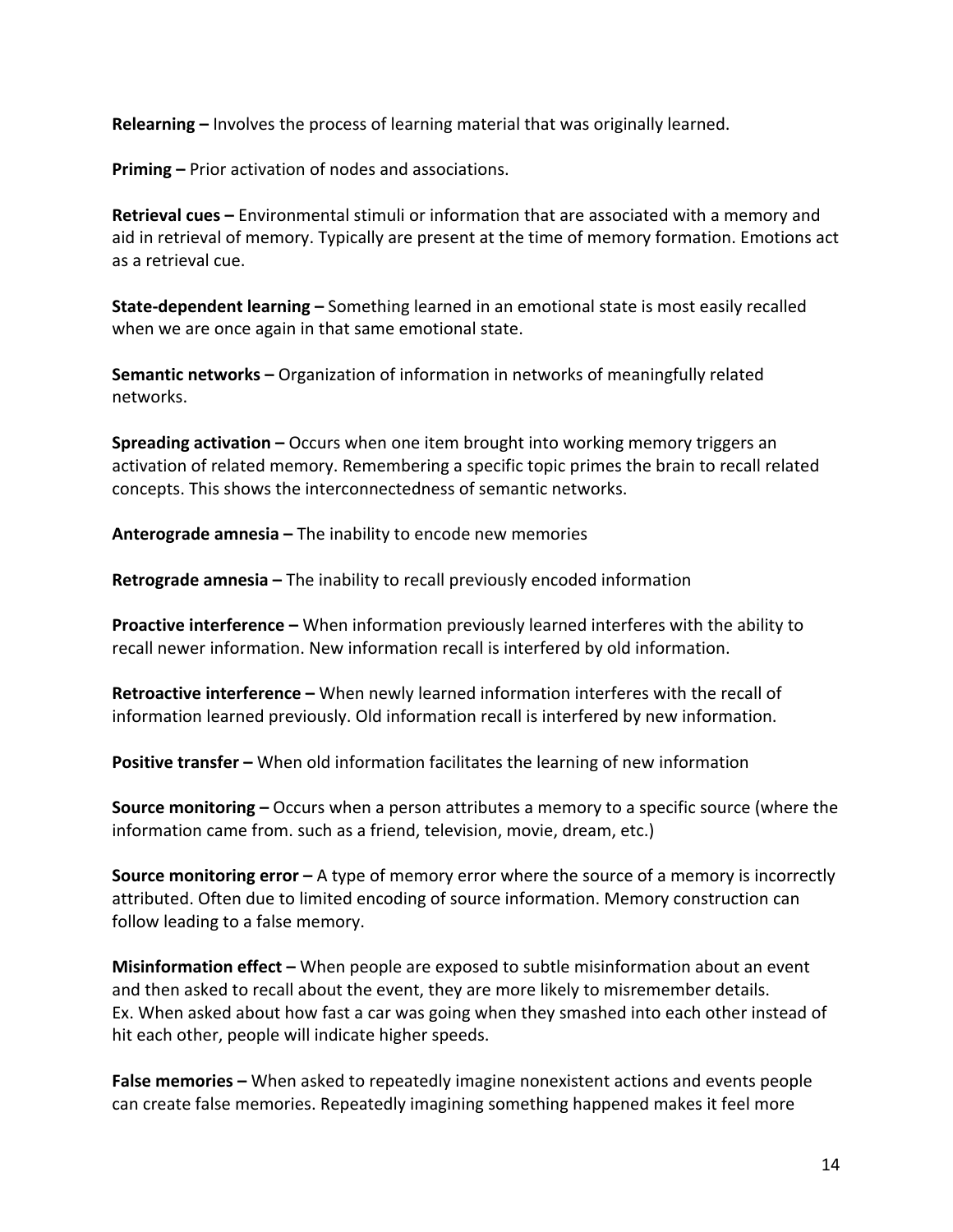**Relearning –** Involves the process of learning material that was originally learned.

**Priming –** Prior activation of nodes and associations.

**Retrieval cues –** Environmental stimuli or information that are associated with a memory and aid in retrieval of memory. Typically are present at the time of memory formation. Emotions act as a retrieval cue.

**State-dependent learning –** Something learned in an emotional state is most easily recalled when we are once again in that same emotional state.

**Semantic networks –** Organization of information in networks of meaningfully related networks.

**Spreading activation –** Occurs when one item brought into working memory triggers an activation of related memory. Remembering a specific topic primes the brain to recall related concepts. This shows the interconnectedness of semantic networks.

**Anterograde amnesia –** The inability to encode new memories

**Retrograde amnesia –** The inability to recall previously encoded information

**Proactive interference –** When information previously learned interferes with the ability to recall newer information. New information recall is interfered by old information.

**Retroactive interference –** When newly learned information interferes with the recall of information learned previously. Old information recall is interfered by new information.

**Positive transfer –** When old information facilitates the learning of new information

**Source monitoring –** Occurs when a person attributes a memory to a specific source (where the information came from. such as a friend, television, movie, dream, etc.)

**Source monitoring error –** A type of memory error where the source of a memory is incorrectly attributed. Often due to limited encoding of source information. Memory construction can follow leading to a false memory.

**Misinformation effect –** When people are exposed to subtle misinformation about an event and then asked to recall about the event, they are more likely to misremember details.
Ex. When asked about how fast a car was going when they smashed into each other instead of hit each other, people will indicate higher speeds.

**False memories –** When asked to repeatedly imagine nonexistent actions and events people can create false memories. Repeatedly imagining something happened makes it feel more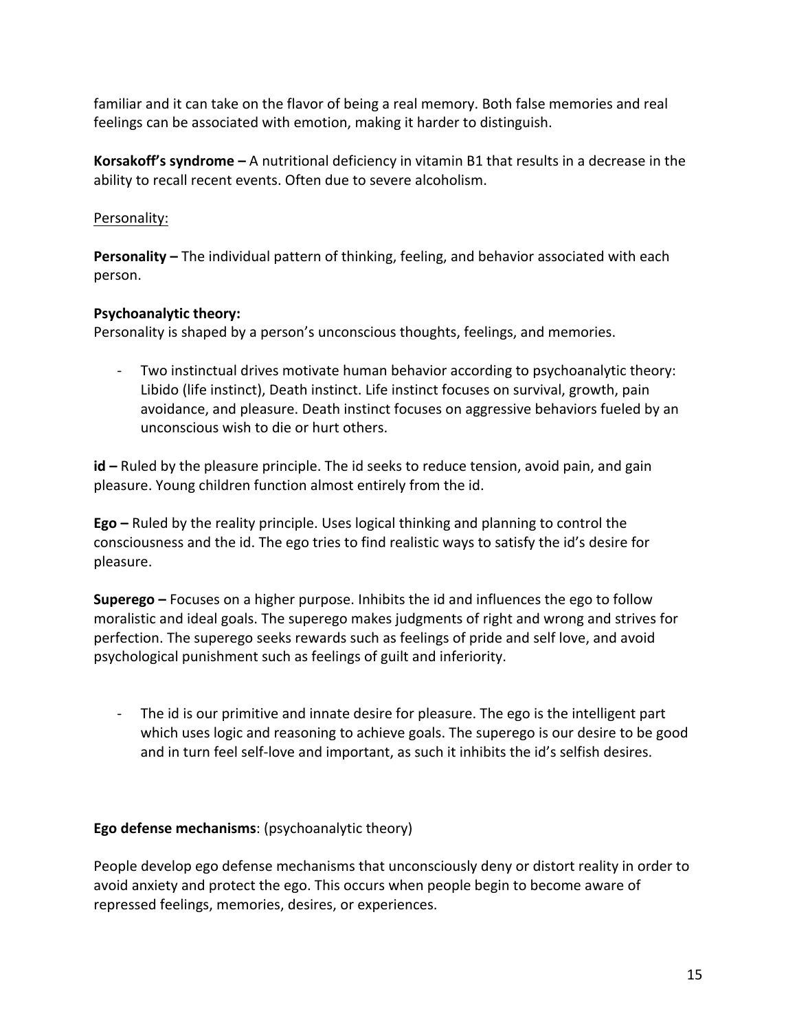familiar and it can take on the flavor of being a real memory. Both false memories and real feelings can be associated with emotion, making it harder to distinguish.

**Korsakoff's syndrome –** A nutritional deficiency in vitamin B1 that results in a decrease in the ability to recall recent events. Often due to severe alcoholism.

<u>Personality:</u>

**Personality –** The individual pattern of thinking, feeling, and behavior associated with each person.

**Psychoanalytic theory:**
Personality is shaped by a person's unconscious thoughts, feelings, and memories.

- Two instinctual drives motivate human behavior according to psychoanalytic theory: Libido (life instinct), Death instinct. Life instinct focuses on survival, growth, pain avoidance, and pleasure. Death instinct focuses on aggressive behaviors fueled by an unconscious wish to die or hurt others.

**id –** Ruled by the pleasure principle. The id seeks to reduce tension, avoid pain, and gain pleasure. Young children function almost entirely from the id.

**Ego –** Ruled by the reality principle. Uses logical thinking and planning to control the consciousness and the id. The ego tries to find realistic ways to satisfy the id's desire for pleasure.

**Superego –** Focuses on a higher purpose. Inhibits the id and influences the ego to follow moralistic and ideal goals. The superego makes judgments of right and wrong and strives for perfection. The superego seeks rewards such as feelings of pride and self love, and avoid psychological punishment such as feelings of guilt and inferiority.

- The id is our primitive and innate desire for pleasure. The ego is the intelligent part which uses logic and reasoning to achieve goals. The superego is our desire to be good and in turn feel self-love and important, as such it inhibits the id's selfish desires.

**Ego defense mechanisms**: (psychoanalytic theory)

People develop ego defense mechanisms that unconsciously deny or distort reality in order to avoid anxiety and protect the ego. This occurs when people begin to become aware of repressed feelings, memories, desires, or experiences.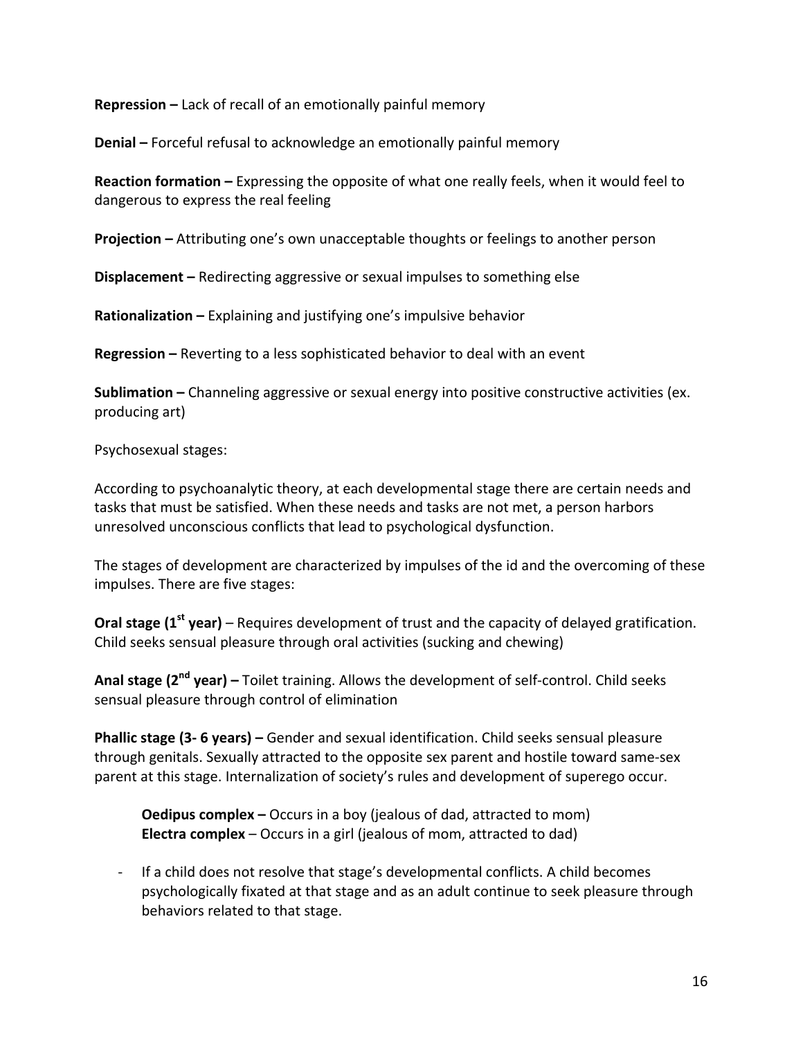**Repression –** Lack of recall of an emotionally painful memory

**Denial –** Forceful refusal to acknowledge an emotionally painful memory

**Reaction formation –** Expressing the opposite of what one really feels, when it would feel to dangerous to express the real feeling

**Projection –** Attributing one's own unacceptable thoughts or feelings to another person

**Displacement –** Redirecting aggressive or sexual impulses to something else

**Rationalization –** Explaining and justifying one's impulsive behavior

**Regression –** Reverting to a less sophisticated behavior to deal with an event

**Sublimation –** Channeling aggressive or sexual energy into positive constructive activities (ex. producing art)

Psychosexual stages:

According to psychoanalytic theory, at each developmental stage there are certain needs and tasks that must be satisfied. When these needs and tasks are not met, a person harbors unresolved unconscious conflicts that lead to psychological dysfunction.

The stages of development are characterized by impulses of the id and the overcoming of these impulses. There are five stages:

**Oral stage (1st year)** – Requires development of trust and the capacity of delayed gratification. Child seeks sensual pleasure through oral activities (sucking and chewing)

**Anal stage (2nd year) –** Toilet training. Allows the development of self-control. Child seeks sensual pleasure through control of elimination

**Phallic stage (3- 6 years) –** Gender and sexual identification. Child seeks sensual pleasure through genitals. Sexually attracted to the opposite sex parent and hostile toward same-sex parent at this stage. Internalization of society's rules and development of superego occur.

> **Oedipus complex –** Occurs in a boy (jealous of dad, attracted to mom)
> **Electra complex** – Occurs in a girl (jealous of mom, attracted to dad)

- If a child does not resolve that stage's developmental conflicts. A child becomes psychologically fixated at that stage and as an adult continue to seek pleasure through behaviors related to that stage.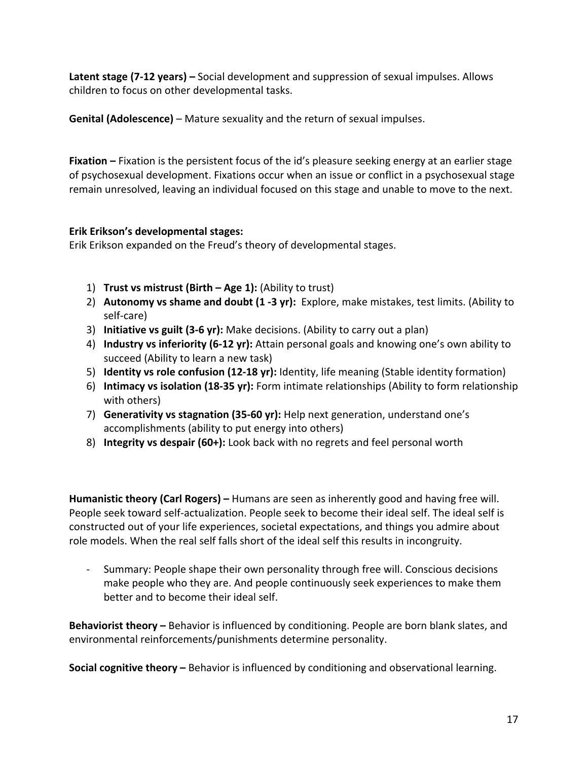**Latent stage (7-12 years) –** Social development and suppression of sexual impulses. Allows children to focus on other developmental tasks.

**Genital (Adolescence)** – Mature sexuality and the return of sexual impulses.

**Fixation –** Fixation is the persistent focus of the id's pleasure seeking energy at an earlier stage of psychosexual development. Fixations occur when an issue or conflict in a psychosexual stage remain unresolved, leaving an individual focused on this stage and unable to move to the next.

**Erik Erikson's developmental stages:**
Erik Erikson expanded on the Freud's theory of developmental stages.

1) **Trust vs mistrust (Birth – Age 1):** (Ability to trust)
2) **Autonomy vs shame and doubt (1 -3 yr):** Explore, make mistakes, test limits. (Ability to self-care)
3) **Initiative vs guilt (3-6 yr):** Make decisions. (Ability to carry out a plan)
4) **Industry vs inferiority (6-12 yr):** Attain personal goals and knowing one's own ability to succeed (Ability to learn a new task)
5) **Identity vs role confusion (12-18 yr):** Identity, life meaning (Stable identity formation)
6) **Intimacy vs isolation (18-35 yr):** Form intimate relationships (Ability to form relationship with others)
7) **Generativity vs stagnation (35-60 yr):** Help next generation, understand one's accomplishments (ability to put energy into others)
8) **Integrity vs despair (60+):** Look back with no regrets and feel personal worth

**Humanistic theory (Carl Rogers) –** Humans are seen as inherently good and having free will. People seek toward self-actualization. People seek to become their ideal self. The ideal self is constructed out of your life experiences, societal expectations, and things you admire about role models. When the real self falls short of the ideal self this results in incongruity.

- Summary: People shape their own personality through free will. Conscious decisions make people who they are. And people continuously seek experiences to make them better and to become their ideal self.

**Behaviorist theory –** Behavior is influenced by conditioning. People are born blank slates, and environmental reinforcements/punishments determine personality.

**Social cognitive theory –** Behavior is influenced by conditioning and observational learning.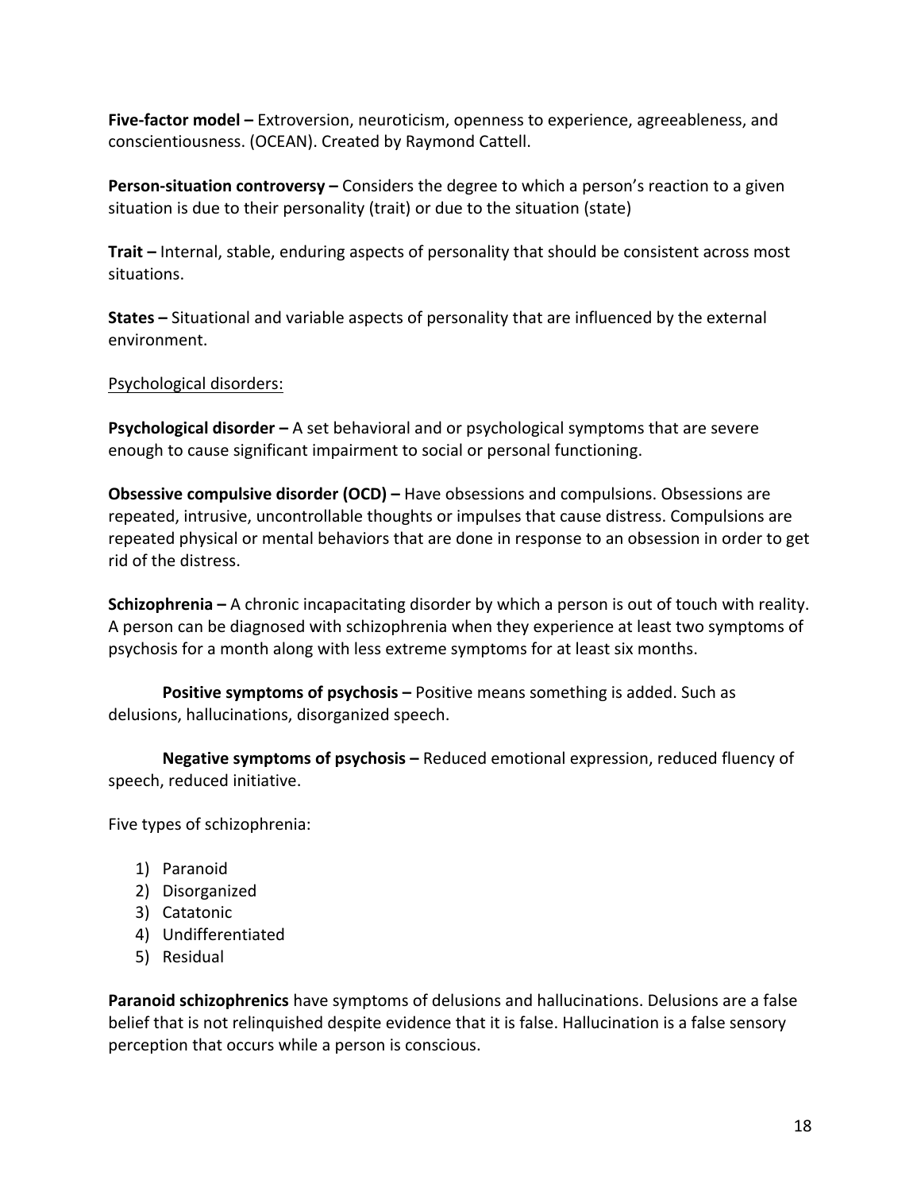**Five-factor model –** Extroversion, neuroticism, openness to experience, agreeableness, and conscientiousness. (OCEAN). Created by Raymond Cattell.

**Person-situation controversy –** Considers the degree to which a person's reaction to a given situation is due to their personality (trait) or due to the situation (state)

**Trait –** Internal, stable, enduring aspects of personality that should be consistent across most situations.

**States –** Situational and variable aspects of personality that are influenced by the external environment.

<u>Psychological disorders:</u>

**Psychological disorder –** A set behavioral and or psychological symptoms that are severe enough to cause significant impairment to social or personal functioning.

**Obsessive compulsive disorder (OCD) –** Have obsessions and compulsions. Obsessions are repeated, intrusive, uncontrollable thoughts or impulses that cause distress. Compulsions are repeated physical or mental behaviors that are done in response to an obsession in order to get rid of the distress.

**Schizophrenia –** A chronic incapacitating disorder by which a person is out of touch with reality. A person can be diagnosed with schizophrenia when they experience at least two symptoms of psychosis for a month along with less extreme symptoms for at least six months.

**Positive symptoms of psychosis –** Positive means something is added. Such as delusions, hallucinations, disorganized speech.

**Negative symptoms of psychosis –** Reduced emotional expression, reduced fluency of speech, reduced initiative.

Five types of schizophrenia:

1) Paranoid
2) Disorganized
3) Catatonic
4) Undifferentiated
5) Residual

**Paranoid schizophrenics** have symptoms of delusions and hallucinations. Delusions are a false belief that is not relinquished despite evidence that it is false. Hallucination is a false sensory perception that occurs while a person is conscious.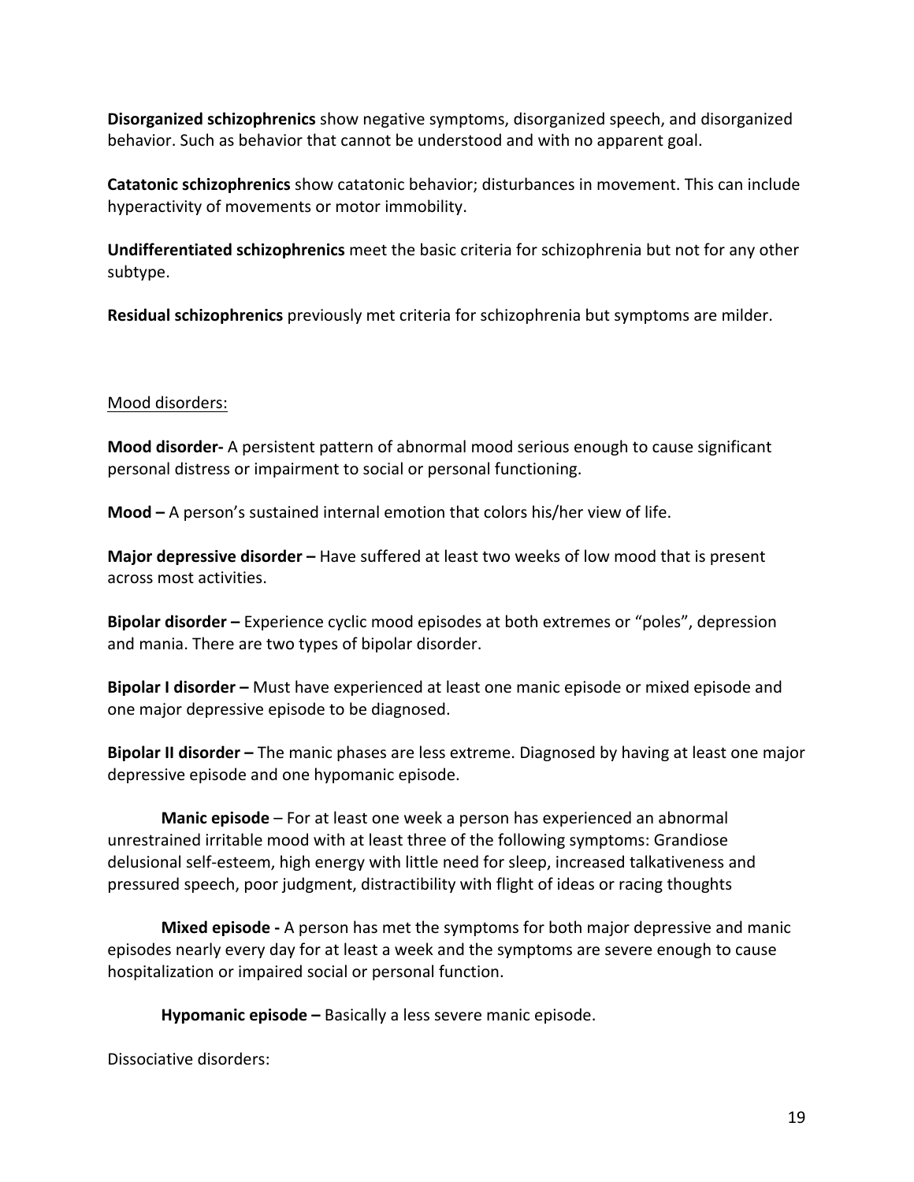**Disorganized schizophrenics** show negative symptoms, disorganized speech, and disorganized behavior. Such as behavior that cannot be understood and with no apparent goal.

**Catatonic schizophrenics** show catatonic behavior; disturbances in movement. This can include hyperactivity of movements or motor immobility.

**Undifferentiated schizophrenics** meet the basic criteria for schizophrenia but not for any other subtype.

**Residual schizophrenics** previously met criteria for schizophrenia but symptoms are milder.

<u>Mood disorders:</u>

**Mood disorder-** A persistent pattern of abnormal mood serious enough to cause significant personal distress or impairment to social or personal functioning.

**Mood –** A person's sustained internal emotion that colors his/her view of life.

**Major depressive disorder –** Have suffered at least two weeks of low mood that is present across most activities.

**Bipolar disorder –** Experience cyclic mood episodes at both extremes or "poles", depression and mania. There are two types of bipolar disorder.

**Bipolar I disorder –** Must have experienced at least one manic episode or mixed episode and one major depressive episode to be diagnosed.

**Bipolar II disorder –** The manic phases are less extreme. Diagnosed by having at least one major depressive episode and one hypomanic episode.

**Manic episode** – For at least one week a person has experienced an abnormal unrestrained irritable mood with at least three of the following symptoms: Grandiose delusional self-esteem, high energy with little need for sleep, increased talkativeness and pressured speech, poor judgment, distractibility with flight of ideas or racing thoughts

**Mixed episode -** A person has met the symptoms for both major depressive and manic episodes nearly every day for at least a week and the symptoms are severe enough to cause hospitalization or impaired social or personal function.

**Hypomanic episode –** Basically a less severe manic episode.

Dissociative disorders: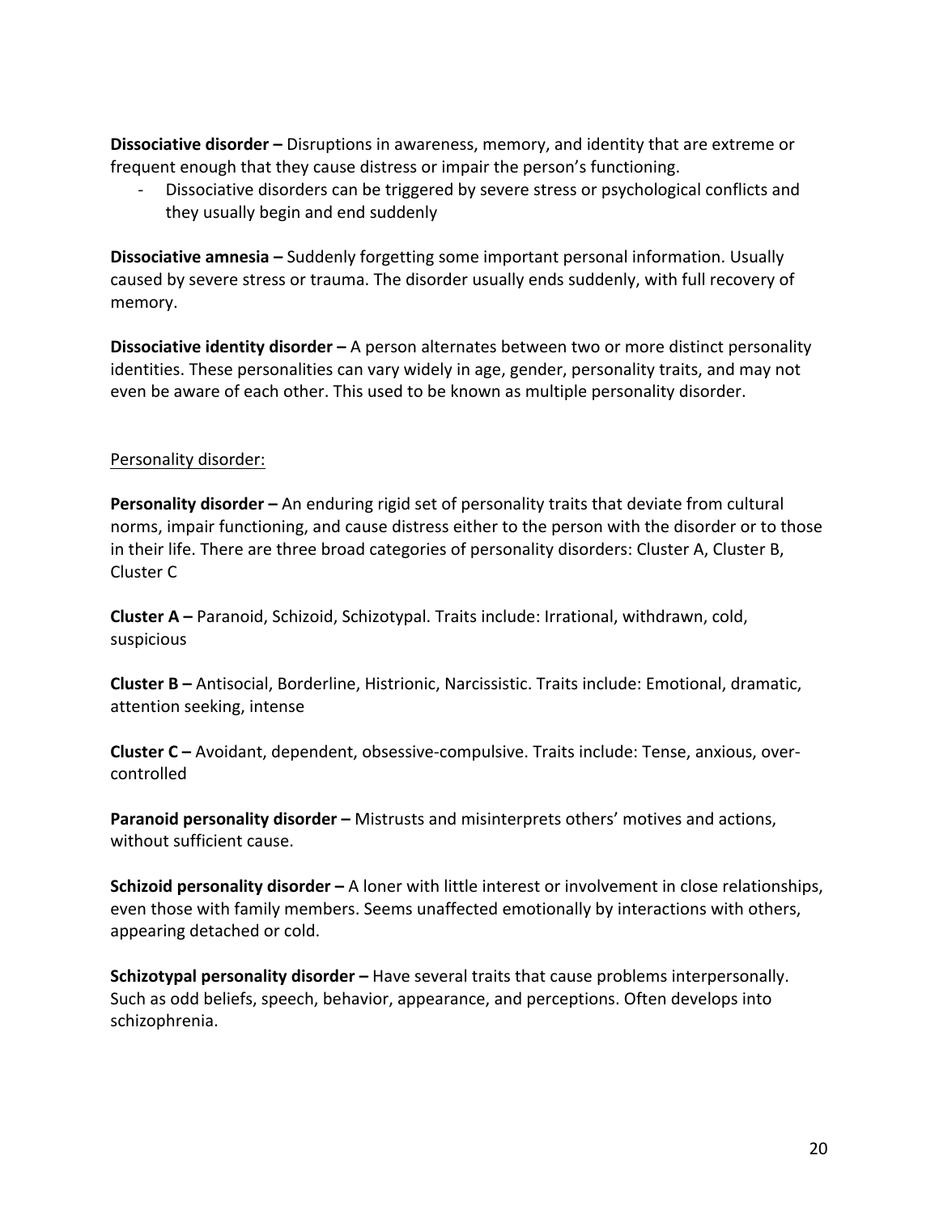**Dissociative disorder –** Disruptions in awareness, memory, and identity that are extreme or frequent enough that they cause distress or impair the person's functioning.

- Dissociative disorders can be triggered by severe stress or psychological conflicts and they usually begin and end suddenly

**Dissociative amnesia –** Suddenly forgetting some important personal information. Usually caused by severe stress or trauma. The disorder usually ends suddenly, with full recovery of memory.

**Dissociative identity disorder –** A person alternates between two or more distinct personality identities. These personalities can vary widely in age, gender, personality traits, and may not even be aware of each other. This used to be known as multiple personality disorder.

<u>Personality disorder:</u>

**Personality disorder –** An enduring rigid set of personality traits that deviate from cultural norms, impair functioning, and cause distress either to the person with the disorder or to those in their life. There are three broad categories of personality disorders: Cluster A, Cluster B, Cluster C

**Cluster A –** Paranoid, Schizoid, Schizotypal. Traits include: Irrational, withdrawn, cold, suspicious

**Cluster B –** Antisocial, Borderline, Histrionic, Narcissistic. Traits include: Emotional, dramatic, attention seeking, intense

**Cluster C –** Avoidant, dependent, obsessive-compulsive. Traits include: Tense, anxious, over-controlled

**Paranoid personality disorder –** Mistrusts and misinterprets others' motives and actions, without sufficient cause.

**Schizoid personality disorder –** A loner with little interest or involvement in close relationships, even those with family members. Seems unaffected emotionally by interactions with others, appearing detached or cold.

**Schizotypal personality disorder –** Have several traits that cause problems interpersonally. Such as odd beliefs, speech, behavior, appearance, and perceptions. Often develops into schizophrenia.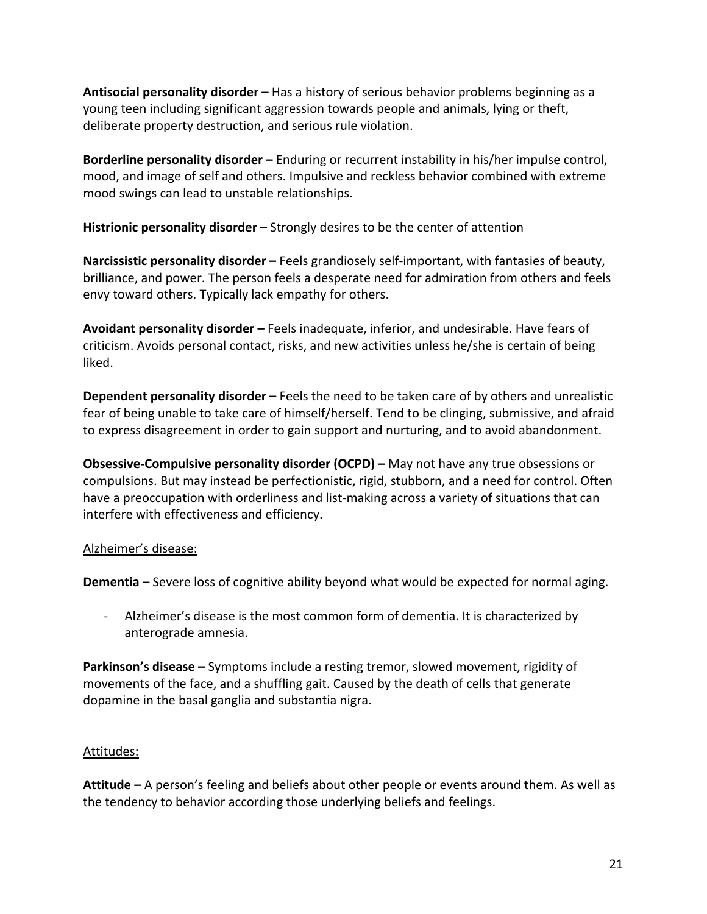**Antisocial personality disorder –** Has a history of serious behavior problems beginning as a young teen including significant aggression towards people and animals, lying or theft, deliberate property destruction, and serious rule violation.

**Borderline personality disorder –** Enduring or recurrent instability in his/her impulse control, mood, and image of self and others. Impulsive and reckless behavior combined with extreme mood swings can lead to unstable relationships.

**Histrionic personality disorder –** Strongly desires to be the center of attention

**Narcissistic personality disorder –** Feels grandiosely self-important, with fantasies of beauty, brilliance, and power. The person feels a desperate need for admiration from others and feels envy toward others. Typically lack empathy for others.

**Avoidant personality disorder –** Feels inadequate, inferior, and undesirable. Have fears of criticism. Avoids personal contact, risks, and new activities unless he/she is certain of being liked.

**Dependent personality disorder –** Feels the need to be taken care of by others and unrealistic fear of being unable to take care of himself/herself. Tend to be clinging, submissive, and afraid to express disagreement in order to gain support and nurturing, and to avoid abandonment.

**Obsessive-Compulsive personality disorder (OCPD) –** May not have any true obsessions or compulsions. But may instead be perfectionistic, rigid, stubborn, and a need for control. Often have a preoccupation with orderliness and list-making across a variety of situations that can interfere with effectiveness and efficiency.

<u>Alzheimer's disease:</u>

**Dementia –** Severe loss of cognitive ability beyond what would be expected for normal aging.

- Alzheimer's disease is the most common form of dementia. It is characterized by anterograde amnesia.

**Parkinson's disease –** Symptoms include a resting tremor, slowed movement, rigidity of movements of the face, and a shuffling gait. Caused by the death of cells that generate dopamine in the basal ganglia and substantia nigra.

<u>Attitudes:</u>

**Attitude –** A person's feeling and beliefs about other people or events around them. As well as the tendency to behavior according those underlying beliefs and feelings.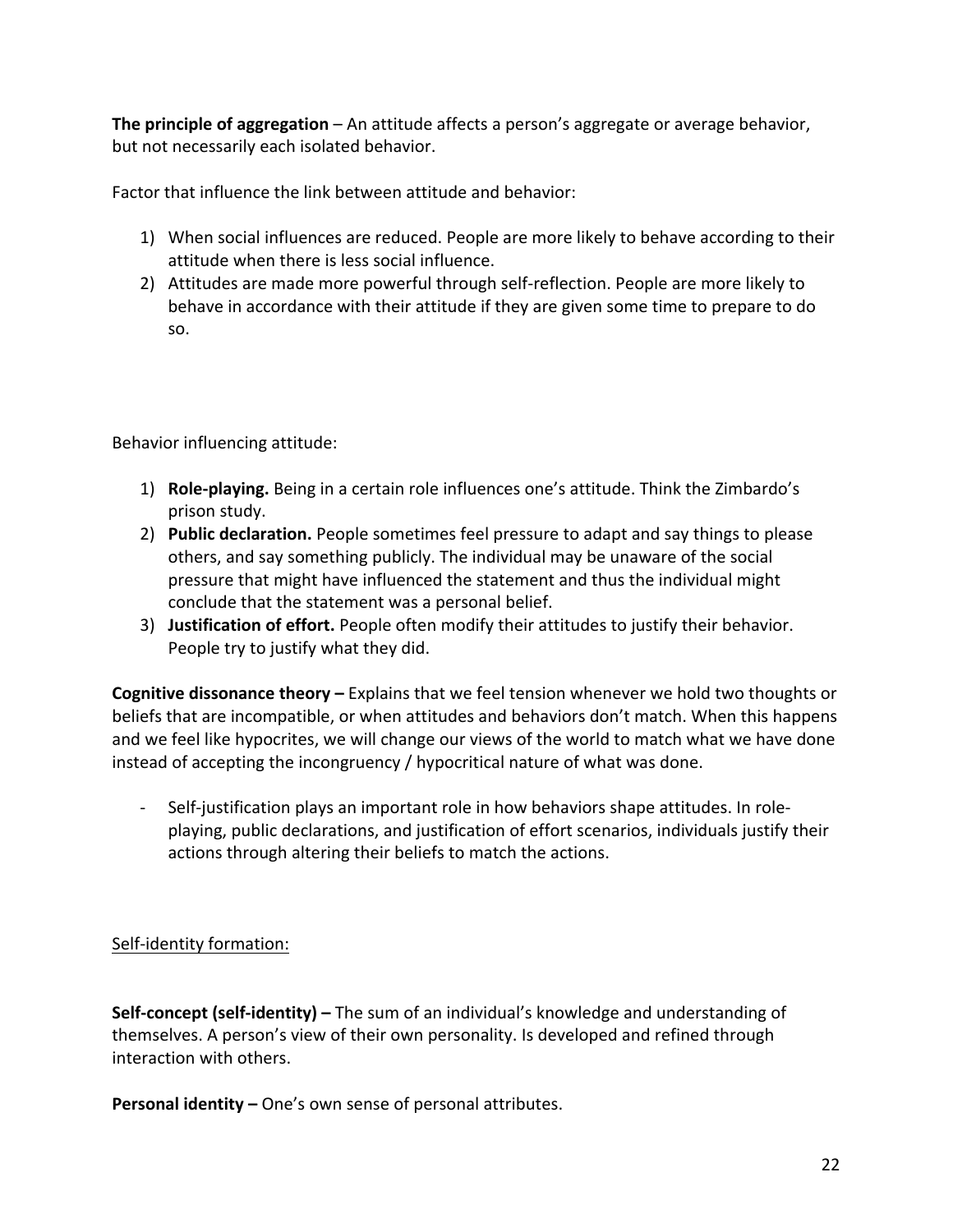**The principle of aggregation** – An attitude affects a person's aggregate or average behavior, but not necessarily each isolated behavior.

Factor that influence the link between attitude and behavior:

1) When social influences are reduced. People are more likely to behave according to their attitude when there is less social influence.
2) Attitudes are made more powerful through self-reflection. People are more likely to behave in accordance with their attitude if they are given some time to prepare to do so.

Behavior influencing attitude:

1) **Role-playing.** Being in a certain role influences one's attitude. Think the Zimbardo's prison study.
2) **Public declaration.** People sometimes feel pressure to adapt and say things to please others, and say something publicly. The individual may be unaware of the social pressure that might have influenced the statement and thus the individual might conclude that the statement was a personal belief.
3) **Justification of effort.** People often modify their attitudes to justify their behavior. People try to justify what they did.

**Cognitive dissonance theory –** Explains that we feel tension whenever we hold two thoughts or beliefs that are incompatible, or when attitudes and behaviors don't match. When this happens and we feel like hypocrites, we will change our views of the world to match what we have done instead of accepting the incongruency / hypocritical nature of what was done.

- Self-justification plays an important role in how behaviors shape attitudes. In role-playing, public declarations, and justification of effort scenarios, individuals justify their actions through altering their beliefs to match the actions.

<u>Self-identity formation:</u>

**Self-concept (self-identity) –** The sum of an individual's knowledge and understanding of themselves. A person's view of their own personality. Is developed and refined through interaction with others.

**Personal identity –** One's own sense of personal attributes.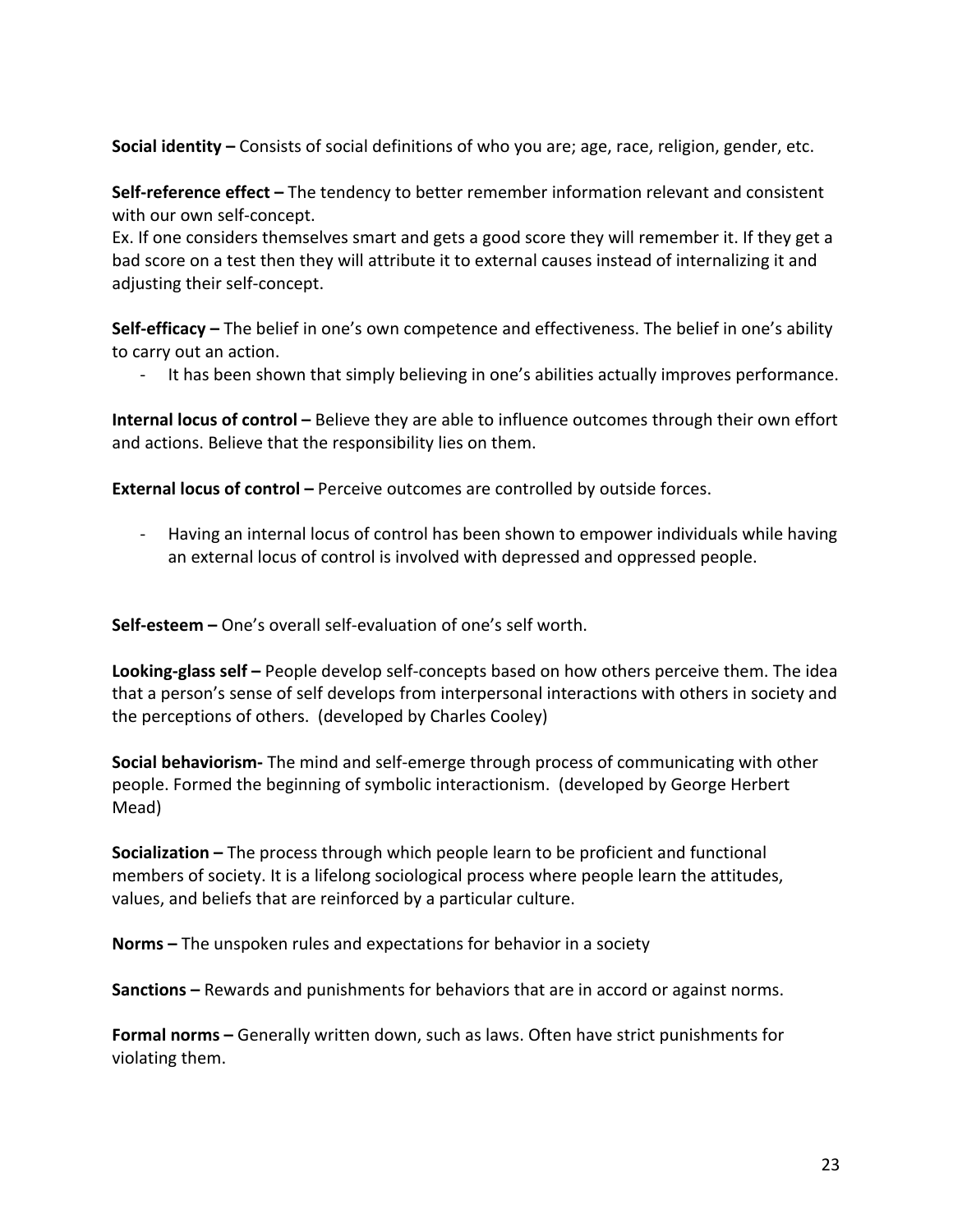**Social identity –** Consists of social definitions of who you are; age, race, religion, gender, etc.

**Self-reference effect –** The tendency to better remember information relevant and consistent with our own self-concept.
Ex. If one considers themselves smart and gets a good score they will remember it. If they get a bad score on a test then they will attribute it to external causes instead of internalizing it and adjusting their self-concept.

**Self-efficacy –** The belief in one's own competence and effectiveness. The belief in one's ability to carry out an action.

- It has been shown that simply believing in one's abilities actually improves performance.

**Internal locus of control –** Believe they are able to influence outcomes through their own effort and actions. Believe that the responsibility lies on them.

**External locus of control –** Perceive outcomes are controlled by outside forces.

- Having an internal locus of control has been shown to empower individuals while having an external locus of control is involved with depressed and oppressed people.

**Self-esteem –** One's overall self-evaluation of one's self worth.

**Looking-glass self –** People develop self-concepts based on how others perceive them. The idea that a person's sense of self develops from interpersonal interactions with others in society and the perceptions of others. (developed by Charles Cooley)

**Social behaviorism-** The mind and self-emerge through process of communicating with other people. Formed the beginning of symbolic interactionism. (developed by George Herbert Mead)

**Socialization –** The process through which people learn to be proficient and functional members of society. It is a lifelong sociological process where people learn the attitudes, values, and beliefs that are reinforced by a particular culture.

**Norms –** The unspoken rules and expectations for behavior in a society

**Sanctions –** Rewards and punishments for behaviors that are in accord or against norms.

**Formal norms –** Generally written down, such as laws. Often have strict punishments for violating them.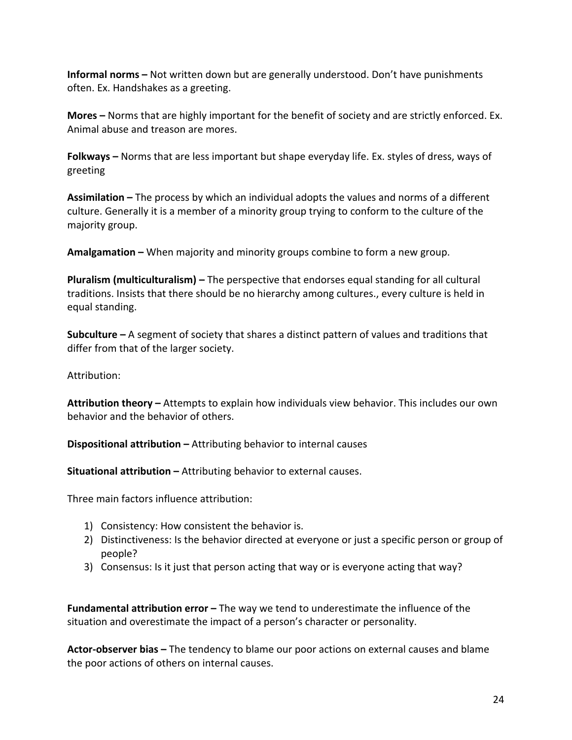**Informal norms –** Not written down but are generally understood. Don't have punishments often. Ex. Handshakes as a greeting.

**Mores –** Norms that are highly important for the benefit of society and are strictly enforced. Ex. Animal abuse and treason are mores.

**Folkways –** Norms that are less important but shape everyday life. Ex. styles of dress, ways of greeting

**Assimilation –** The process by which an individual adopts the values and norms of a different culture. Generally it is a member of a minority group trying to conform to the culture of the majority group.

**Amalgamation –** When majority and minority groups combine to form a new group.

**Pluralism (multiculturalism) –** The perspective that endorses equal standing for all cultural traditions. Insists that there should be no hierarchy among cultures., every culture is held in equal standing.

**Subculture –** A segment of society that shares a distinct pattern of values and traditions that differ from that of the larger society.

Attribution:

**Attribution theory –** Attempts to explain how individuals view behavior. This includes our own behavior and the behavior of others.

**Dispositional attribution –** Attributing behavior to internal causes

**Situational attribution –** Attributing behavior to external causes.

Three main factors influence attribution:

1) Consistency: How consistent the behavior is.
2) Distinctiveness: Is the behavior directed at everyone or just a specific person or group of people?
3) Consensus: Is it just that person acting that way or is everyone acting that way?

**Fundamental attribution error –** The way we tend to underestimate the influence of the situation and overestimate the impact of a person's character or personality.

**Actor-observer bias –** The tendency to blame our poor actions on external causes and blame the poor actions of others on internal causes.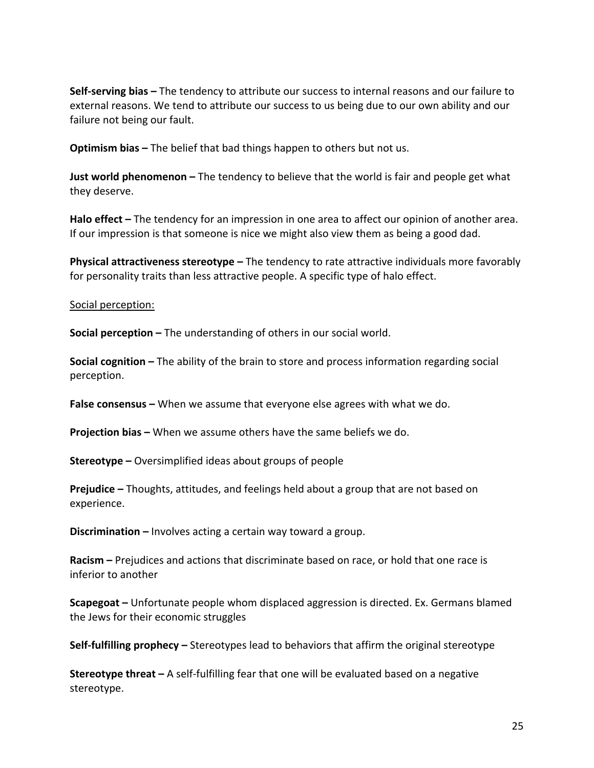**Self-serving bias –** The tendency to attribute our success to internal reasons and our failure to external reasons. We tend to attribute our success to us being due to our own ability and our failure not being our fault.

**Optimism bias –** The belief that bad things happen to others but not us.

**Just world phenomenon –** The tendency to believe that the world is fair and people get what they deserve.

**Halo effect –** The tendency for an impression in one area to affect our opinion of another area. If our impression is that someone is nice we might also view them as being a good dad.

**Physical attractiveness stereotype –** The tendency to rate attractive individuals more favorably for personality traits than less attractive people. A specific type of halo effect.

<u>Social perception:</u>

**Social perception –** The understanding of others in our social world.

**Social cognition –** The ability of the brain to store and process information regarding social perception.

**False consensus –** When we assume that everyone else agrees with what we do.

**Projection bias –** When we assume others have the same beliefs we do.

**Stereotype –** Oversimplified ideas about groups of people

**Prejudice –** Thoughts, attitudes, and feelings held about a group that are not based on experience.

**Discrimination –** Involves acting a certain way toward a group.

**Racism –** Prejudices and actions that discriminate based on race, or hold that one race is inferior to another

**Scapegoat –** Unfortunate people whom displaced aggression is directed. Ex. Germans blamed the Jews for their economic struggles

**Self-fulfilling prophecy –** Stereotypes lead to behaviors that affirm the original stereotype

**Stereotype threat –** A self-fulfilling fear that one will be evaluated based on a negative stereotype.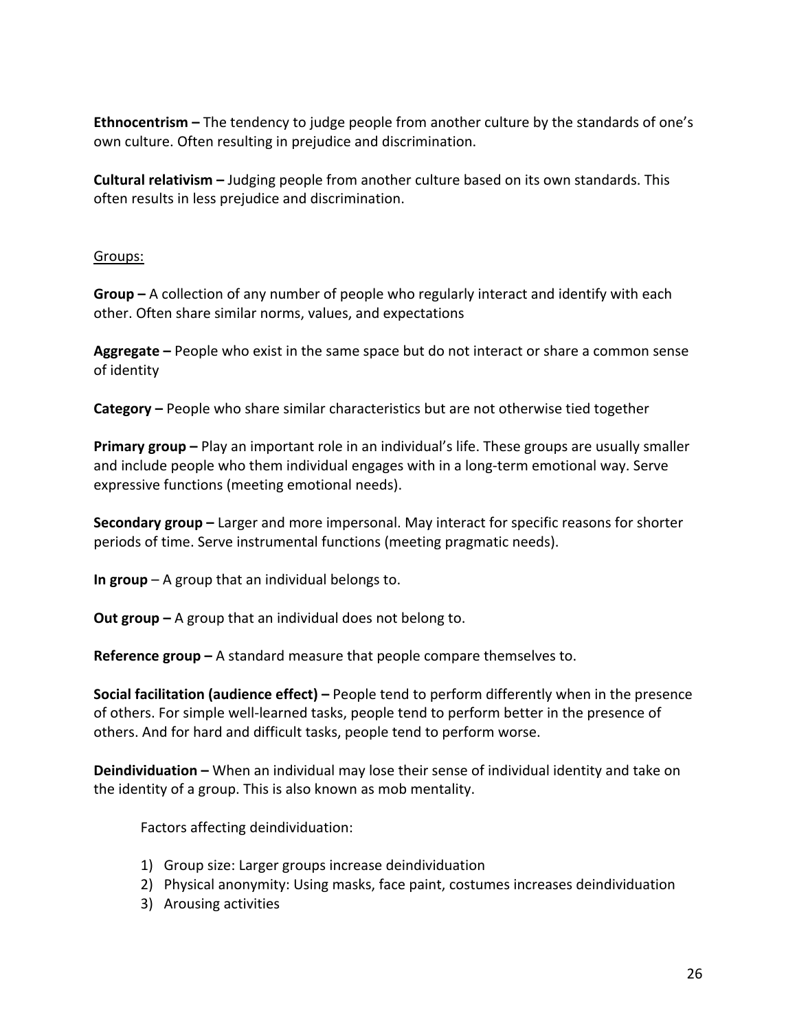**Ethnocentrism –** The tendency to judge people from another culture by the standards of one's own culture. Often resulting in prejudice and discrimination.

**Cultural relativism –** Judging people from another culture based on its own standards. This often results in less prejudice and discrimination.

<u>Groups:</u>

**Group –** A collection of any number of people who regularly interact and identify with each other. Often share similar norms, values, and expectations

**Aggregate –** People who exist in the same space but do not interact or share a common sense of identity

**Category –** People who share similar characteristics but are not otherwise tied together

**Primary group –** Play an important role in an individual's life. These groups are usually smaller and include people who them individual engages with in a long-term emotional way. Serve expressive functions (meeting emotional needs).

**Secondary group –** Larger and more impersonal. May interact for specific reasons for shorter periods of time. Serve instrumental functions (meeting pragmatic needs).

**In group** – A group that an individual belongs to.

**Out group –** A group that an individual does not belong to.

**Reference group –** A standard measure that people compare themselves to.

**Social facilitation (audience effect) –** People tend to perform differently when in the presence of others. For simple well-learned tasks, people tend to perform better in the presence of others. And for hard and difficult tasks, people tend to perform worse.

**Deindividuation –** When an individual may lose their sense of individual identity and take on the identity of a group. This is also known as mob mentality.

Factors affecting deindividuation:

1) Group size: Larger groups increase deindividuation
2) Physical anonymity: Using masks, face paint, costumes increases deindividuation
3) Arousing activities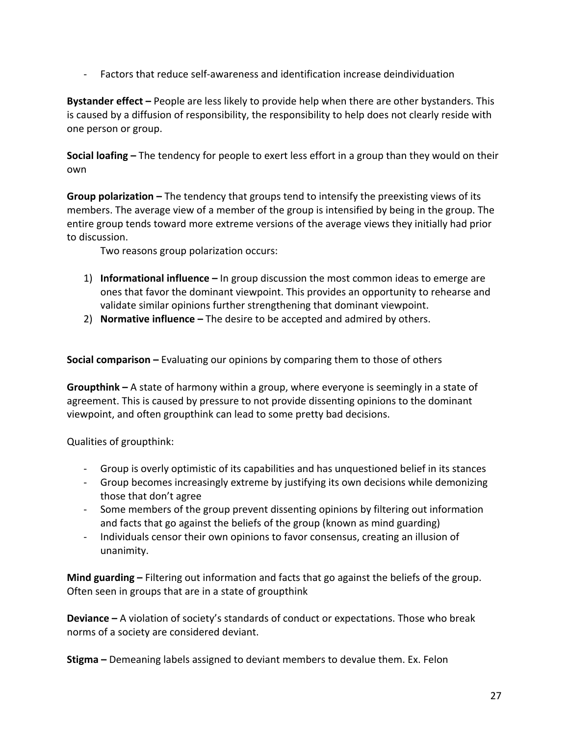- Factors that reduce self-awareness and identification increase deindividuation

**Bystander effect –** People are less likely to provide help when there are other bystanders. This is caused by a diffusion of responsibility, the responsibility to help does not clearly reside with one person or group.

**Social loafing –** The tendency for people to exert less effort in a group than they would on their own

**Group polarization –** The tendency that groups tend to intensify the preexisting views of its members. The average view of a member of the group is intensified by being in the group. The entire group tends toward more extreme versions of the average views they initially had prior to discussion.

Two reasons group polarization occurs:

1) **Informational influence –** In group discussion the most common ideas to emerge are ones that favor the dominant viewpoint. This provides an opportunity to rehearse and validate similar opinions further strengthening that dominant viewpoint.
2) **Normative influence –** The desire to be accepted and admired by others.

**Social comparison –** Evaluating our opinions by comparing them to those of others

**Groupthink –** A state of harmony within a group, where everyone is seemingly in a state of agreement. This is caused by pressure to not provide dissenting opinions to the dominant viewpoint, and often groupthink can lead to some pretty bad decisions.

Qualities of groupthink:

- Group is overly optimistic of its capabilities and has unquestioned belief in its stances
- Group becomes increasingly extreme by justifying its own decisions while demonizing those that don't agree
- Some members of the group prevent dissenting opinions by filtering out information and facts that go against the beliefs of the group (known as mind guarding)
- Individuals censor their own opinions to favor consensus, creating an illusion of unanimity.

**Mind guarding –** Filtering out information and facts that go against the beliefs of the group. Often seen in groups that are in a state of groupthink

**Deviance –** A violation of society's standards of conduct or expectations. Those who break norms of a society are considered deviant.

**Stigma –** Demeaning labels assigned to deviant members to devalue them. Ex. Felon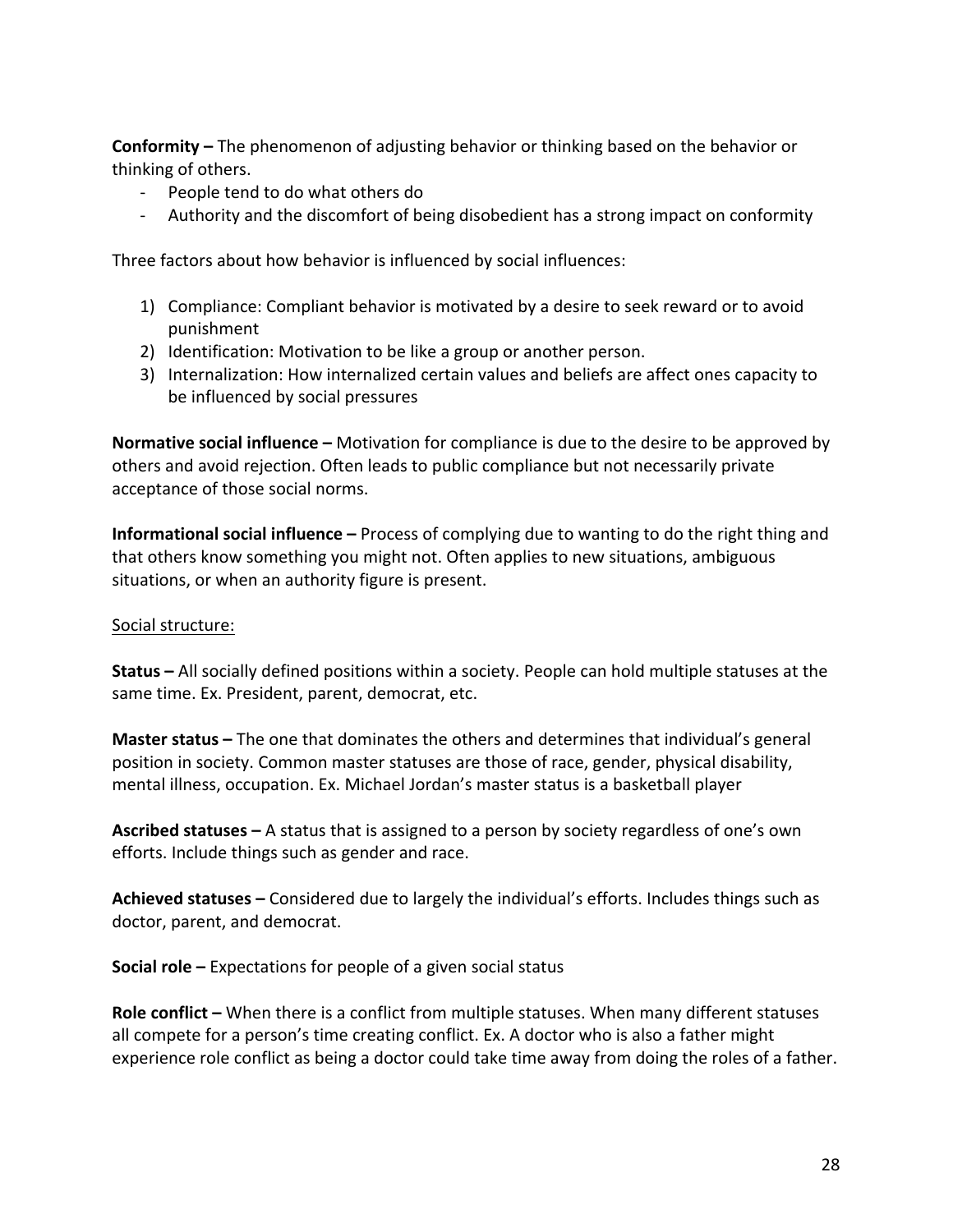**Conformity –** The phenomenon of adjusting behavior or thinking based on the behavior or thinking of others.

- People tend to do what others do
- Authority and the discomfort of being disobedient has a strong impact on conformity

Three factors about how behavior is influenced by social influences:

1) Compliance: Compliant behavior is motivated by a desire to seek reward or to avoid punishment
2) Identification: Motivation to be like a group or another person.
3) Internalization: How internalized certain values and beliefs are affect ones capacity to be influenced by social pressures

**Normative social influence –** Motivation for compliance is due to the desire to be approved by others and avoid rejection. Often leads to public compliance but not necessarily private acceptance of those social norms.

**Informational social influence –** Process of complying due to wanting to do the right thing and that others know something you might not. Often applies to new situations, ambiguous situations, or when an authority figure is present.

<u>Social structure:</u>

**Status –** All socially defined positions within a society. People can hold multiple statuses at the same time. Ex. President, parent, democrat, etc.

**Master status –** The one that dominates the others and determines that individual's general position in society. Common master statuses are those of race, gender, physical disability, mental illness, occupation. Ex. Michael Jordan's master status is a basketball player

**Ascribed statuses –** A status that is assigned to a person by society regardless of one's own efforts. Include things such as gender and race.

**Achieved statuses –** Considered due to largely the individual's efforts. Includes things such as doctor, parent, and democrat.

**Social role –** Expectations for people of a given social status

**Role conflict –** When there is a conflict from multiple statuses. When many different statuses all compete for a person's time creating conflict. Ex. A doctor who is also a father might experience role conflict as being a doctor could take time away from doing the roles of a father.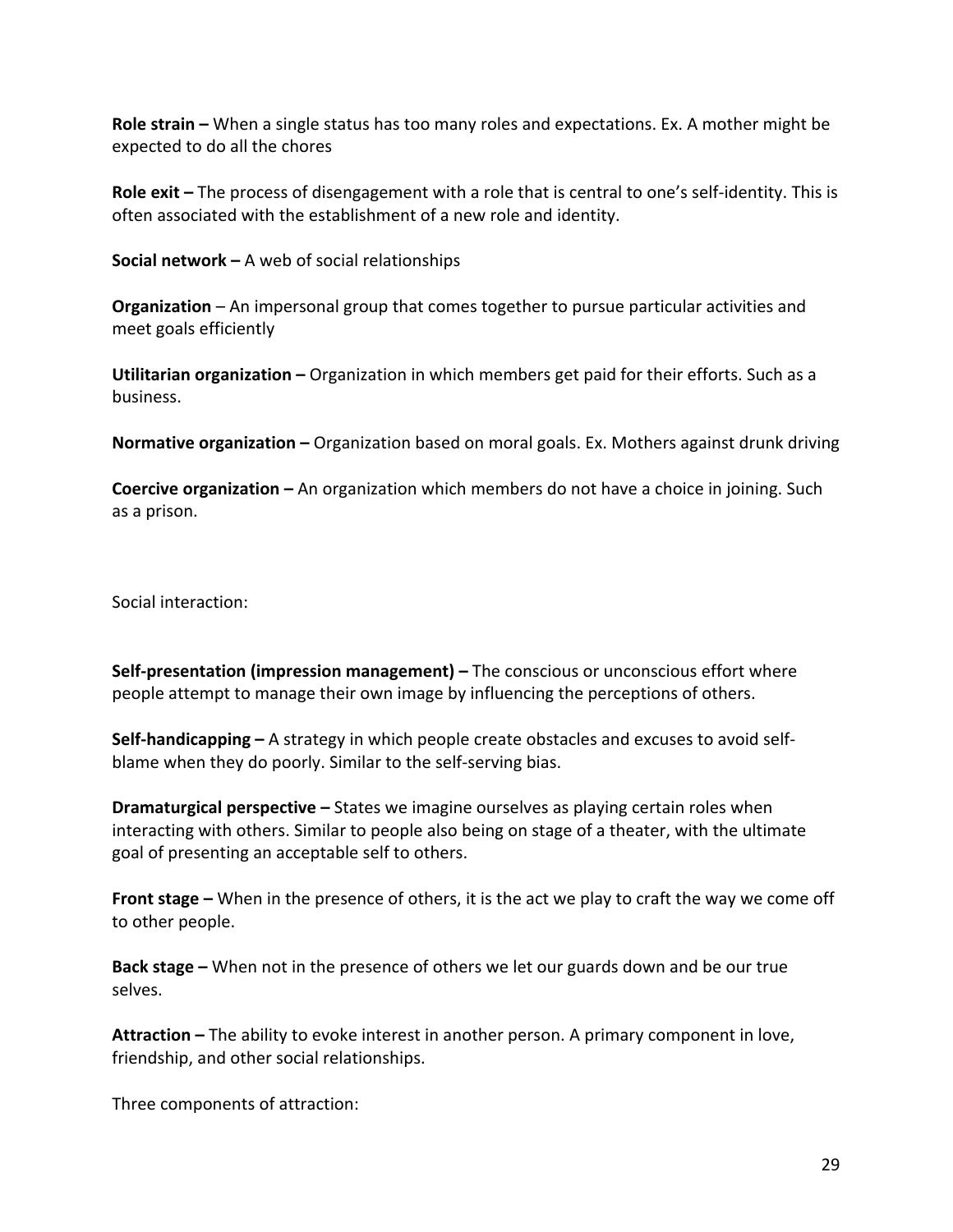**Role strain –** When a single status has too many roles and expectations. Ex. A mother might be expected to do all the chores

**Role exit –** The process of disengagement with a role that is central to one's self-identity. This is often associated with the establishment of a new role and identity.

**Social network –** A web of social relationships

**Organization** – An impersonal group that comes together to pursue particular activities and meet goals efficiently

**Utilitarian organization –** Organization in which members get paid for their efforts. Such as a business.

**Normative organization –** Organization based on moral goals. Ex. Mothers against drunk driving

**Coercive organization –** An organization which members do not have a choice in joining. Such as a prison.

Social interaction:

**Self-presentation (impression management) –** The conscious or unconscious effort where people attempt to manage their own image by influencing the perceptions of others.

**Self-handicapping –** A strategy in which people create obstacles and excuses to avoid self-blame when they do poorly. Similar to the self-serving bias.

**Dramaturgical perspective –** States we imagine ourselves as playing certain roles when interacting with others. Similar to people also being on stage of a theater, with the ultimate goal of presenting an acceptable self to others.

**Front stage –** When in the presence of others, it is the act we play to craft the way we come off to other people.

**Back stage –** When not in the presence of others we let our guards down and be our true selves.

**Attraction –** The ability to evoke interest in another person. A primary component in love, friendship, and other social relationships.

Three components of attraction: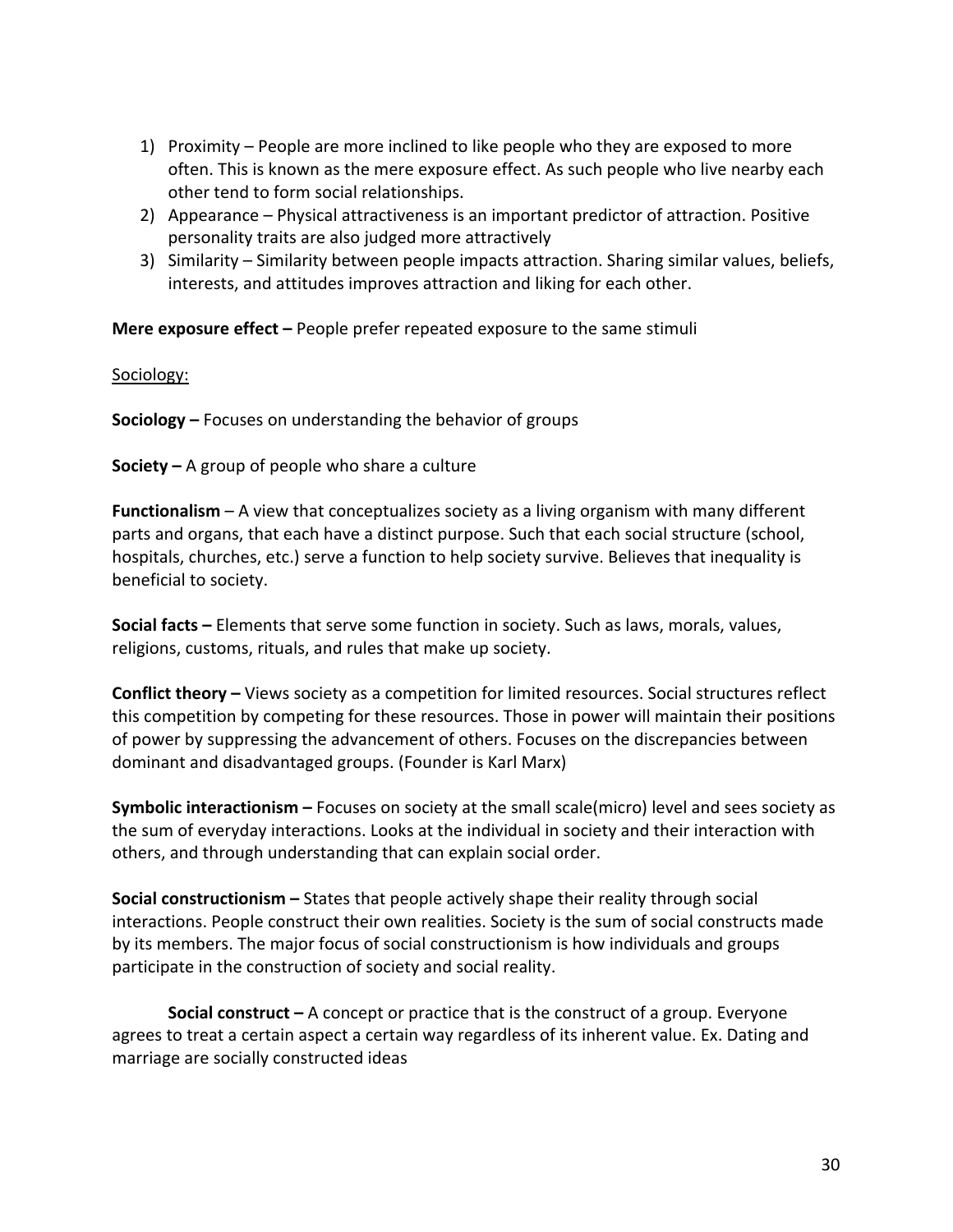1) Proximity – People are more inclined to like people who they are exposed to more often. This is known as the mere exposure effect. As such people who live nearby each other tend to form social relationships.
2) Appearance – Physical attractiveness is an important predictor of attraction. Positive personality traits are also judged more attractively
3) Similarity – Similarity between people impacts attraction. Sharing similar values, beliefs, interests, and attitudes improves attraction and liking for each other.

**Mere exposure effect –** People prefer repeated exposure to the same stimuli

<u>Sociology:</u>

**Sociology –** Focuses on understanding the behavior of groups

**Society –** A group of people who share a culture

**Functionalism** – A view that conceptualizes society as a living organism with many different parts and organs, that each have a distinct purpose. Such that each social structure (school, hospitals, churches, etc.) serve a function to help society survive. Believes that inequality is beneficial to society.

**Social facts –** Elements that serve some function in society. Such as laws, morals, values, religions, customs, rituals, and rules that make up society.

**Conflict theory –** Views society as a competition for limited resources. Social structures reflect this competition by competing for these resources. Those in power will maintain their positions of power by suppressing the advancement of others. Focuses on the discrepancies between dominant and disadvantaged groups. (Founder is Karl Marx)

**Symbolic interactionism –** Focuses on society at the small scale(micro) level and sees society as the sum of everyday interactions. Looks at the individual in society and their interaction with others, and through understanding that can explain social order.

**Social constructionism –** States that people actively shape their reality through social interactions. People construct their own realities. Society is the sum of social constructs made by its members. The major focus of social constructionism is how individuals and groups participate in the construction of society and social reality.

**Social construct –** A concept or practice that is the construct of a group. Everyone agrees to treat a certain aspect a certain way regardless of its inherent value. Ex. Dating and marriage are socially constructed ideas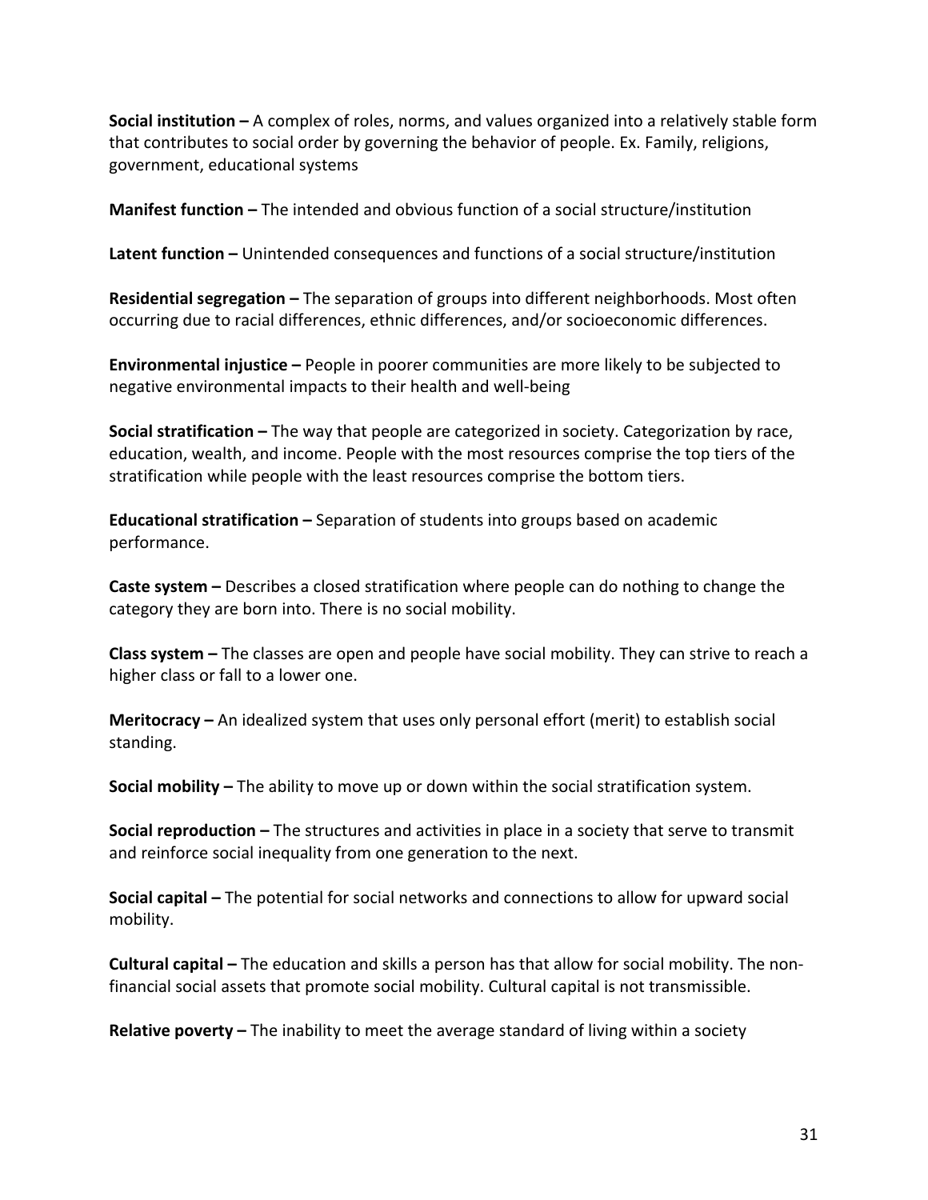**Social institution –** A complex of roles, norms, and values organized into a relatively stable form that contributes to social order by governing the behavior of people. Ex. Family, religions, government, educational systems

**Manifest function –** The intended and obvious function of a social structure/institution

**Latent function –** Unintended consequences and functions of a social structure/institution

**Residential segregation –** The separation of groups into different neighborhoods. Most often occurring due to racial differences, ethnic differences, and/or socioeconomic differences.

**Environmental injustice –** People in poorer communities are more likely to be subjected to negative environmental impacts to their health and well-being

**Social stratification –** The way that people are categorized in society. Categorization by race, education, wealth, and income. People with the most resources comprise the top tiers of the stratification while people with the least resources comprise the bottom tiers.

**Educational stratification –** Separation of students into groups based on academic performance.

**Caste system –** Describes a closed stratification where people can do nothing to change the category they are born into. There is no social mobility.

**Class system –** The classes are open and people have social mobility. They can strive to reach a higher class or fall to a lower one.

**Meritocracy –** An idealized system that uses only personal effort (merit) to establish social standing.

**Social mobility –** The ability to move up or down within the social stratification system.

**Social reproduction –** The structures and activities in place in a society that serve to transmit and reinforce social inequality from one generation to the next.

**Social capital –** The potential for social networks and connections to allow for upward social mobility.

**Cultural capital –** The education and skills a person has that allow for social mobility. The non-financial social assets that promote social mobility. Cultural capital is not transmissible.

**Relative poverty –** The inability to meet the average standard of living within a society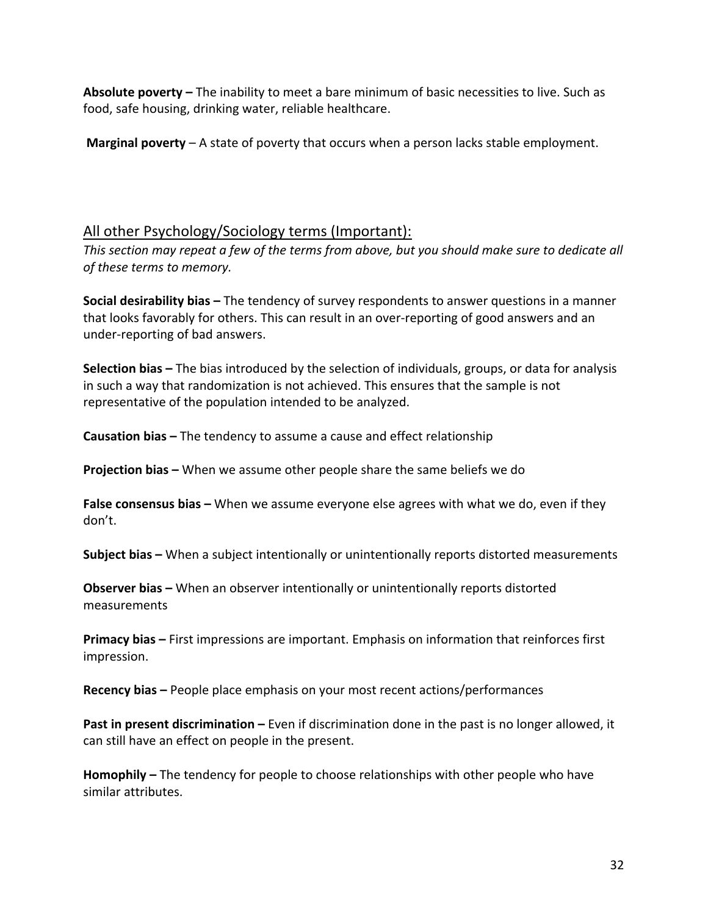**Absolute poverty –** The inability to meet a bare minimum of basic necessities to live. Such as food, safe housing, drinking water, reliable healthcare.

**Marginal poverty** – A state of poverty that occurs when a person lacks stable employment.

## All other Psychology/Sociology terms (Important):

*This section may repeat a few of the terms from above, but you should make sure to dedicate all of these terms to memory.*

**Social desirability bias –** The tendency of survey respondents to answer questions in a manner that looks favorably for others. This can result in an over-reporting of good answers and an under-reporting of bad answers.

**Selection bias –** The bias introduced by the selection of individuals, groups, or data for analysis in such a way that randomization is not achieved. This ensures that the sample is not representative of the population intended to be analyzed.

**Causation bias –** The tendency to assume a cause and effect relationship

**Projection bias –** When we assume other people share the same beliefs we do

**False consensus bias –** When we assume everyone else agrees with what we do, even if they don't.

**Subject bias –** When a subject intentionally or unintentionally reports distorted measurements

**Observer bias –** When an observer intentionally or unintentionally reports distorted measurements

**Primacy bias –** First impressions are important. Emphasis on information that reinforces first impression.

**Recency bias –** People place emphasis on your most recent actions/performances

**Past in present discrimination –** Even if discrimination done in the past is no longer allowed, it can still have an effect on people in the present.

**Homophily –** The tendency for people to choose relationships with other people who have similar attributes.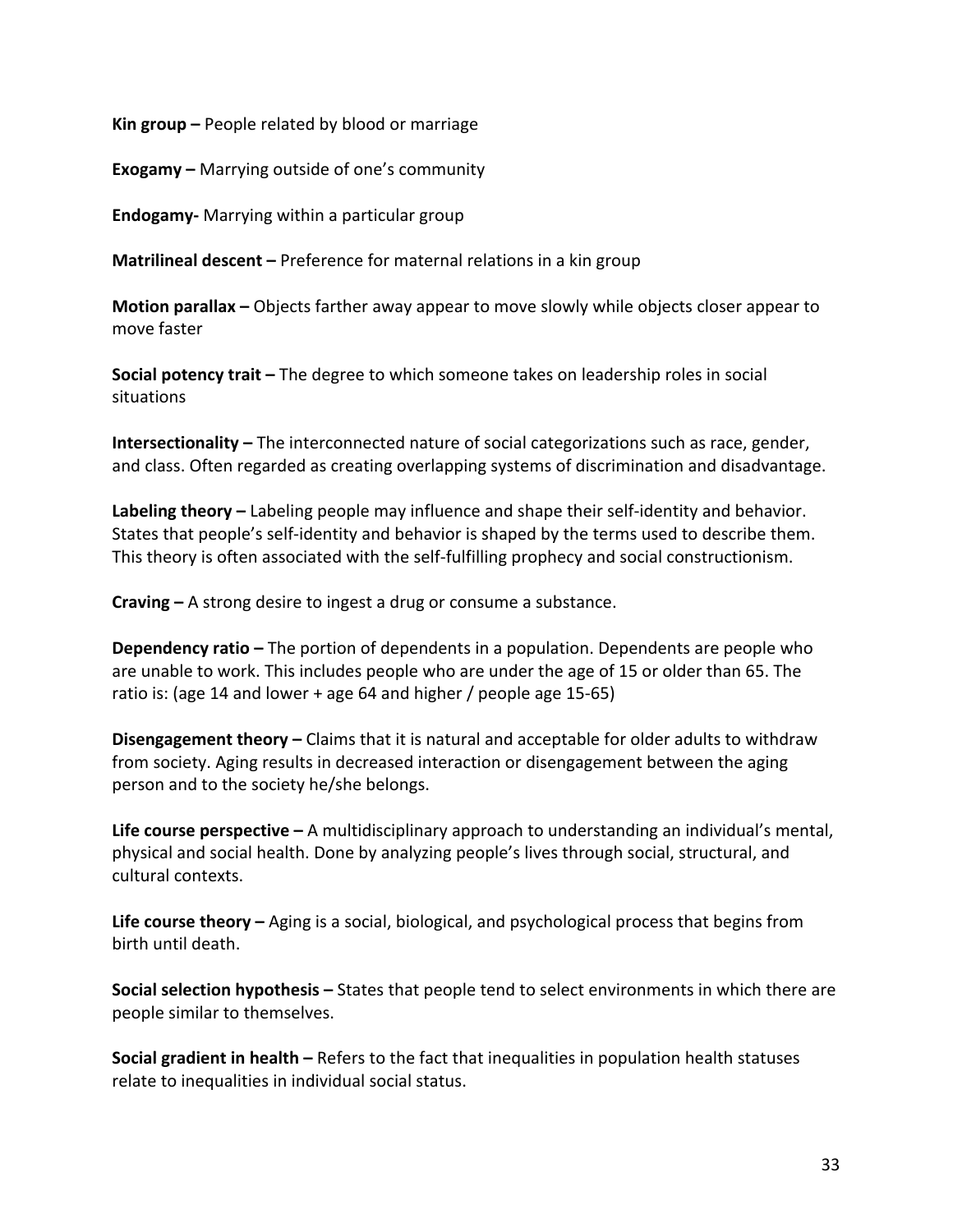**Kin group –** People related by blood or marriage

**Exogamy –** Marrying outside of one's community

**Endogamy-** Marrying within a particular group

**Matrilineal descent –** Preference for maternal relations in a kin group

**Motion parallax –** Objects farther away appear to move slowly while objects closer appear to move faster

**Social potency trait –** The degree to which someone takes on leadership roles in social situations

**Intersectionality –** The interconnected nature of social categorizations such as race, gender, and class. Often regarded as creating overlapping systems of discrimination and disadvantage.

**Labeling theory –** Labeling people may influence and shape their self-identity and behavior. States that people's self-identity and behavior is shaped by the terms used to describe them. This theory is often associated with the self-fulfilling prophecy and social constructionism.

**Craving –** A strong desire to ingest a drug or consume a substance.

**Dependency ratio –** The portion of dependents in a population. Dependents are people who are unable to work. This includes people who are under the age of 15 or older than 65. The ratio is: (age 14 and lower + age 64 and higher / people age 15-65)

**Disengagement theory –** Claims that it is natural and acceptable for older adults to withdraw from society. Aging results in decreased interaction or disengagement between the aging person and to the society he/she belongs.

**Life course perspective –** A multidisciplinary approach to understanding an individual's mental, physical and social health. Done by analyzing people's lives through social, structural, and cultural contexts.

**Life course theory –** Aging is a social, biological, and psychological process that begins from birth until death.

**Social selection hypothesis –** States that people tend to select environments in which there are people similar to themselves.

**Social gradient in health –** Refers to the fact that inequalities in population health statuses relate to inequalities in individual social status.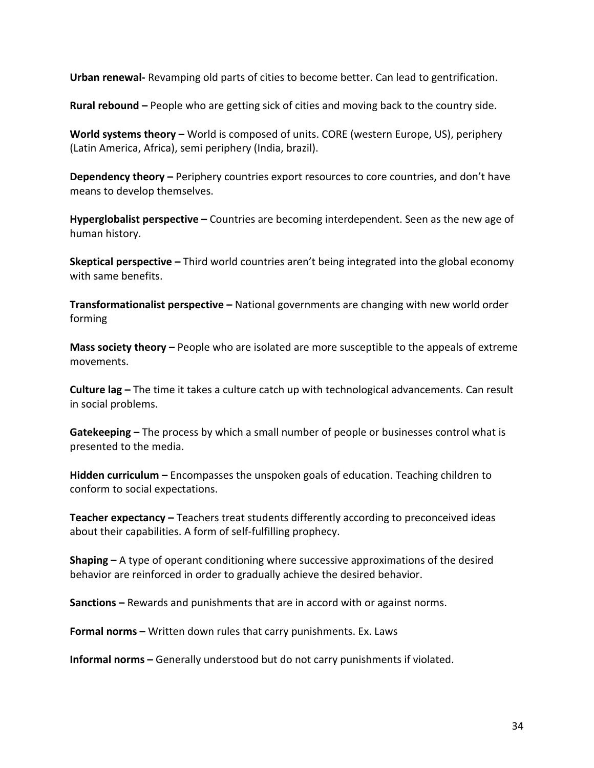**Urban renewal-** Revamping old parts of cities to become better. Can lead to gentrification.

**Rural rebound –** People who are getting sick of cities and moving back to the country side.

**World systems theory –** World is composed of units. CORE (western Europe, US), periphery (Latin America, Africa), semi periphery (India, brazil).

**Dependency theory –** Periphery countries export resources to core countries, and don't have means to develop themselves.

**Hyperglobalist perspective –** Countries are becoming interdependent. Seen as the new age of human history.

**Skeptical perspective –** Third world countries aren't being integrated into the global economy with same benefits.

**Transformationalist perspective –** National governments are changing with new world order forming

**Mass society theory –** People who are isolated are more susceptible to the appeals of extreme movements.

**Culture lag –** The time it takes a culture catch up with technological advancements. Can result in social problems.

**Gatekeeping –** The process by which a small number of people or businesses control what is presented to the media.

**Hidden curriculum –** Encompasses the unspoken goals of education. Teaching children to conform to social expectations.

**Teacher expectancy –** Teachers treat students differently according to preconceived ideas about their capabilities. A form of self-fulfilling prophecy.

**Shaping –** A type of operant conditioning where successive approximations of the desired behavior are reinforced in order to gradually achieve the desired behavior.

**Sanctions –** Rewards and punishments that are in accord with or against norms.

**Formal norms –** Written down rules that carry punishments. Ex. Laws

**Informal norms –** Generally understood but do not carry punishments if violated.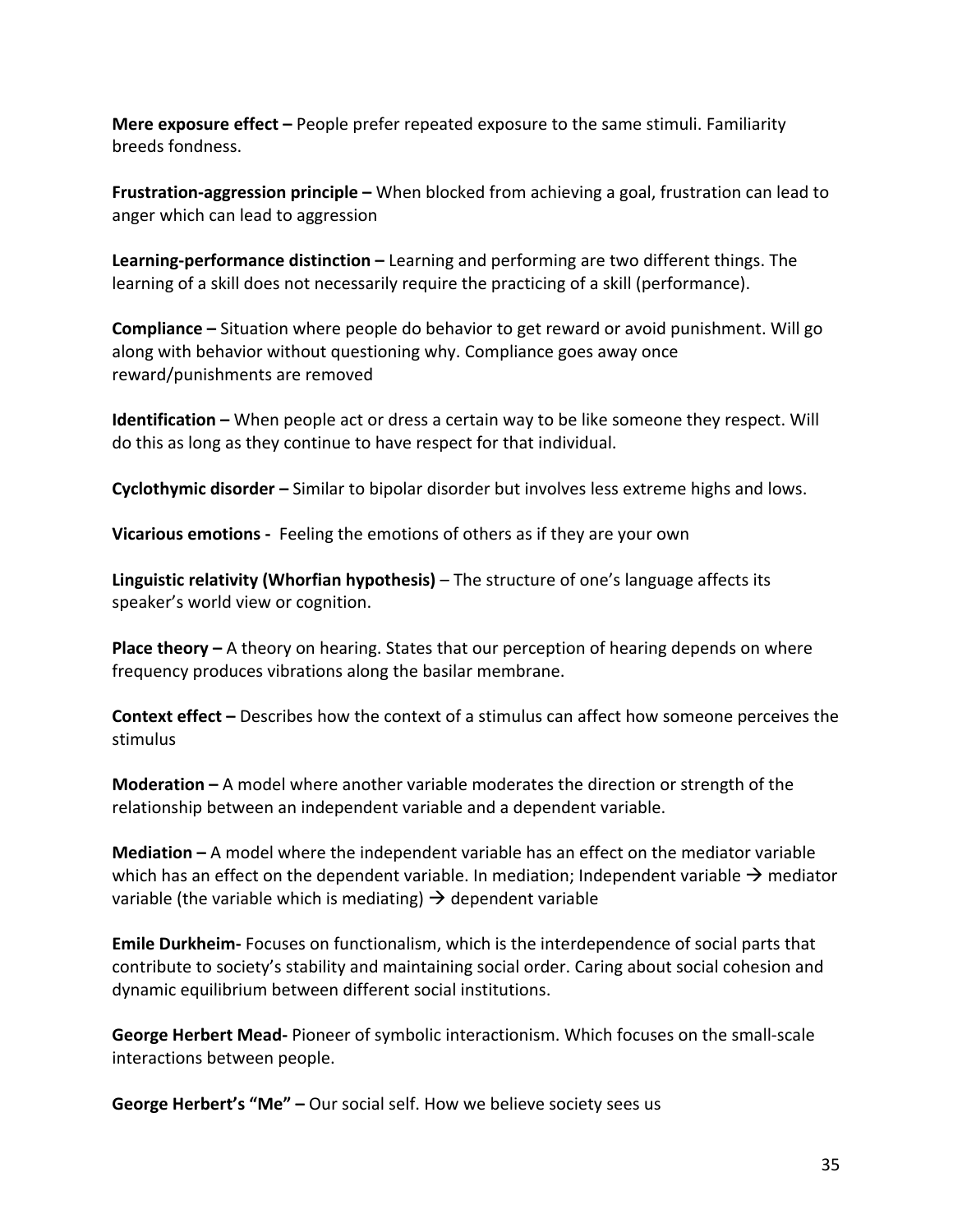**Mere exposure effect –** People prefer repeated exposure to the same stimuli. Familiarity breeds fondness.

**Frustration-aggression principle –** When blocked from achieving a goal, frustration can lead to anger which can lead to aggression

**Learning-performance distinction –** Learning and performing are two different things. The learning of a skill does not necessarily require the practicing of a skill (performance).

**Compliance –** Situation where people do behavior to get reward or avoid punishment. Will go along with behavior without questioning why. Compliance goes away once reward/punishments are removed

**Identification –** When people act or dress a certain way to be like someone they respect. Will do this as long as they continue to have respect for that individual.

**Cyclothymic disorder –** Similar to bipolar disorder but involves less extreme highs and lows.

**Vicarious emotions -** Feeling the emotions of others as if they are your own

**Linguistic relativity (Whorfian hypothesis)** – The structure of one's language affects its speaker's world view or cognition.

**Place theory –** A theory on hearing. States that our perception of hearing depends on where frequency produces vibrations along the basilar membrane.

**Context effect –** Describes how the context of a stimulus can affect how someone perceives the stimulus

**Moderation –** A model where another variable moderates the direction or strength of the relationship between an independent variable and a dependent variable.

**Mediation –** A model where the independent variable has an effect on the mediator variable which has an effect on the dependent variable. In mediation; Independent variable → mediator variable (the variable which is mediating) → dependent variable

**Emile Durkheim-** Focuses on functionalism, which is the interdependence of social parts that contribute to society's stability and maintaining social order. Caring about social cohesion and dynamic equilibrium between different social institutions.

**George Herbert Mead-** Pioneer of symbolic interactionism. Which focuses on the small-scale interactions between people.

**George Herbert's "Me" –** Our social self. How we believe society sees us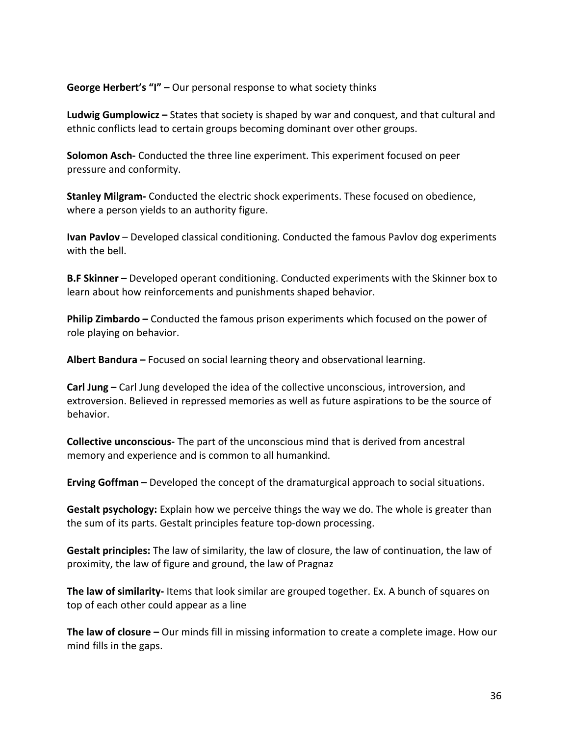**George Herbert's "I" –** Our personal response to what society thinks

**Ludwig Gumplowicz –** States that society is shaped by war and conquest, and that cultural and ethnic conflicts lead to certain groups becoming dominant over other groups.

**Solomon Asch-** Conducted the three line experiment. This experiment focused on peer pressure and conformity.

**Stanley Milgram-** Conducted the electric shock experiments. These focused on obedience, where a person yields to an authority figure.

**Ivan Pavlov** – Developed classical conditioning. Conducted the famous Pavlov dog experiments with the bell.

**B.F Skinner –** Developed operant conditioning. Conducted experiments with the Skinner box to learn about how reinforcements and punishments shaped behavior.

**Philip Zimbardo –** Conducted the famous prison experiments which focused on the power of role playing on behavior.

**Albert Bandura –** Focused on social learning theory and observational learning.

**Carl Jung –** Carl Jung developed the idea of the collective unconscious, introversion, and extroversion. Believed in repressed memories as well as future aspirations to be the source of behavior.

**Collective unconscious-** The part of the unconscious mind that is derived from ancestral memory and experience and is common to all humankind.

**Erving Goffman –** Developed the concept of the dramaturgical approach to social situations.

**Gestalt psychology:** Explain how we perceive things the way we do. The whole is greater than the sum of its parts. Gestalt principles feature top-down processing.

**Gestalt principles:** The law of similarity, the law of closure, the law of continuation, the law of proximity, the law of figure and ground, the law of Pragnaz

**The law of similarity-** Items that look similar are grouped together. Ex. A bunch of squares on top of each other could appear as a line

**The law of closure –** Our minds fill in missing information to create a complete image. How our mind fills in the gaps.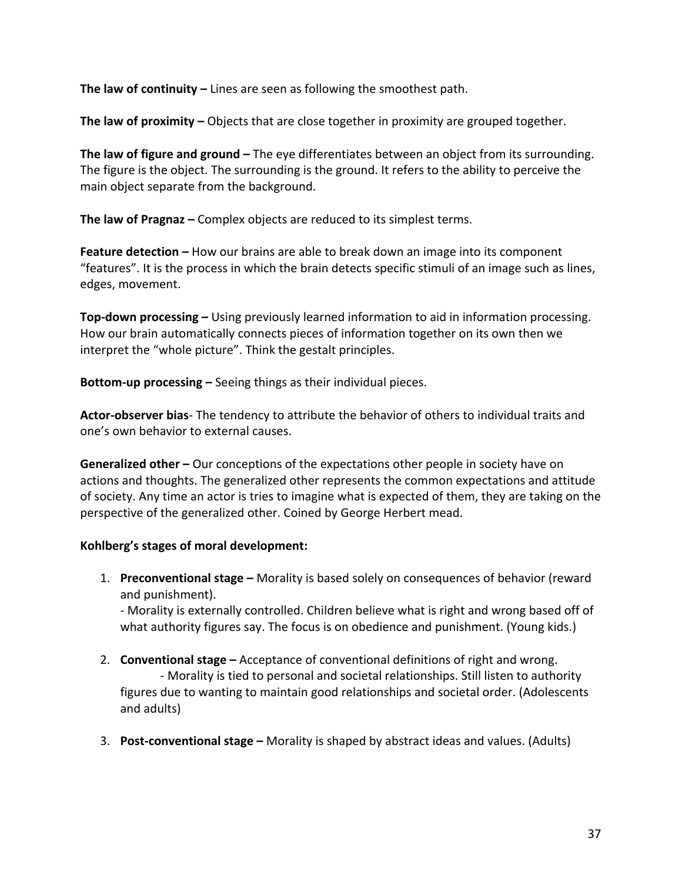**The law of continuity –** Lines are seen as following the smoothest path.

**The law of proximity –** Objects that are close together in proximity are grouped together.

**The law of figure and ground –** The eye differentiates between an object from its surrounding. The figure is the object. The surrounding is the ground. It refers to the ability to perceive the main object separate from the background.

**The law of Pragnaz –** Complex objects are reduced to its simplest terms.

**Feature detection –** How our brains are able to break down an image into its component "features". It is the process in which the brain detects specific stimuli of an image such as lines, edges, movement.

**Top-down processing –** Using previously learned information to aid in information processing. How our brain automatically connects pieces of information together on its own then we interpret the "whole picture". Think the gestalt principles.

**Bottom-up processing –** Seeing things as their individual pieces.

**Actor-observer bias**- The tendency to attribute the behavior of others to individual traits and one's own behavior to external causes.

**Generalized other –** Our conceptions of the expectations other people in society have on actions and thoughts. The generalized other represents the common expectations and attitude of society. Any time an actor is tries to imagine what is expected of them, they are taking on the perspective of the generalized other. Coined by George Herbert mead.

**Kohlberg's stages of moral development:**

1. **Preconventional stage –** Morality is based solely on consequences of behavior (reward and punishment).
   - Morality is externally controlled. Children believe what is right and wrong based off of what authority figures say. The focus is on obedience and punishment. (Young kids.)

2. **Conventional stage –** Acceptance of conventional definitions of right and wrong.
   - Morality is tied to personal and societal relationships. Still listen to authority figures due to wanting to maintain good relationships and societal order. (Adolescents and adults)

3. **Post-conventional stage –** Morality is shaped by abstract ideas and values. (Adults)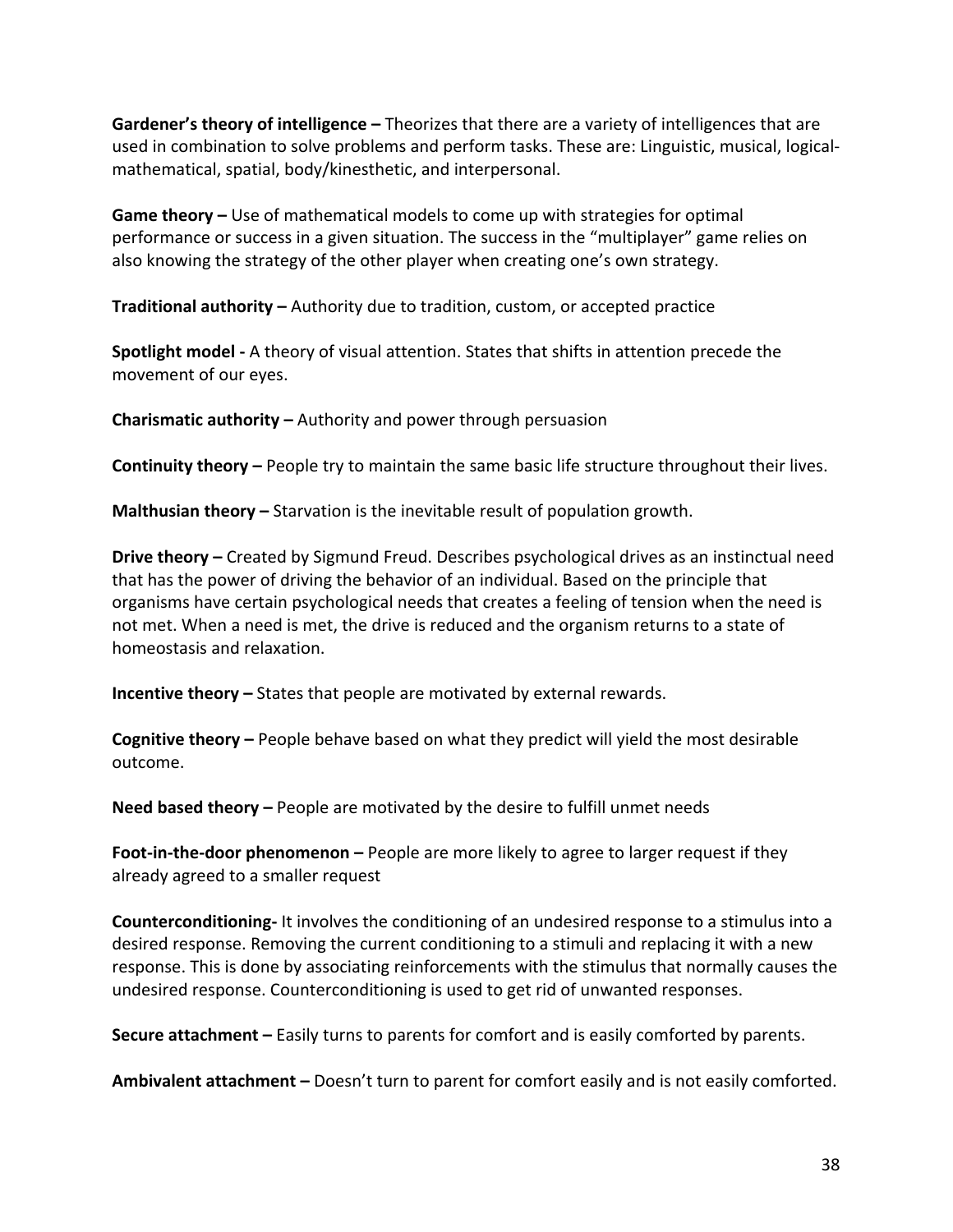**Gardener's theory of intelligence –** Theorizes that there are a variety of intelligences that are used in combination to solve problems and perform tasks. These are: Linguistic, musical, logical-mathematical, spatial, body/kinesthetic, and interpersonal.

**Game theory –** Use of mathematical models to come up with strategies for optimal performance or success in a given situation. The success in the "multiplayer" game relies on also knowing the strategy of the other player when creating one's own strategy.

**Traditional authority –** Authority due to tradition, custom, or accepted practice

**Spotlight model -** A theory of visual attention. States that shifts in attention precede the movement of our eyes.

**Charismatic authority –** Authority and power through persuasion

**Continuity theory –** People try to maintain the same basic life structure throughout their lives.

**Malthusian theory –** Starvation is the inevitable result of population growth.

**Drive theory –** Created by Sigmund Freud. Describes psychological drives as an instinctual need that has the power of driving the behavior of an individual. Based on the principle that organisms have certain psychological needs that creates a feeling of tension when the need is not met. When a need is met, the drive is reduced and the organism returns to a state of homeostasis and relaxation.

**Incentive theory –** States that people are motivated by external rewards.

**Cognitive theory –** People behave based on what they predict will yield the most desirable outcome.

**Need based theory –** People are motivated by the desire to fulfill unmet needs

**Foot-in-the-door phenomenon –** People are more likely to agree to larger request if they already agreed to a smaller request

**Counterconditioning-** It involves the conditioning of an undesired response to a stimulus into a desired response. Removing the current conditioning to a stimuli and replacing it with a new response. This is done by associating reinforcements with the stimulus that normally causes the undesired response. Counterconditioning is used to get rid of unwanted responses.

**Secure attachment –** Easily turns to parents for comfort and is easily comforted by parents.

**Ambivalent attachment –** Doesn't turn to parent for comfort easily and is not easily comforted.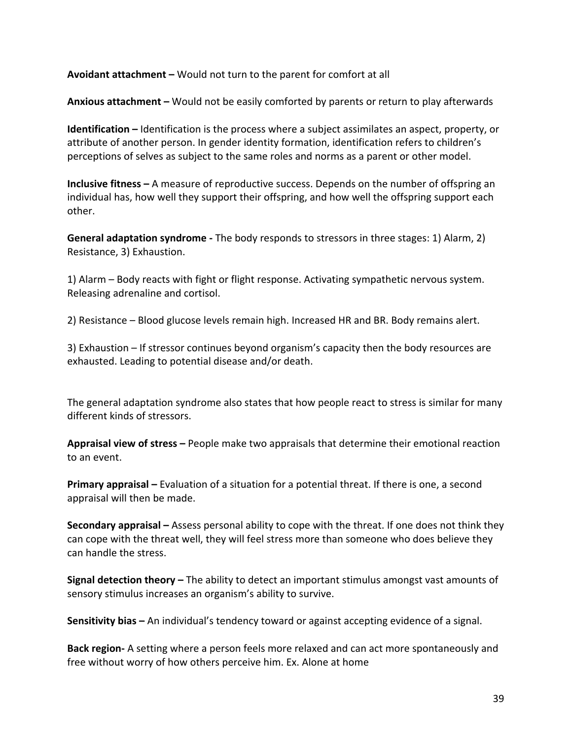**Avoidant attachment –** Would not turn to the parent for comfort at all

**Anxious attachment –** Would not be easily comforted by parents or return to play afterwards

**Identification –** Identification is the process where a subject assimilates an aspect, property, or attribute of another person. In gender identity formation, identification refers to children's perceptions of selves as subject to the same roles and norms as a parent or other model.

**Inclusive fitness –** A measure of reproductive success. Depends on the number of offspring an individual has, how well they support their offspring, and how well the offspring support each other.

**General adaptation syndrome -** The body responds to stressors in three stages: 1) Alarm, 2) Resistance, 3) Exhaustion.

1) Alarm – Body reacts with fight or flight response. Activating sympathetic nervous system. Releasing adrenaline and cortisol.

2) Resistance – Blood glucose levels remain high. Increased HR and BR. Body remains alert.

3) Exhaustion – If stressor continues beyond organism's capacity then the body resources are exhausted. Leading to potential disease and/or death.

The general adaptation syndrome also states that how people react to stress is similar for many different kinds of stressors.

**Appraisal view of stress –** People make two appraisals that determine their emotional reaction to an event.

**Primary appraisal –** Evaluation of a situation for a potential threat. If there is one, a second appraisal will then be made.

**Secondary appraisal –** Assess personal ability to cope with the threat. If one does not think they can cope with the threat well, they will feel stress more than someone who does believe they can handle the stress.

**Signal detection theory –** The ability to detect an important stimulus amongst vast amounts of sensory stimulus increases an organism's ability to survive.

**Sensitivity bias –** An individual's tendency toward or against accepting evidence of a signal.

**Back region-** A setting where a person feels more relaxed and can act more spontaneously and free without worry of how others perceive him. Ex. Alone at home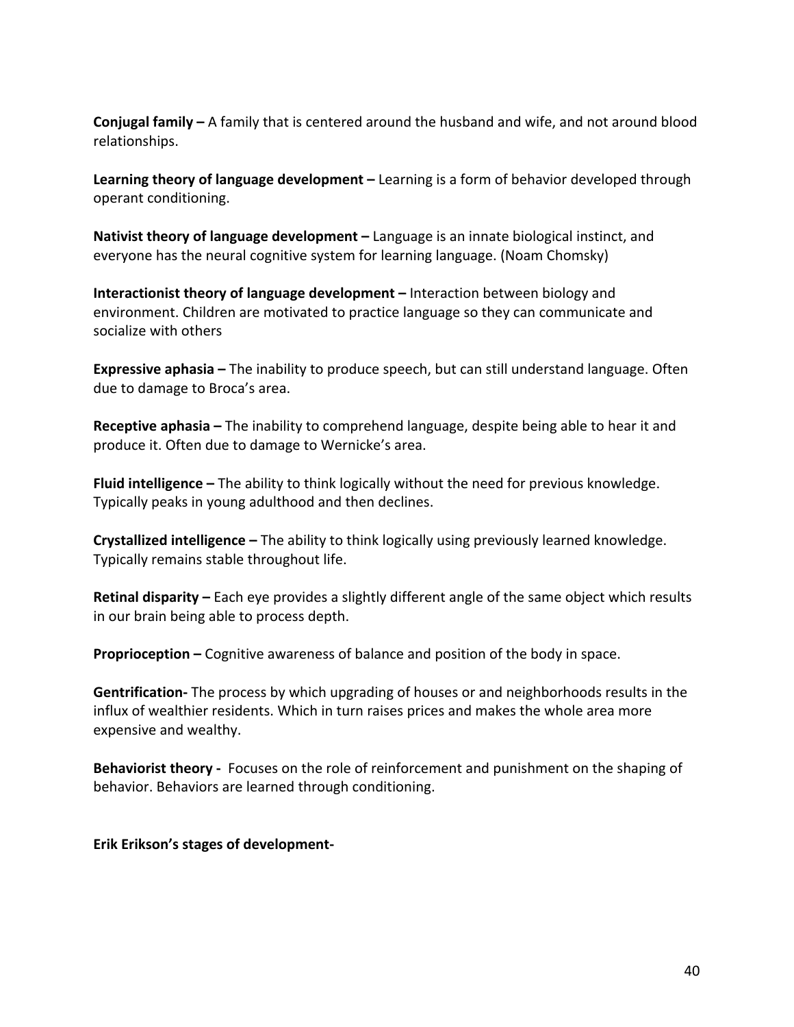**Conjugal family –** A family that is centered around the husband and wife, and not around blood relationships.

**Learning theory of language development –** Learning is a form of behavior developed through operant conditioning.

**Nativist theory of language development –** Language is an innate biological instinct, and everyone has the neural cognitive system for learning language. (Noam Chomsky)

**Interactionist theory of language development –** Interaction between biology and environment. Children are motivated to practice language so they can communicate and socialize with others

**Expressive aphasia –** The inability to produce speech, but can still understand language. Often due to damage to Broca's area.

**Receptive aphasia –** The inability to comprehend language, despite being able to hear it and produce it. Often due to damage to Wernicke's area.

**Fluid intelligence –** The ability to think logically without the need for previous knowledge. Typically peaks in young adulthood and then declines.

**Crystallized intelligence –** The ability to think logically using previously learned knowledge. Typically remains stable throughout life.

**Retinal disparity –** Each eye provides a slightly different angle of the same object which results in our brain being able to process depth.

**Proprioception –** Cognitive awareness of balance and position of the body in space.

**Gentrification-** The process by which upgrading of houses or and neighborhoods results in the influx of wealthier residents. Which in turn raises prices and makes the whole area more expensive and wealthy.

**Behaviorist theory -** Focuses on the role of reinforcement and punishment on the shaping of behavior. Behaviors are learned through conditioning.

**Erik Erikson's stages of development-**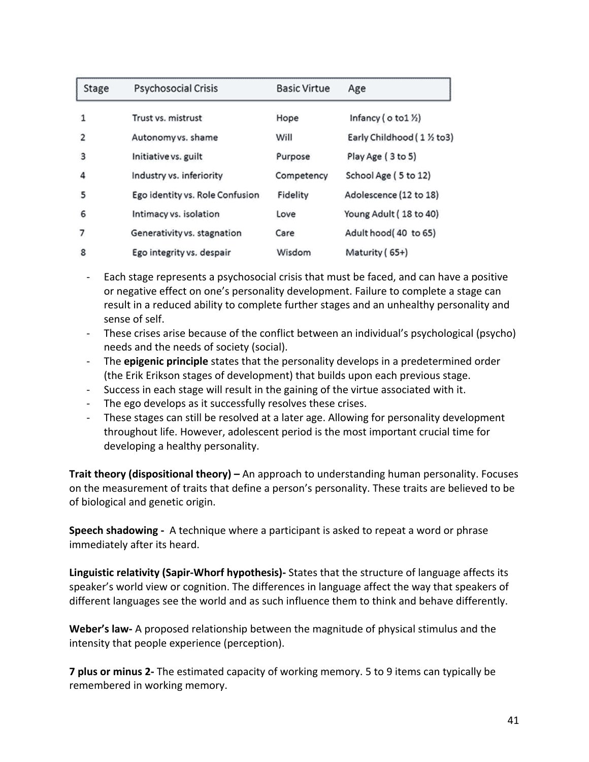| Stage | Psychosocial Crisis | Basic Virtue | Age |
|---|---|---|---|
| 1 | Trust vs. mistrust | Hope | Infancy ( o to1 ½) |
| 2 | Autonomy vs. shame | Will | Early Childhood ( 1 ½ to3) |
| 3 | Initiative vs. guilt | Purpose | Play Age ( 3 to 5) |
| 4 | Industry vs. inferiority | Competency | School Age ( 5 to 12) |
| 5 | Ego identity vs. Role Confusion | Fidelity | Adolescence (12 to 18) |
| 6 | Intimacy vs. isolation | Love | Young Adult ( 18 to 40) |
| 7 | Generativity vs. stagnation | Care | Adult hood( 40 to 65) |
| 8 | Ego integrity vs. despair | Wisdom | Maturity ( 65+) |

- Each stage represents a psychosocial crisis that must be faced, and can have a positive or negative effect on one's personality development. Failure to complete a stage can result in a reduced ability to complete further stages and an unhealthy personality and sense of self.
- These crises arise because of the conflict between an individual's psychological (psycho) needs and the needs of society (social).
- The **epigenic principle** states that the personality develops in a predetermined order (the Erik Erikson stages of development) that builds upon each previous stage.
- Success in each stage will result in the gaining of the virtue associated with it.
- The ego develops as it successfully resolves these crises.
- These stages can still be resolved at a later age. Allowing for personality development throughout life. However, adolescent period is the most important crucial time for developing a healthy personality.

**Trait theory (dispositional theory) –** An approach to understanding human personality. Focuses on the measurement of traits that define a person's personality. These traits are believed to be of biological and genetic origin.

**Speech shadowing -** A technique where a participant is asked to repeat a word or phrase immediately after its heard.

**Linguistic relativity (Sapir-Whorf hypothesis)-** States that the structure of language affects its speaker's world view or cognition. The differences in language affect the way that speakers of different languages see the world and as such influence them to think and behave differently.

**Weber's law-** A proposed relationship between the magnitude of physical stimulus and the intensity that people experience (perception).

**7 plus or minus 2-** The estimated capacity of working memory. 5 to 9 items can typically be remembered in working memory.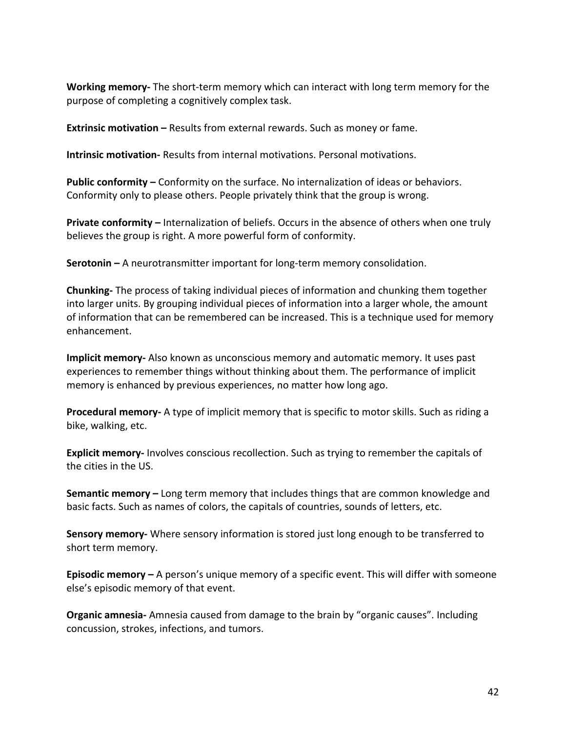**Working memory-** The short-term memory which can interact with long term memory for the purpose of completing a cognitively complex task.

**Extrinsic motivation –** Results from external rewards. Such as money or fame.

**Intrinsic motivation-** Results from internal motivations. Personal motivations.

**Public conformity –** Conformity on the surface. No internalization of ideas or behaviors. Conformity only to please others. People privately think that the group is wrong.

**Private conformity –** Internalization of beliefs. Occurs in the absence of others when one truly believes the group is right. A more powerful form of conformity.

**Serotonin –** A neurotransmitter important for long-term memory consolidation.

**Chunking-** The process of taking individual pieces of information and chunking them together into larger units. By grouping individual pieces of information into a larger whole, the amount of information that can be remembered can be increased. This is a technique used for memory enhancement.

**Implicit memory-** Also known as unconscious memory and automatic memory. It uses past experiences to remember things without thinking about them. The performance of implicit memory is enhanced by previous experiences, no matter how long ago.

**Procedural memory-** A type of implicit memory that is specific to motor skills. Such as riding a bike, walking, etc.

**Explicit memory-** Involves conscious recollection. Such as trying to remember the capitals of the cities in the US.

**Semantic memory –** Long term memory that includes things that are common knowledge and basic facts. Such as names of colors, the capitals of countries, sounds of letters, etc.

**Sensory memory-** Where sensory information is stored just long enough to be transferred to short term memory.

**Episodic memory –** A person's unique memory of a specific event. This will differ with someone else's episodic memory of that event.

**Organic amnesia-** Amnesia caused from damage to the brain by "organic causes". Including concussion, strokes, infections, and tumors.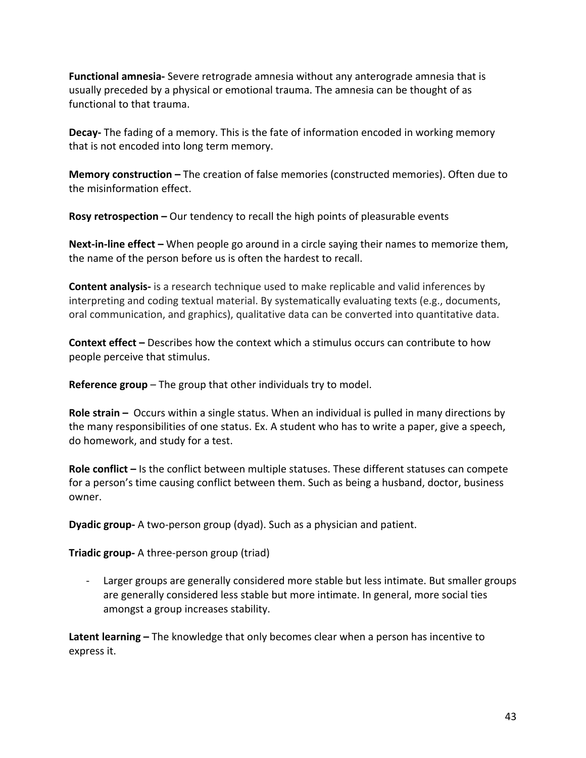**Functional amnesia-** Severe retrograde amnesia without any anterograde amnesia that is usually preceded by a physical or emotional trauma. The amnesia can be thought of as functional to that trauma.

**Decay-** The fading of a memory. This is the fate of information encoded in working memory that is not encoded into long term memory.

**Memory construction –** The creation of false memories (constructed memories). Often due to the misinformation effect.

**Rosy retrospection –** Our tendency to recall the high points of pleasurable events

**Next-in-line effect –** When people go around in a circle saying their names to memorize them, the name of the person before us is often the hardest to recall.

**Content analysis-** is a research technique used to make replicable and valid inferences by interpreting and coding textual material. By systematically evaluating texts (e.g., documents, oral communication, and graphics), qualitative data can be converted into quantitative data.

**Context effect –** Describes how the context which a stimulus occurs can contribute to how people perceive that stimulus.

**Reference group** – The group that other individuals try to model.

**Role strain –** Occurs within a single status. When an individual is pulled in many directions by the many responsibilities of one status. Ex. A student who has to write a paper, give a speech, do homework, and study for a test.

**Role conflict –** Is the conflict between multiple statuses. These different statuses can compete for a person's time causing conflict between them. Such as being a husband, doctor, business owner.

**Dyadic group-** A two-person group (dyad). Such as a physician and patient.

**Triadic group-** A three-person group (triad)

- Larger groups are generally considered more stable but less intimate. But smaller groups are generally considered less stable but more intimate. In general, more social ties amongst a group increases stability.

**Latent learning –** The knowledge that only becomes clear when a person has incentive to express it.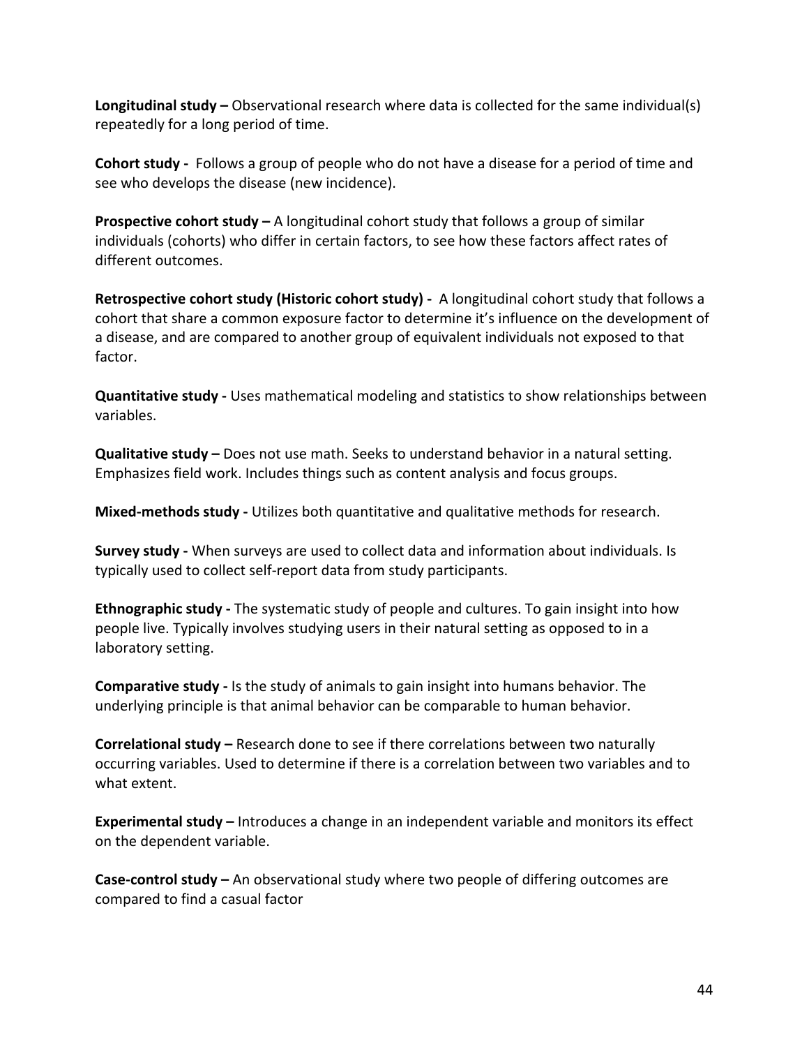**Longitudinal study –** Observational research where data is collected for the same individual(s) repeatedly for a long period of time.

**Cohort study -** Follows a group of people who do not have a disease for a period of time and see who develops the disease (new incidence).

**Prospective cohort study –** A longitudinal cohort study that follows a group of similar individuals (cohorts) who differ in certain factors, to see how these factors affect rates of different outcomes.

**Retrospective cohort study (Historic cohort study) -** A longitudinal cohort study that follows a cohort that share a common exposure factor to determine it's influence on the development of a disease, and are compared to another group of equivalent individuals not exposed to that factor.

**Quantitative study -** Uses mathematical modeling and statistics to show relationships between variables.

**Qualitative study –** Does not use math. Seeks to understand behavior in a natural setting. Emphasizes field work. Includes things such as content analysis and focus groups.

**Mixed-methods study -** Utilizes both quantitative and qualitative methods for research.

**Survey study -** When surveys are used to collect data and information about individuals. Is typically used to collect self-report data from study participants.

**Ethnographic study -** The systematic study of people and cultures. To gain insight into how people live. Typically involves studying users in their natural setting as opposed to in a laboratory setting.

**Comparative study -** Is the study of animals to gain insight into humans behavior. The underlying principle is that animal behavior can be comparable to human behavior.

**Correlational study –** Research done to see if there correlations between two naturally occurring variables. Used to determine if there is a correlation between two variables and to what extent.

**Experimental study –** Introduces a change in an independent variable and monitors its effect on the dependent variable.

**Case-control study –** An observational study where two people of differing outcomes are compared to find a casual factor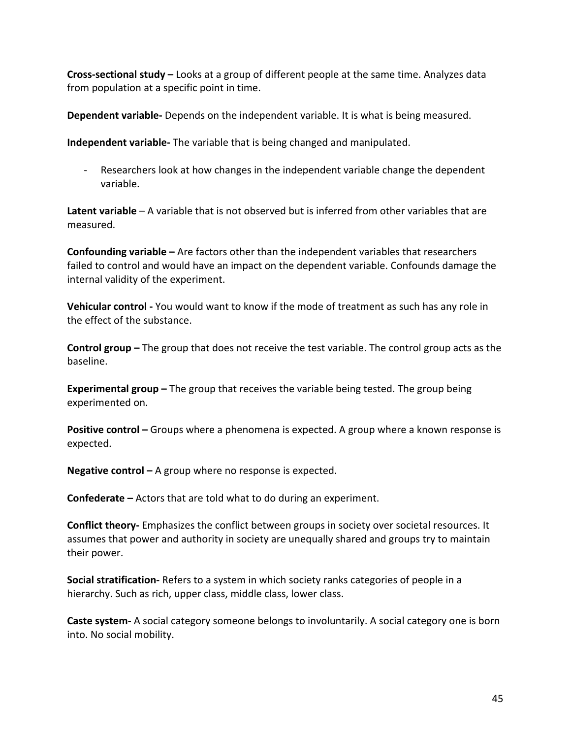**Cross-sectional study –** Looks at a group of different people at the same time. Analyzes data from population at a specific point in time.

**Dependent variable-** Depends on the independent variable. It is what is being measured.

**Independent variable-** The variable that is being changed and manipulated.

- Researchers look at how changes in the independent variable change the dependent variable.

**Latent variable** – A variable that is not observed but is inferred from other variables that are measured.

**Confounding variable –** Are factors other than the independent variables that researchers failed to control and would have an impact on the dependent variable. Confounds damage the internal validity of the experiment.

**Vehicular control -** You would want to know if the mode of treatment as such has any role in the effect of the substance.

**Control group –** The group that does not receive the test variable. The control group acts as the baseline.

**Experimental group –** The group that receives the variable being tested. The group being experimented on.

**Positive control –** Groups where a phenomena is expected. A group where a known response is expected.

**Negative control –** A group where no response is expected.

**Confederate –** Actors that are told what to do during an experiment.

**Conflict theory-** Emphasizes the conflict between groups in society over societal resources. It assumes that power and authority in society are unequally shared and groups try to maintain their power.

**Social stratification-** Refers to a system in which society ranks categories of people in a hierarchy. Such as rich, upper class, middle class, lower class.

**Caste system-** A social category someone belongs to involuntarily. A social category one is born into. No social mobility.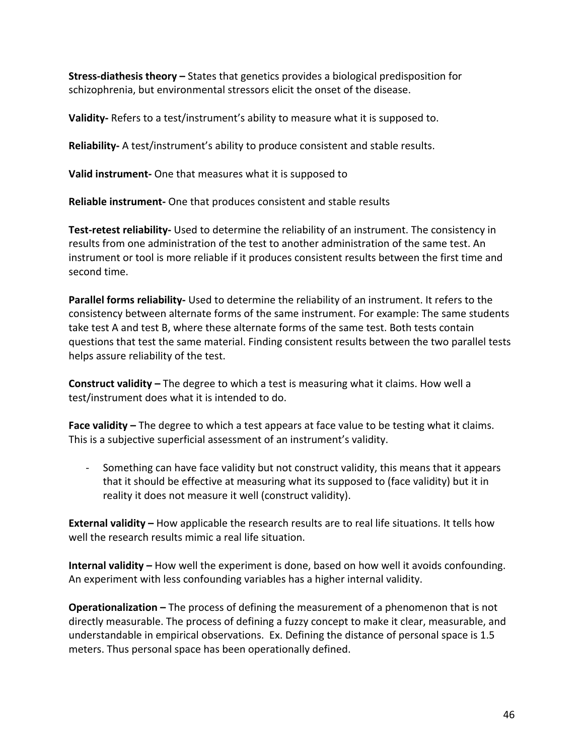**Stress-diathesis theory –** States that genetics provides a biological predisposition for schizophrenia, but environmental stressors elicit the onset of the disease.

**Validity-** Refers to a test/instrument's ability to measure what it is supposed to.

**Reliability-** A test/instrument's ability to produce consistent and stable results.

**Valid instrument-** One that measures what it is supposed to

**Reliable instrument-** One that produces consistent and stable results

**Test-retest reliability-** Used to determine the reliability of an instrument. The consistency in results from one administration of the test to another administration of the same test. An instrument or tool is more reliable if it produces consistent results between the first time and second time.

**Parallel forms reliability-** Used to determine the reliability of an instrument. It refers to the consistency between alternate forms of the same instrument. For example: The same students take test A and test B, where these alternate forms of the same test. Both tests contain questions that test the same material. Finding consistent results between the two parallel tests helps assure reliability of the test.

**Construct validity –** The degree to which a test is measuring what it claims. How well a test/instrument does what it is intended to do.

**Face validity –** The degree to which a test appears at face value to be testing what it claims. This is a subjective superficial assessment of an instrument's validity.

- Something can have face validity but not construct validity, this means that it appears that it should be effective at measuring what its supposed to (face validity) but it in reality it does not measure it well (construct validity).

**External validity –** How applicable the research results are to real life situations. It tells how well the research results mimic a real life situation.

**Internal validity –** How well the experiment is done, based on how well it avoids confounding. An experiment with less confounding variables has a higher internal validity.

**Operationalization –** The process of defining the measurement of a phenomenon that is not directly measurable. The process of defining a fuzzy concept to make it clear, measurable, and understandable in empirical observations. Ex. Defining the distance of personal space is 1.5 meters. Thus personal space has been operationally defined.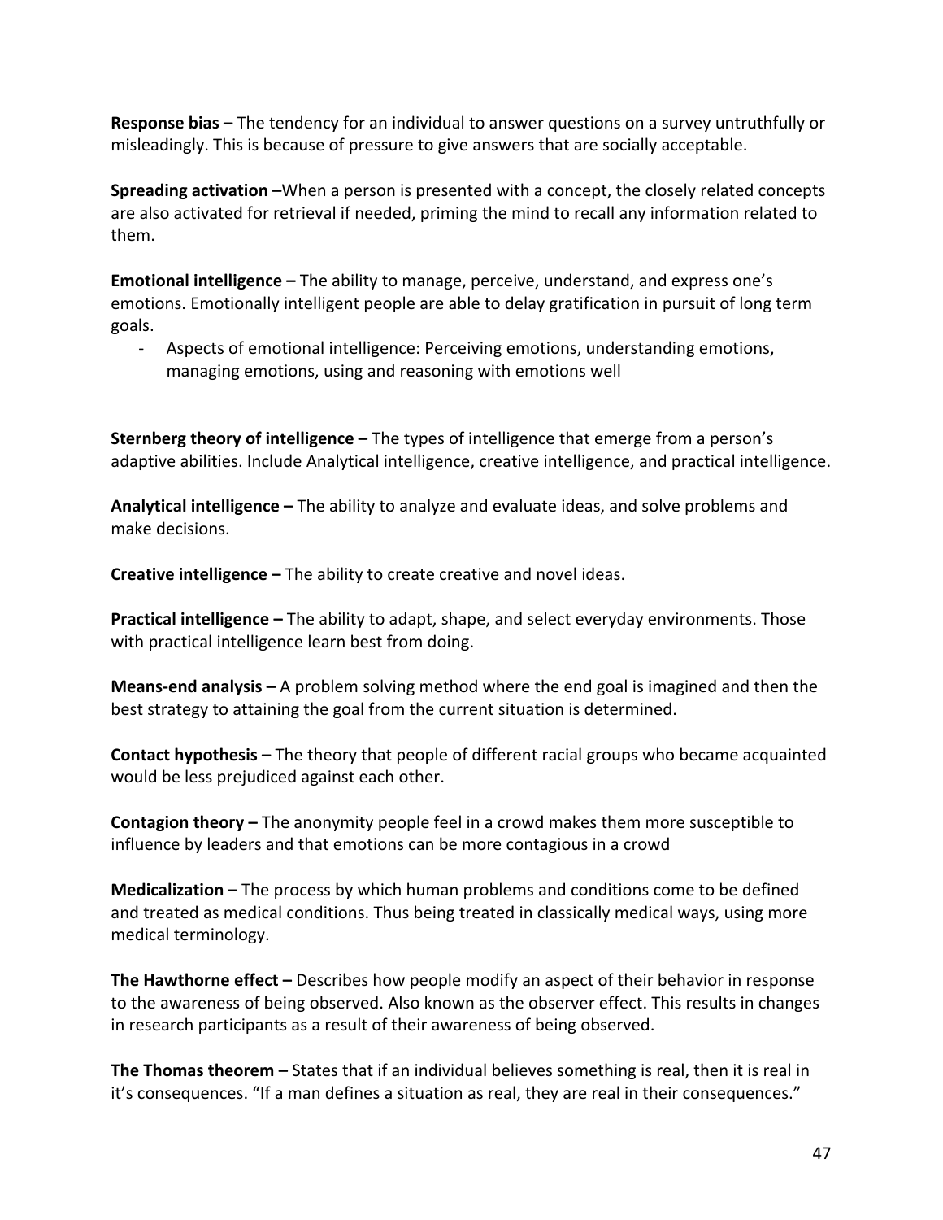**Response bias –** The tendency for an individual to answer questions on a survey untruthfully or misleadingly. This is because of pressure to give answers that are socially acceptable.

**Spreading activation –**When a person is presented with a concept, the closely related concepts are also activated for retrieval if needed, priming the mind to recall any information related to them.

**Emotional intelligence –** The ability to manage, perceive, understand, and express one's emotions. Emotionally intelligent people are able to delay gratification in pursuit of long term goals.

- Aspects of emotional intelligence: Perceiving emotions, understanding emotions, managing emotions, using and reasoning with emotions well

**Sternberg theory of intelligence –** The types of intelligence that emerge from a person's adaptive abilities. Include Analytical intelligence, creative intelligence, and practical intelligence.

**Analytical intelligence –** The ability to analyze and evaluate ideas, and solve problems and make decisions.

**Creative intelligence –** The ability to create creative and novel ideas.

**Practical intelligence –** The ability to adapt, shape, and select everyday environments. Those with practical intelligence learn best from doing.

**Means-end analysis –** A problem solving method where the end goal is imagined and then the best strategy to attaining the goal from the current situation is determined.

**Contact hypothesis –** The theory that people of different racial groups who became acquainted would be less prejudiced against each other.

**Contagion theory –** The anonymity people feel in a crowd makes them more susceptible to influence by leaders and that emotions can be more contagious in a crowd

**Medicalization –** The process by which human problems and conditions come to be defined and treated as medical conditions. Thus being treated in classically medical ways, using more medical terminology.

**The Hawthorne effect –** Describes how people modify an aspect of their behavior in response to the awareness of being observed. Also known as the observer effect. This results in changes in research participants as a result of their awareness of being observed.

**The Thomas theorem –** States that if an individual believes something is real, then it is real in it's consequences. "If a man defines a situation as real, they are real in their consequences."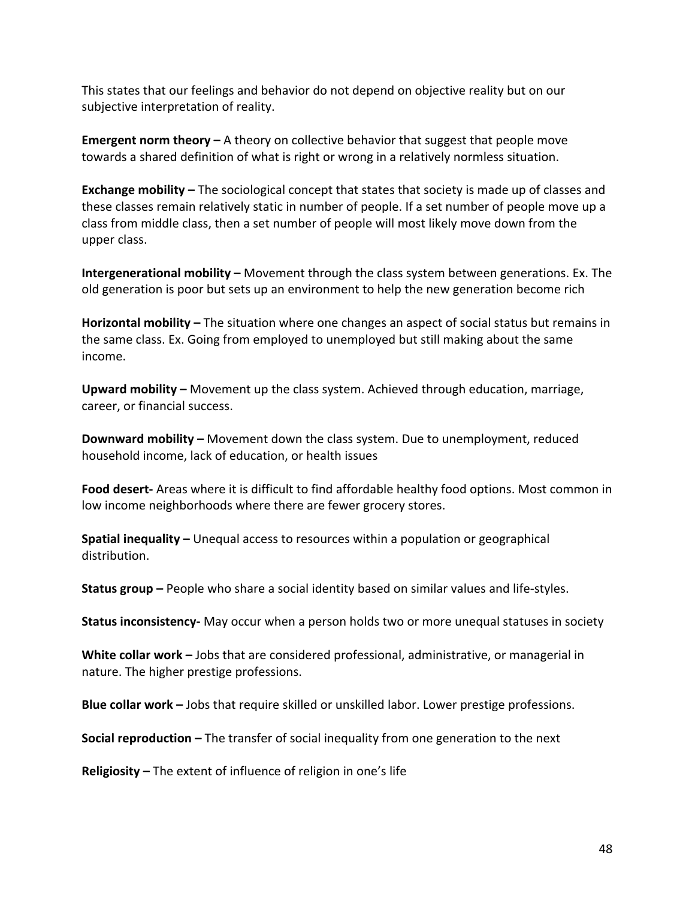This states that our feelings and behavior do not depend on objective reality but on our subjective interpretation of reality.

**Emergent norm theory –** A theory on collective behavior that suggest that people move towards a shared definition of what is right or wrong in a relatively normless situation.

**Exchange mobility –** The sociological concept that states that society is made up of classes and these classes remain relatively static in number of people. If a set number of people move up a class from middle class, then a set number of people will most likely move down from the upper class.

**Intergenerational mobility –** Movement through the class system between generations. Ex. The old generation is poor but sets up an environment to help the new generation become rich

**Horizontal mobility –** The situation where one changes an aspect of social status but remains in the same class. Ex. Going from employed to unemployed but still making about the same income.

**Upward mobility –** Movement up the class system. Achieved through education, marriage, career, or financial success.

**Downward mobility –** Movement down the class system. Due to unemployment, reduced household income, lack of education, or health issues

**Food desert-** Areas where it is difficult to find affordable healthy food options. Most common in low income neighborhoods where there are fewer grocery stores.

**Spatial inequality –** Unequal access to resources within a population or geographical distribution.

**Status group –** People who share a social identity based on similar values and life-styles.

**Status inconsistency-** May occur when a person holds two or more unequal statuses in society

**White collar work –** Jobs that are considered professional, administrative, or managerial in nature. The higher prestige professions.

**Blue collar work –** Jobs that require skilled or unskilled labor. Lower prestige professions.

**Social reproduction –** The transfer of social inequality from one generation to the next

**Religiosity –** The extent of influence of religion in one's life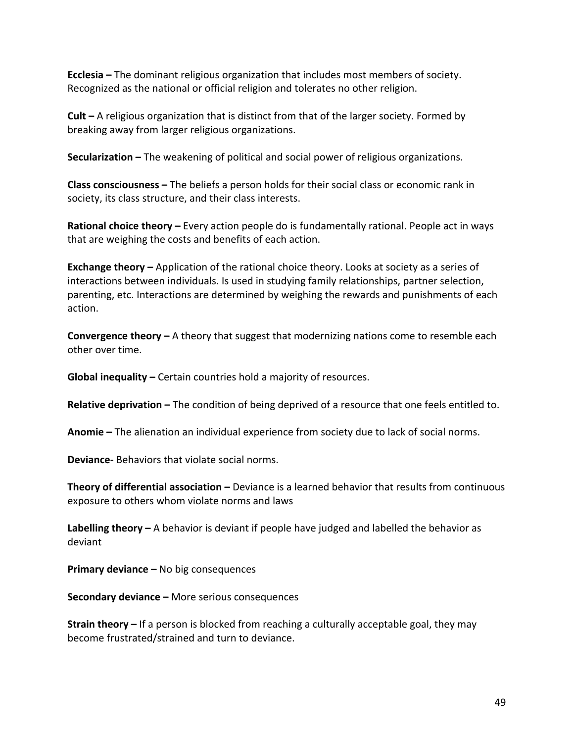**Ecclesia –** The dominant religious organization that includes most members of society. Recognized as the national or official religion and tolerates no other religion.

**Cult –** A religious organization that is distinct from that of the larger society. Formed by breaking away from larger religious organizations.

**Secularization –** The weakening of political and social power of religious organizations.

**Class consciousness –** The beliefs a person holds for their social class or economic rank in society, its class structure, and their class interests.

**Rational choice theory –** Every action people do is fundamentally rational. People act in ways that are weighing the costs and benefits of each action.

**Exchange theory –** Application of the rational choice theory. Looks at society as a series of interactions between individuals. Is used in studying family relationships, partner selection, parenting, etc. Interactions are determined by weighing the rewards and punishments of each action.

**Convergence theory –** A theory that suggest that modernizing nations come to resemble each other over time.

**Global inequality –** Certain countries hold a majority of resources.

**Relative deprivation –** The condition of being deprived of a resource that one feels entitled to.

**Anomie –** The alienation an individual experience from society due to lack of social norms.

**Deviance-** Behaviors that violate social norms.

**Theory of differential association –** Deviance is a learned behavior that results from continuous exposure to others whom violate norms and laws

**Labelling theory –** A behavior is deviant if people have judged and labelled the behavior as deviant

**Primary deviance –** No big consequences

**Secondary deviance –** More serious consequences

**Strain theory –** If a person is blocked from reaching a culturally acceptable goal, they may become frustrated/strained and turn to deviance.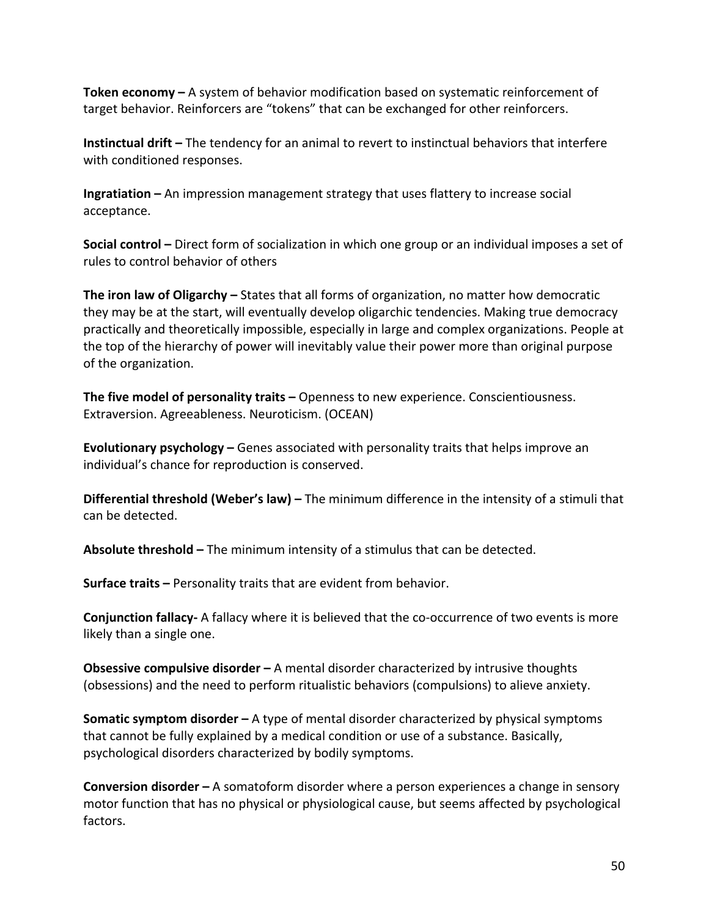**Token economy –** A system of behavior modification based on systematic reinforcement of target behavior. Reinforcers are "tokens" that can be exchanged for other reinforcers.

**Instinctual drift –** The tendency for an animal to revert to instinctual behaviors that interfere with conditioned responses.

**Ingratiation –** An impression management strategy that uses flattery to increase social acceptance.

**Social control –** Direct form of socialization in which one group or an individual imposes a set of rules to control behavior of others

**The iron law of Oligarchy –** States that all forms of organization, no matter how democratic they may be at the start, will eventually develop oligarchic tendencies. Making true democracy practically and theoretically impossible, especially in large and complex organizations. People at the top of the hierarchy of power will inevitably value their power more than original purpose of the organization.

**The five model of personality traits –** Openness to new experience. Conscientiousness. Extraversion. Agreeableness. Neuroticism. (OCEAN)

**Evolutionary psychology –** Genes associated with personality traits that helps improve an individual's chance for reproduction is conserved.

**Differential threshold (Weber's law) –** The minimum difference in the intensity of a stimuli that can be detected.

**Absolute threshold –** The minimum intensity of a stimulus that can be detected.

**Surface traits –** Personality traits that are evident from behavior.

**Conjunction fallacy-** A fallacy where it is believed that the co-occurrence of two events is more likely than a single one.

**Obsessive compulsive disorder –** A mental disorder characterized by intrusive thoughts (obsessions) and the need to perform ritualistic behaviors (compulsions) to alieve anxiety.

**Somatic symptom disorder –** A type of mental disorder characterized by physical symptoms that cannot be fully explained by a medical condition or use of a substance. Basically, psychological disorders characterized by bodily symptoms.

**Conversion disorder –** A somatoform disorder where a person experiences a change in sensory motor function that has no physical or physiological cause, but seems affected by psychological factors.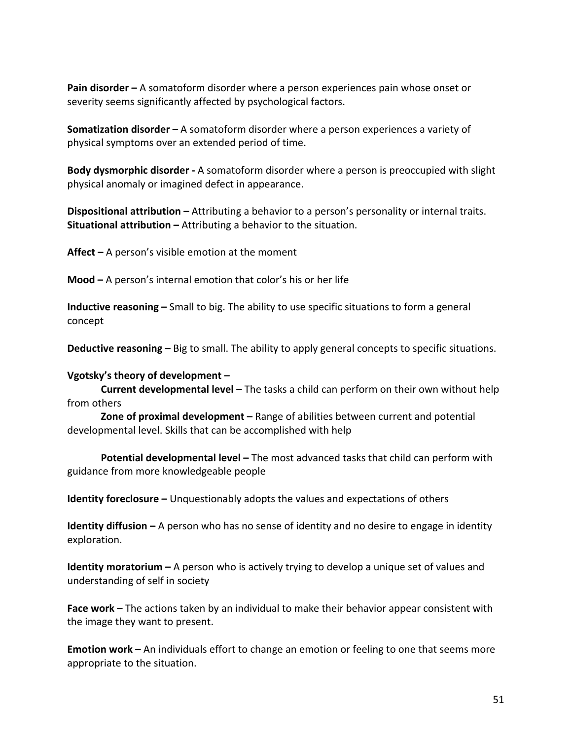**Pain disorder –** A somatoform disorder where a person experiences pain whose onset or severity seems significantly affected by psychological factors.

**Somatization disorder –** A somatoform disorder where a person experiences a variety of physical symptoms over an extended period of time.

**Body dysmorphic disorder -** A somatoform disorder where a person is preoccupied with slight physical anomaly or imagined defect in appearance.

**Dispositional attribution –** Attributing a behavior to a person's personality or internal traits.
**Situational attribution –** Attributing a behavior to the situation.

**Affect –** A person's visible emotion at the moment

**Mood –** A person's internal emotion that color's his or her life

**Inductive reasoning –** Small to big. The ability to use specific situations to form a general concept

**Deductive reasoning –** Big to small. The ability to apply general concepts to specific situations.

**Vgotsky's theory of development –**

**Current developmental level –** The tasks a child can perform on their own without help from others

**Zone of proximal development –** Range of abilities between current and potential developmental level. Skills that can be accomplished with help

**Potential developmental level –** The most advanced tasks that child can perform with guidance from more knowledgeable people

**Identity foreclosure –** Unquestionably adopts the values and expectations of others

**Identity diffusion –** A person who has no sense of identity and no desire to engage in identity exploration.

**Identity moratorium –** A person who is actively trying to develop a unique set of values and understanding of self in society

**Face work –** The actions taken by an individual to make their behavior appear consistent with the image they want to present.

**Emotion work –** An individuals effort to change an emotion or feeling to one that seems more appropriate to the situation.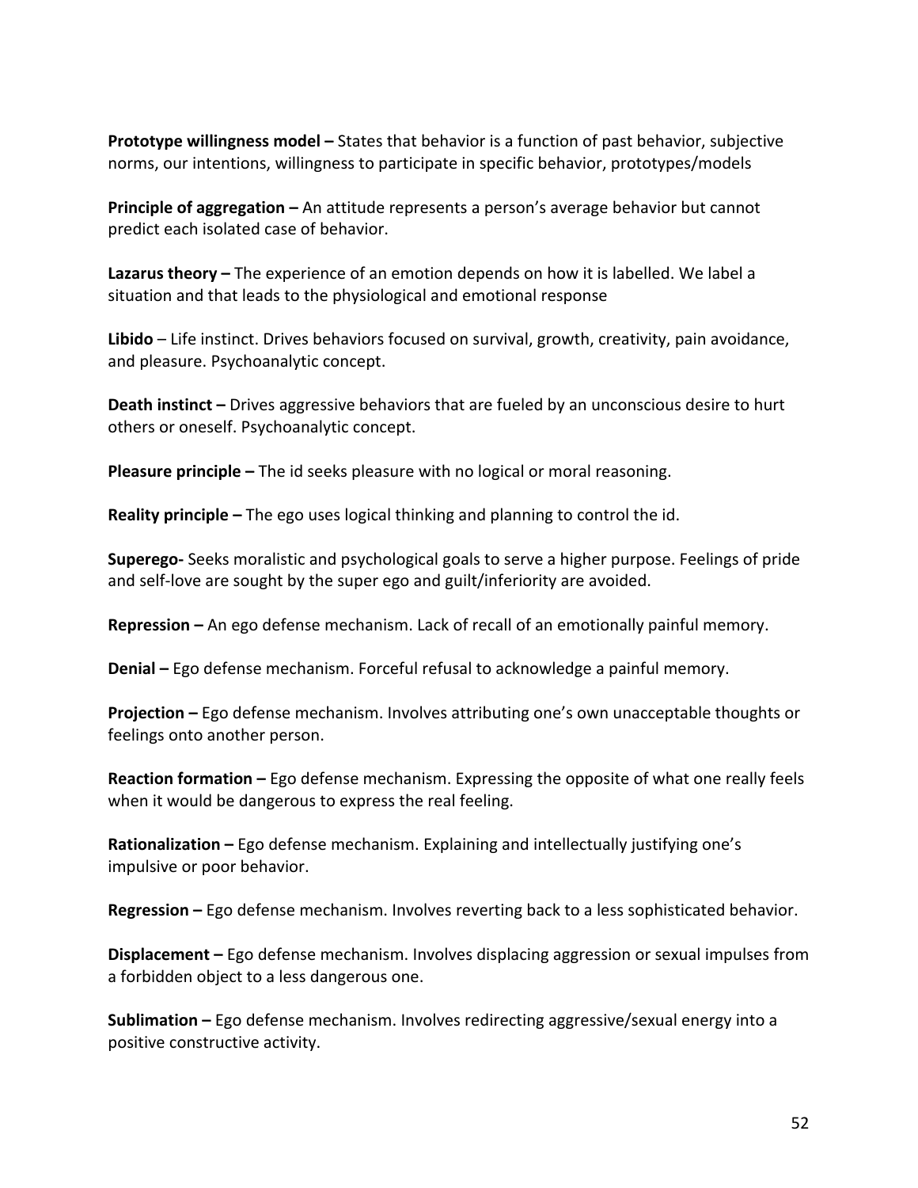**Prototype willingness model –** States that behavior is a function of past behavior, subjective norms, our intentions, willingness to participate in specific behavior, prototypes/models

**Principle of aggregation –** An attitude represents a person's average behavior but cannot predict each isolated case of behavior.

**Lazarus theory –** The experience of an emotion depends on how it is labelled. We label a situation and that leads to the physiological and emotional response

**Libido** – Life instinct. Drives behaviors focused on survival, growth, creativity, pain avoidance, and pleasure. Psychoanalytic concept.

**Death instinct –** Drives aggressive behaviors that are fueled by an unconscious desire to hurt others or oneself. Psychoanalytic concept.

**Pleasure principle –** The id seeks pleasure with no logical or moral reasoning.

**Reality principle –** The ego uses logical thinking and planning to control the id.

**Superego-** Seeks moralistic and psychological goals to serve a higher purpose. Feelings of pride and self-love are sought by the super ego and guilt/inferiority are avoided.

**Repression –** An ego defense mechanism. Lack of recall of an emotionally painful memory.

**Denial –** Ego defense mechanism. Forceful refusal to acknowledge a painful memory.

**Projection –** Ego defense mechanism. Involves attributing one's own unacceptable thoughts or feelings onto another person.

**Reaction formation –** Ego defense mechanism. Expressing the opposite of what one really feels when it would be dangerous to express the real feeling.

**Rationalization –** Ego defense mechanism. Explaining and intellectually justifying one's impulsive or poor behavior.

**Regression –** Ego defense mechanism. Involves reverting back to a less sophisticated behavior.

**Displacement –** Ego defense mechanism. Involves displacing aggression or sexual impulses from a forbidden object to a less dangerous one.

**Sublimation –** Ego defense mechanism. Involves redirecting aggressive/sexual energy into a positive constructive activity.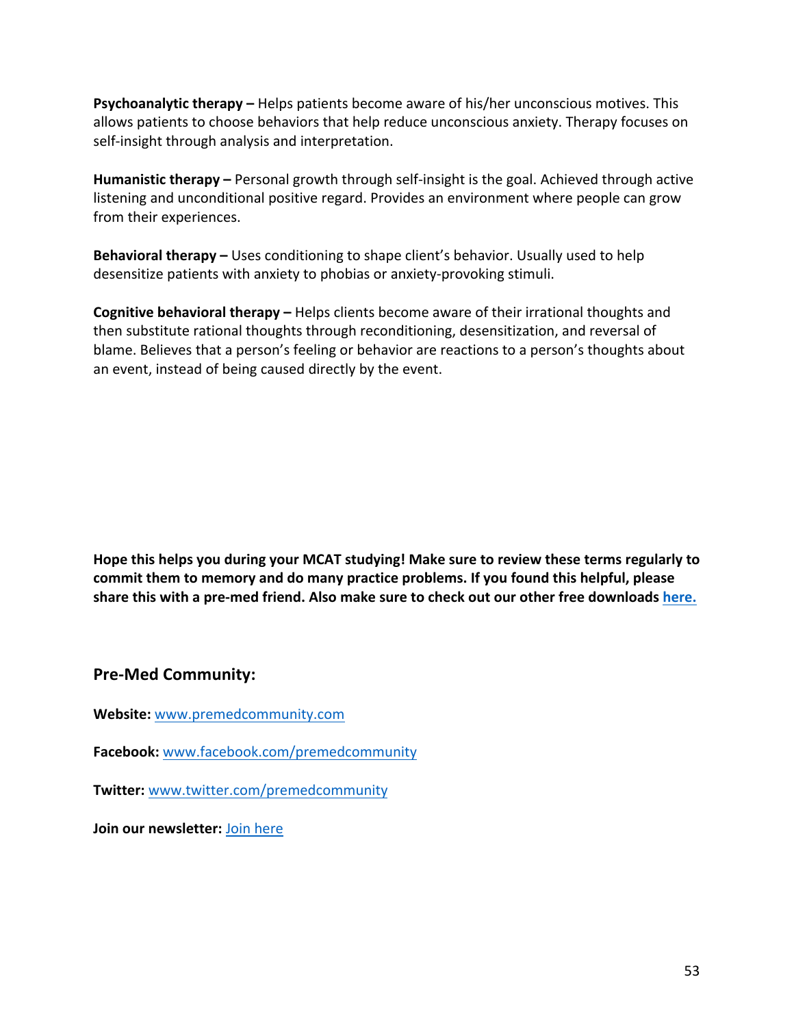**Psychoanalytic therapy –** Helps patients become aware of his/her unconscious motives. This allows patients to choose behaviors that help reduce unconscious anxiety. Therapy focuses on self-insight through analysis and interpretation.

**Humanistic therapy –** Personal growth through self-insight is the goal. Achieved through active listening and unconditional positive regard. Provides an environment where people can grow from their experiences.

**Behavioral therapy –** Uses conditioning to shape client's behavior. Usually used to help desensitize patients with anxiety to phobias or anxiety-provoking stimuli.

**Cognitive behavioral therapy –** Helps clients become aware of their irrational thoughts and then substitute rational thoughts through reconditioning, desensitization, and reversal of blame. Believes that a person's feeling or behavior are reactions to a person's thoughts about an event, instead of being caused directly by the event.

**Hope this helps you during your MCAT studying! Make sure to review these terms regularly to commit them to memory and do many practice problems. If you found this helpful, please share this with a pre-med friend. Also make sure to check out our other free downloads here.**

## Pre-Med Community:

**Website:** www.premedcommunity.com

**Facebook:** www.facebook.com/premedcommunity

**Twitter:** www.twitter.com/premedcommunity

**Join our newsletter:** Join here